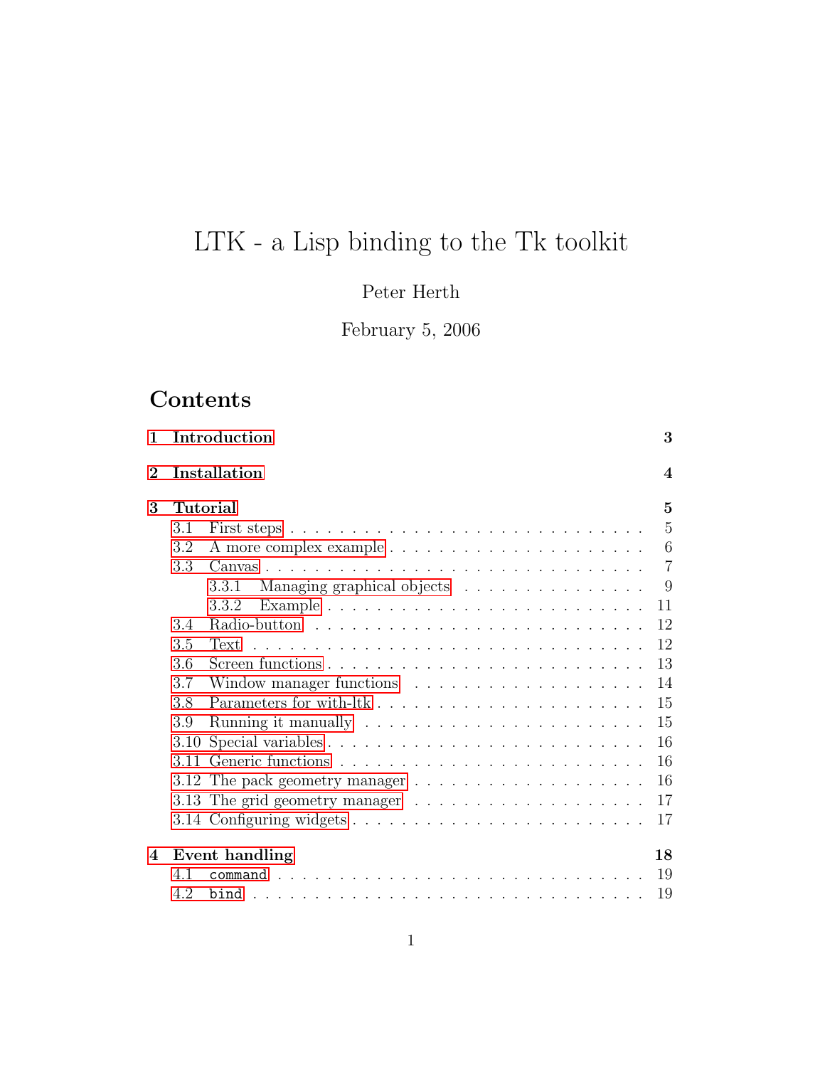# LTK - a Lisp binding to the Tk toolkit

Peter Herth

February 5, 2006

## Contents

**1 Introduction** **3**

**2 Installation** **4**

**3 Tutorial** **5**

- 3.1 First steps . . . . . 5
- 3.2 A more complex example . . . . . 6
- 3.3 Canvas . . . . . 7
  - 3.3.1 Managing graphical objects . . . . . 9
  - 3.3.2 Example . . . . . 11
- 3.4 Radio-button . . . . . 12
- 3.5 Text . . . . . 12
- 3.6 Screen functions . . . . . 13
- 3.7 Window manager functions . . . . . 14
- 3.8 Parameters for with-ltk . . . . . 15
- 3.9 Running it manually . . . . . 15
- 3.10 Special variables . . . . . 16
- 3.11 Generic functions . . . . . 16
- 3.12 The pack geometry manager . . . . . 16
- 3.13 The grid geometry manager . . . . . 17
- 3.14 Configuring widgets . . . . . 17

**4 Event handling** **18**

- 4.1 `command` . . . . . 19
- 4.2 `bind` . . . . . 19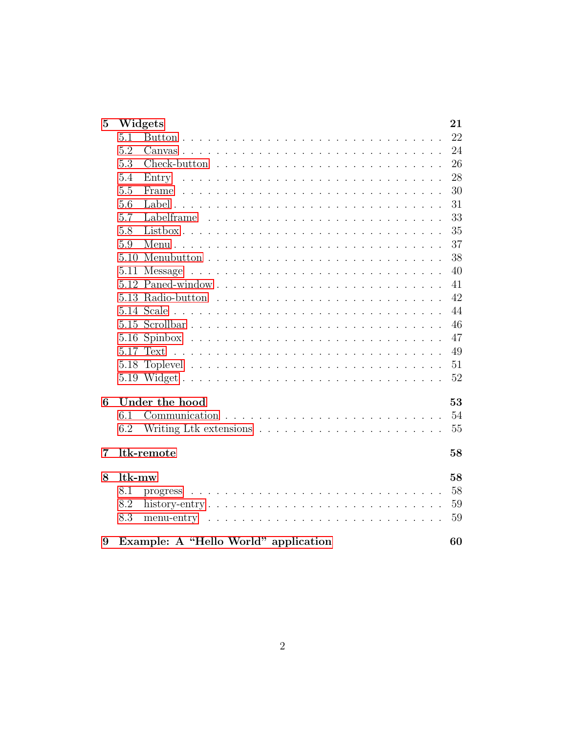**5 Widgets** 21

- 5.1 Button . . . 22
- 5.2 Canvas . . . 24
- 5.3 Check-button . . . 26
- 5.4 Entry . . . 28
- 5.5 Frame . . . 30
- 5.6 Label . . . 31
- 5.7 Labelframe . . . 33
- 5.8 Listbox . . . 35
- 5.9 Menu . . . 37
- 5.10 Menubutton . . . 38
- 5.11 Message . . . 40
- 5.12 Paned-window . . . 41
- 5.13 Radio-button . . . 42
- 5.14 Scale . . . 44
- 5.15 Scrollbar . . . 46
- 5.16 Spinbox . . . 47
- 5.17 Text . . . 49
- 5.18 Toplevel . . . 51
- 5.19 Widget . . . 52

**6 Under the hood** 53

- 6.1 Communication . . . 54
- 6.2 Writing Ltk extensions . . . 55

**7 ltk-remote** 58

**8 ltk-mw** 58

- 8.1 progress . . . 58
- 8.2 history-entry . . . 59
- 8.3 menu-entry . . . 59

**9 Example: A "Hello World" application** 60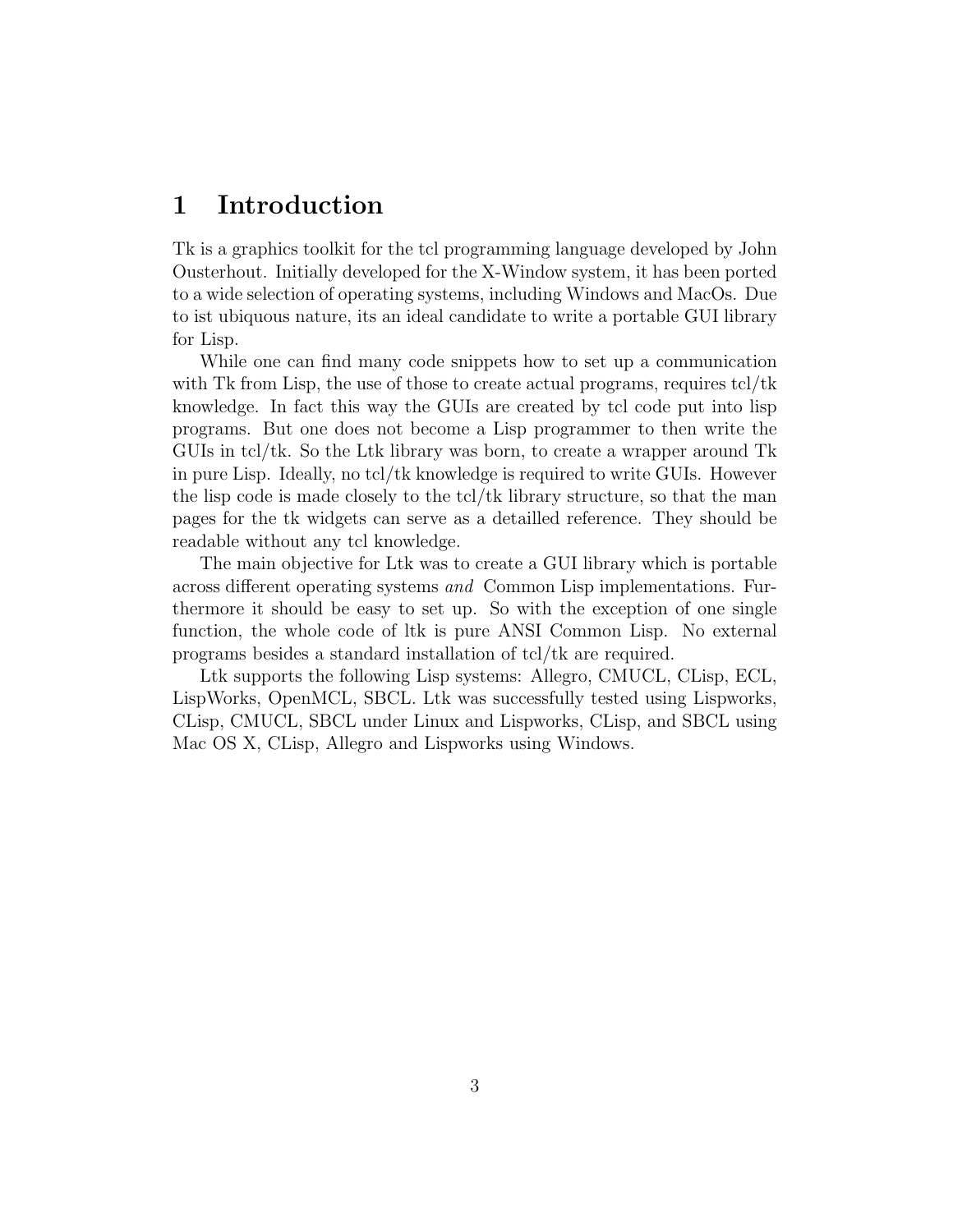# 1 Introduction

Tk is a graphics toolkit for the tcl programming language developed by John Ousterhout. Initially developed for the X-Window system, it has been ported to a wide selection of operating systems, including Windows and MacOs. Due to ist ubiquous nature, its an ideal candidate to write a portable GUI library for Lisp.

While one can find many code snippets how to set up a communication with Tk from Lisp, the use of those to create actual programs, requires tcl/tk knowledge. In fact this way the GUIs are created by tcl code put into lisp programs. But one does not become a Lisp programmer to then write the GUIs in tcl/tk. So the Ltk library was born, to create a wrapper around Tk in pure Lisp. Ideally, no tcl/tk knowledge is required to write GUIs. However the lisp code is made closely to the tcl/tk library structure, so that the man pages for the tk widgets can serve as a detailled reference. They should be readable without any tcl knowledge.

The main objective for Ltk was to create a GUI library which is portable across different operating systems *and* Common Lisp implementations. Furthermore it should be easy to set up. So with the exception of one single function, the whole code of ltk is pure ANSI Common Lisp. No external programs besides a standard installation of tcl/tk are required.

Ltk supports the following Lisp systems: Allegro, CMUCL, CLisp, ECL, LispWorks, OpenMCL, SBCL. Ltk was successfully tested using Lispworks, CLisp, CMUCL, SBCL under Linux and Lispworks, CLisp, and SBCL using Mac OS X, CLisp, Allegro and Lispworks using Windows.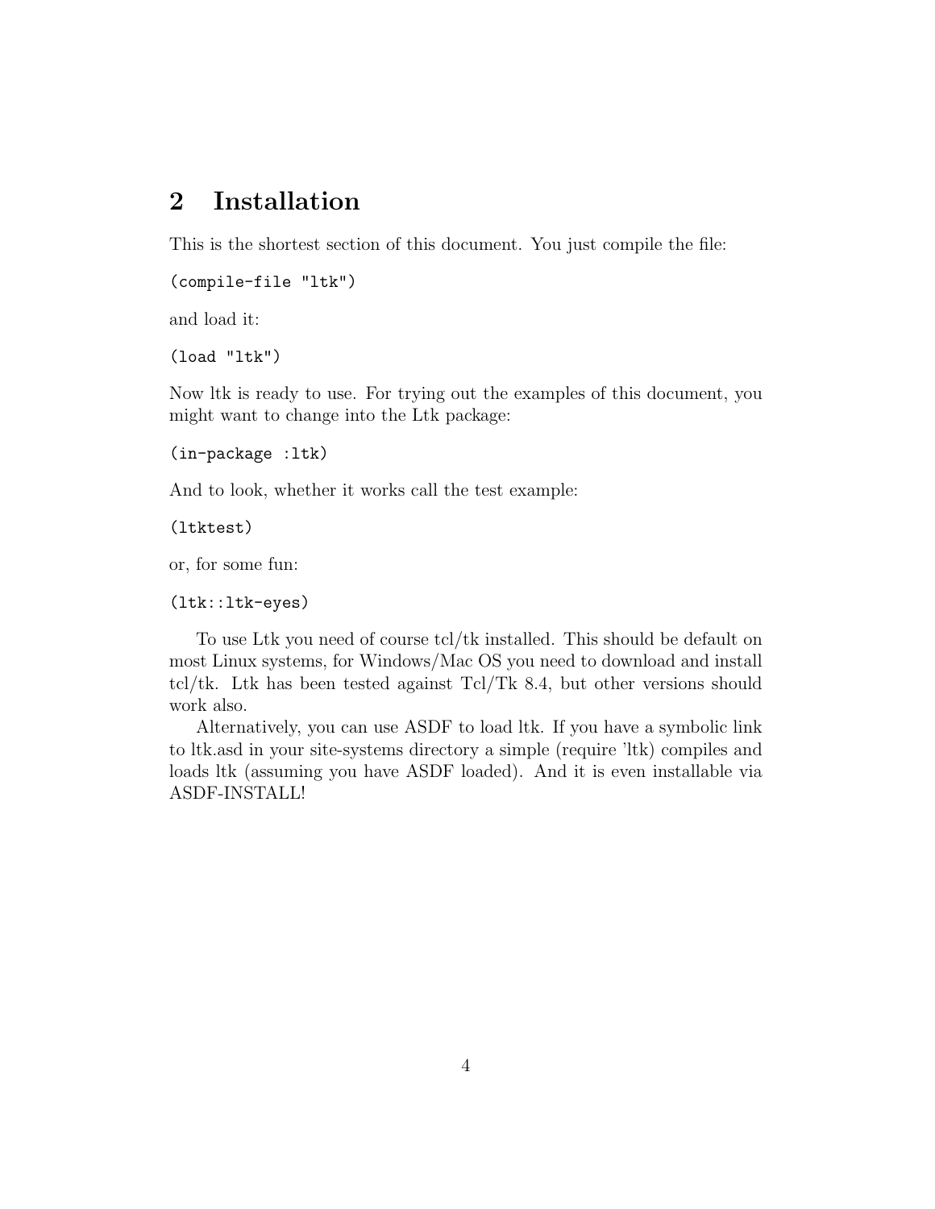## 2 Installation

This is the shortest section of this document. You just compile the file:

```
(compile-file "ltk")
```

and load it:

```
(load "ltk")
```

Now ltk is ready to use. For trying out the examples of this document, you might want to change into the Ltk package:

```
(in-package :ltk)
```

And to look, whether it works call the test example:

```
(ltktest)
```

or, for some fun:

```
(ltk::ltk-eyes)
```

To use Ltk you need of course tcl/tk installed. This should be default on most Linux systems, for Windows/Mac OS you need to download and install tcl/tk. Ltk has been tested against Tcl/Tk 8.4, but other versions should work also.

Alternatively, you can use ASDF to load ltk. If you have a symbolic link to ltk.asd in your site-systems directory a simple (require 'ltk) compiles and loads ltk (assuming you have ASDF loaded). And it is even installable via ASDF-INSTALL!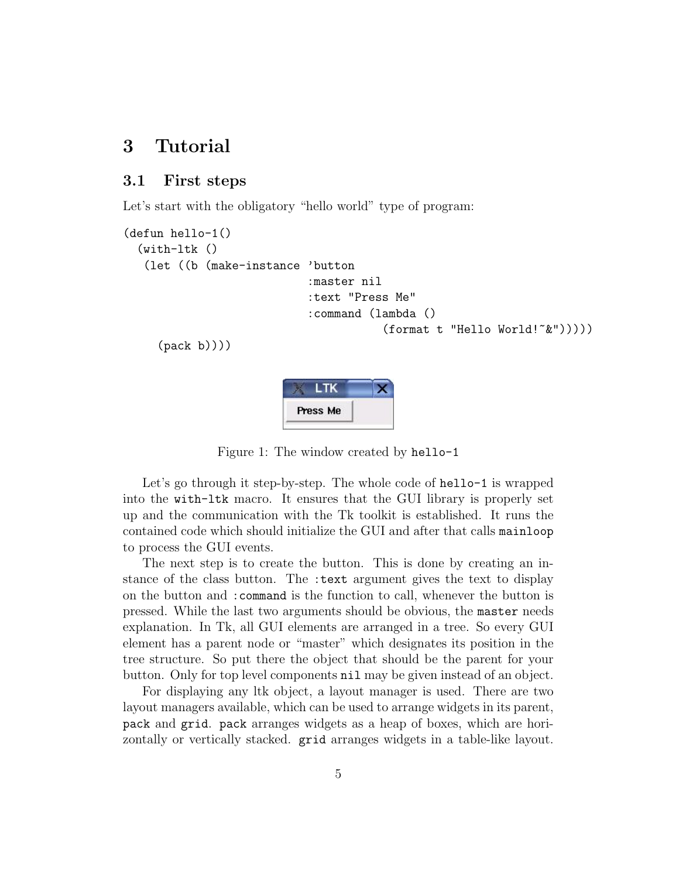# 3 Tutorial

## 3.1 First steps

Let's start with the obligatory "hello world" type of program:

```
(defun hello-1()
  (with-ltk ()
   (let ((b (make-instance 'button
                           :master nil
                           :text "Press Me"
                           :command (lambda ()
                                      (format t "Hello World!~&")))))
     (pack b))))
```

Figure 1: The window created by `hello-1`

Let's go through it step-by-step. The whole code of `hello-1` is wrapped into the `with-ltk` macro. It ensures that the GUI library is properly set up and the communication with the Tk toolkit is established. It runs the contained code which should initialize the GUI and after that calls `mainloop` to process the GUI events.

The next step is to create the button. This is done by creating an instance of the class button. The `:text` argument gives the text to display on the button and `:command` is the function to call, whenever the button is pressed. While the last two arguments should be obvious, the `master` needs explanation. In Tk, all GUI elements are arranged in a tree. So every GUI element has a parent node or "master" which designates its position in the tree structure. So put there the object that should be the parent for your button. Only for top level components `nil` may be given instead of an object.

For displaying any ltk object, a layout manager is used. There are two layout managers available, which can be used to arrange widgets in its parent, `pack` and `grid`. `pack` arranges widgets as a heap of boxes, which are horizontally or vertically stacked. `grid` arranges widgets in a table-like layout.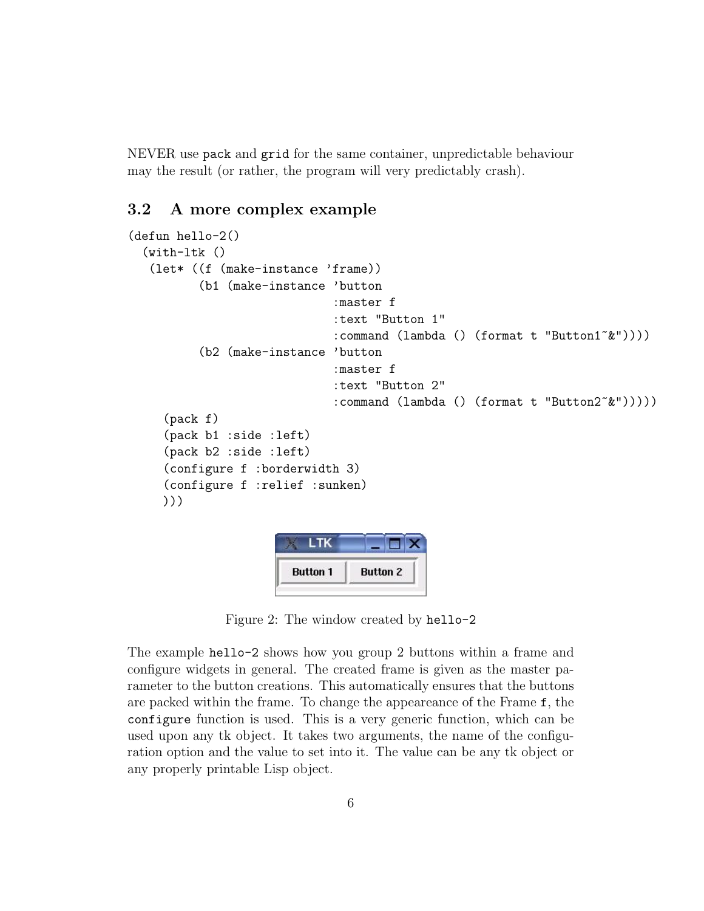NEVER use `pack` and `grid` for the same container, unpredictable behaviour may the result (or rather, the program will very predictably crash).

### 3.2 A more complex example

```
(defun hello-2()
  (with-ltk ()
   (let* ((f (make-instance 'frame))
          (b1 (make-instance 'button
                             :master f
                             :text "Button 1"
                             :command (lambda () (format t "Button1~&"))))
          (b2 (make-instance 'button
                             :master f
                             :text "Button 2"
                             :command (lambda () (format t "Button2~&")))))
     (pack f)
     (pack b1 :side :left)
     (pack b2 :side :left)
     (configure f :borderwidth 3)
     (configure f :relief :sunken)
     )))
```

Figure 2: The window created by `hello-2`

The example `hello-2` shows how you group 2 buttons within a frame and configure widgets in general. The created frame is given as the master parameter to the button creations. This automatically ensures that the buttons are packed within the frame. To change the appeareance of the Frame `f`, the `configure` function is used. This is a very generic function, which can be used upon any tk object. It takes two arguments, the name of the configuration option and the value to set into it. The value can be any tk object or any properly printable Lisp object.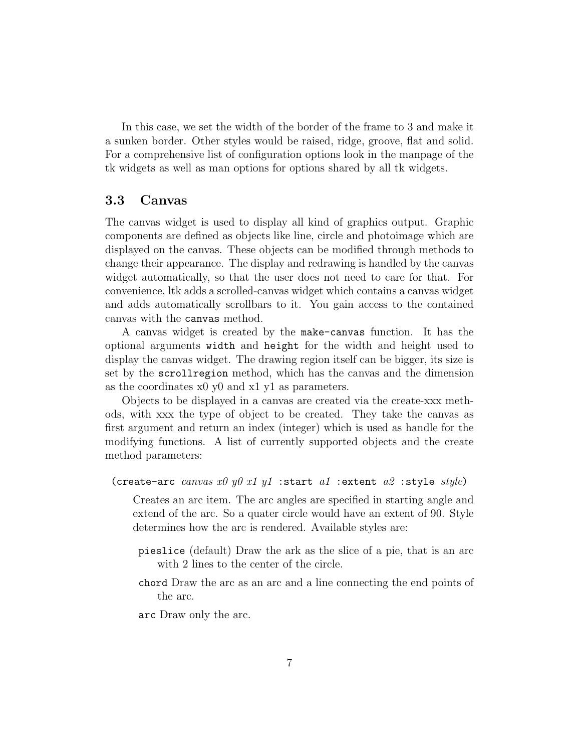In this case, we set the width of the border of the frame to 3 and make it a sunken border. Other styles would be raised, ridge, groove, flat and solid. For a comprehensive list of configuration options look in the manpage of the tk widgets as well as man options for options shared by all tk widgets.

## 3.3 Canvas

The canvas widget is used to display all kind of graphics output. Graphic components are defined as objects like line, circle and photoimage which are displayed on the canvas. These objects can be modified through methods to change their appearance. The display and redrawing is handled by the canvas widget automatically, so that the user does not need to care for that. For convenience, ltk adds a scrolled-canvas widget which contains a canvas widget and adds automatically scrollbars to it. You gain access to the contained canvas with the `canvas` method.

A canvas widget is created by the `make-canvas` function. It has the optional arguments `width` and `height` for the width and height used to display the canvas widget. The drawing region itself can be bigger, its size is set by the `scrollregion` method, which has the canvas and the dimension as the coordinates x0 y0 and x1 y1 as parameters.

Objects to be displayed in a canvas are created via the create-xxx methods, with xxx the type of object to be created. They take the canvas as first argument and return an index (integer) which is used as handle for the modifying functions. A list of currently supported objects and the create method parameters:

`(create-arc` *canvas x0 y0 x1 y1* `:start` *a1* `:extent` *a2* `:style` *style*`)`

Creates an arc item. The arc angles are specified in starting angle and extend of the arc. So a quater circle would have an extent of 90. Style determines how the arc is rendered. Available styles are:

- `pieslice` (default) Draw the ark as the slice of a pie, that is an arc with 2 lines to the center of the circle.
- `chord` Draw the arc as an arc and a line connecting the end points of the arc.
- `arc` Draw only the arc.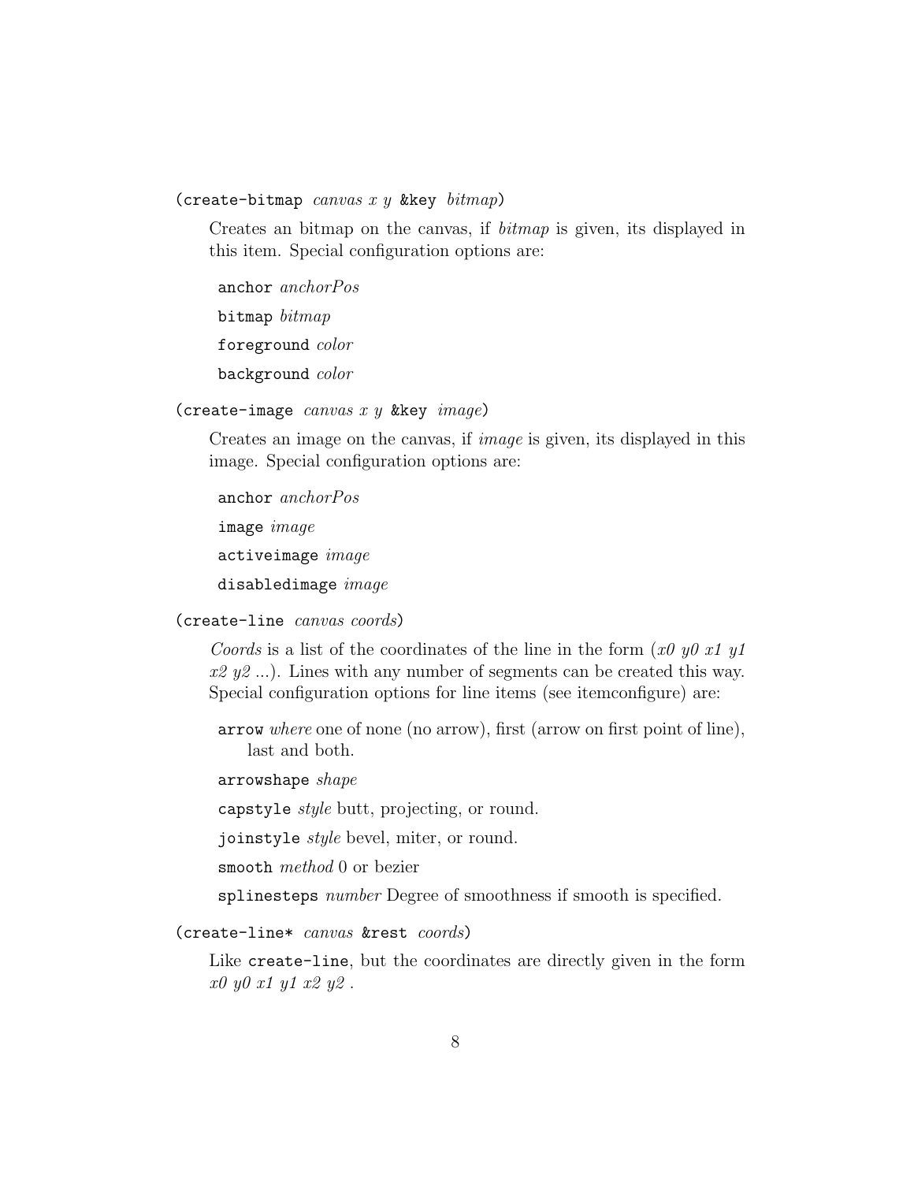`(create-bitmap` *canvas x y* `&key` *bitmap*`)`

Creates an bitmap on the canvas, if *bitmap* is given, its displayed in this item. Special configuration options are:

- `anchor` *anchorPos*
- `bitmap` *bitmap*
- `foreground` *color*
- `background` *color*

`(create-image` *canvas x y* `&key` *image*`)`

Creates an image on the canvas, if *image* is given, its displayed in this image. Special configuration options are:

- `anchor` *anchorPos*
- `image` *image*
- `activeimage` *image*
- `disabledimage` *image*

`(create-line` *canvas coords*`)`

*Coords* is a list of the coordinates of the line in the form (*x0 y0 x1 y1 x2 y2* ...). Lines with any number of segments can be created this way. Special configuration options for line items (see itemconfigure) are:

- `arrow` *where* one of none (no arrow), first (arrow on first point of line), last and both.
- `arrowshape` *shape*
- `capstyle` *style* butt, projecting, or round.
- `joinstyle` *style* bevel, miter, or round.
- `smooth` *method* 0 or bezier
- `splinesteps` *number* Degree of smoothness if smooth is specified.

`(create-line*` *canvas* `&rest` *coords*`)`

Like `create-line`, but the coordinates are directly given in the form *x0 y0 x1 y1 x2 y2* .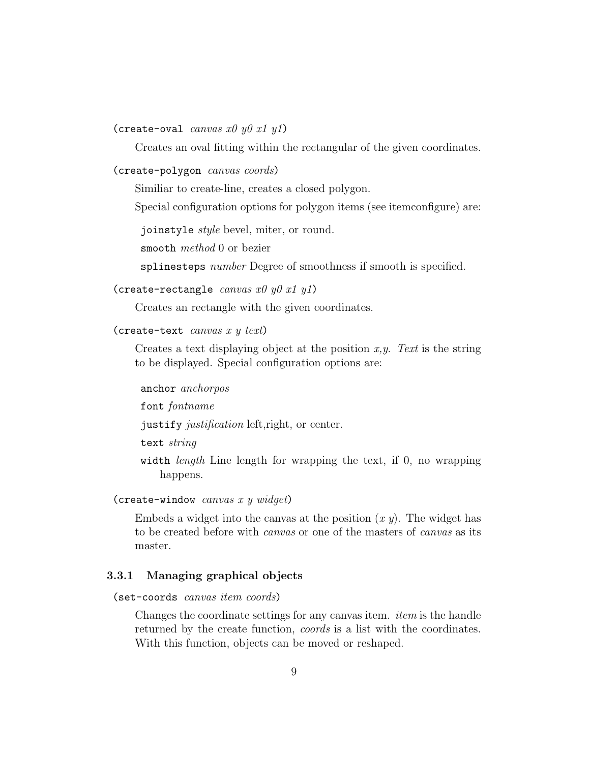(`create-oval` *canvas x0 y0 x1 y1*)

Creates an oval fitting within the rectangular of the given coordinates.

(`create-polygon` *canvas coords*)

Similiar to create-line, creates a closed polygon.

Special configuration options for polygon items (see itemconfigure) are:

- `joinstyle` *style* bevel, miter, or round.
- `smooth` *method* 0 or bezier
- `splinesteps` *number* Degree of smoothness if smooth is specified.

(`create-rectangle` *canvas x0 y0 x1 y1*)

Creates an rectangle with the given coordinates.

(`create-text` *canvas x y text*)

Creates a text displaying object at the position *x,y*. *Text* is the string to be displayed. Special configuration options are:

- `anchor` *anchorpos*
- `font` *fontname*
- `justify` *justification* left,right, or center.
- `text` *string*
- `width` *length* Line length for wrapping the text, if 0, no wrapping happens.

(`create-window` *canvas x y widget*)

Embeds a widget into the canvas at the position (*x y*). The widget has to be created before with *canvas* or one of the masters of *canvas* as its master.

### 3.3.1 Managing graphical objects

(`set-coords` *canvas item coords*)

Changes the coordinate settings for any canvas item. *item* is the handle returned by the create function, *coords* is a list with the coordinates. With this function, objects can be moved or reshaped.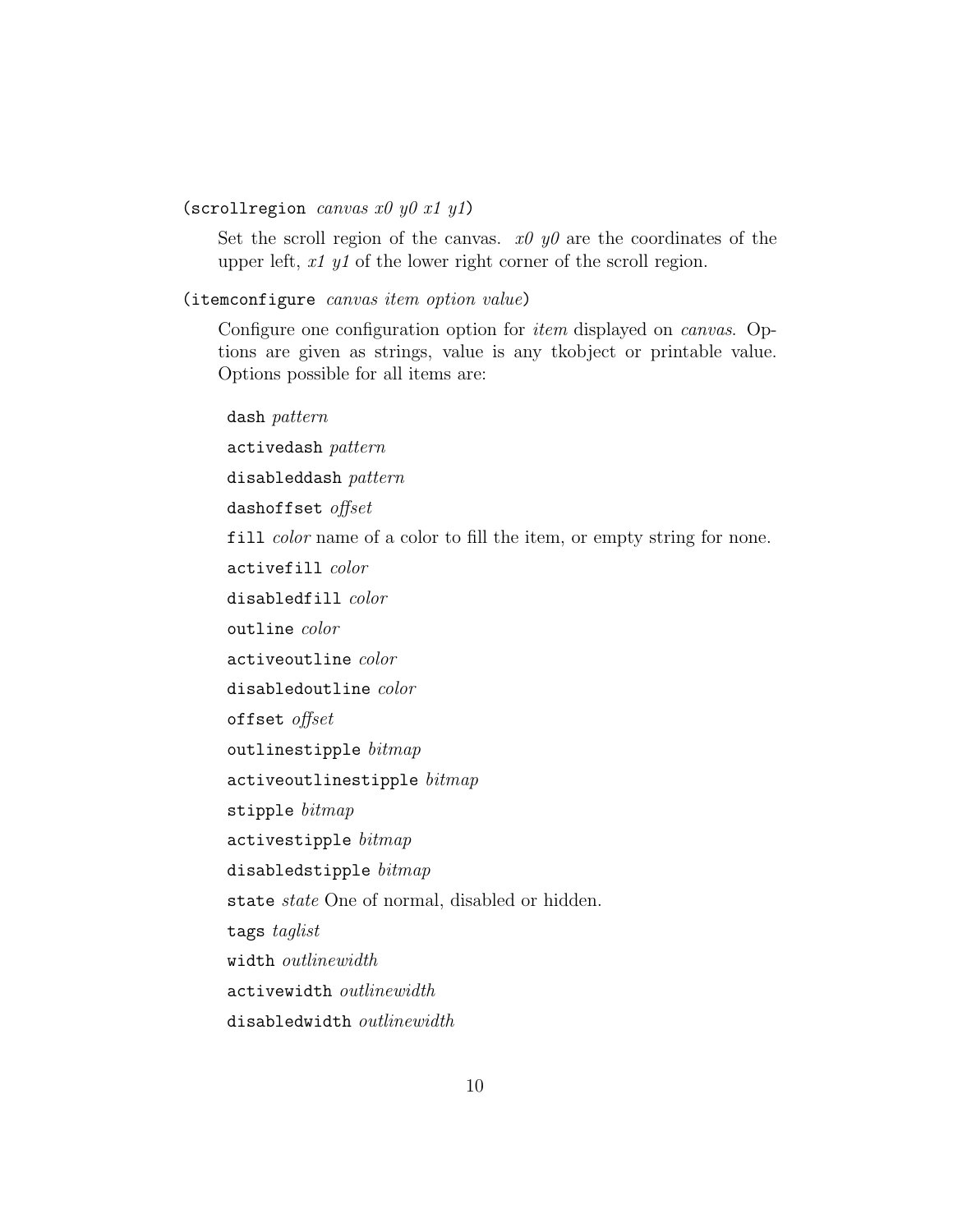(`scrollregion` *canvas x0 y0 x1 y1*)

Set the scroll region of the canvas. *x0 y0* are the coordinates of the upper left, *x1 y1* of the lower right corner of the scroll region.

(`itemconfigure` *canvas item option value*)

Configure one configuration option for *item* displayed on *canvas*. Options are given as strings, value is any tkobject or printable value. Options possible for all items are:

`dash` *pattern*

`activedash` *pattern*

`disableddash` *pattern*

`dashoffset` *offset*

`fill` *color* name of a color to fill the item, or empty string for none.

`activefill` *color*

`disabledfill` *color*

`outline` *color*

`activeoutline` *color*

`disabledoutline` *color*

`offset` *offset*

`outlinestipple` *bitmap*

`activeoutlinestipple` *bitmap*

`stipple` *bitmap*

`activestipple` *bitmap*

`disabledstipple` *bitmap*

`state` *state* One of normal, disabled or hidden.

`tags` *taglist*

`width` *outlinewidth*

`activewidth` *outlinewidth*

`disabledwidth` *outlinewidth*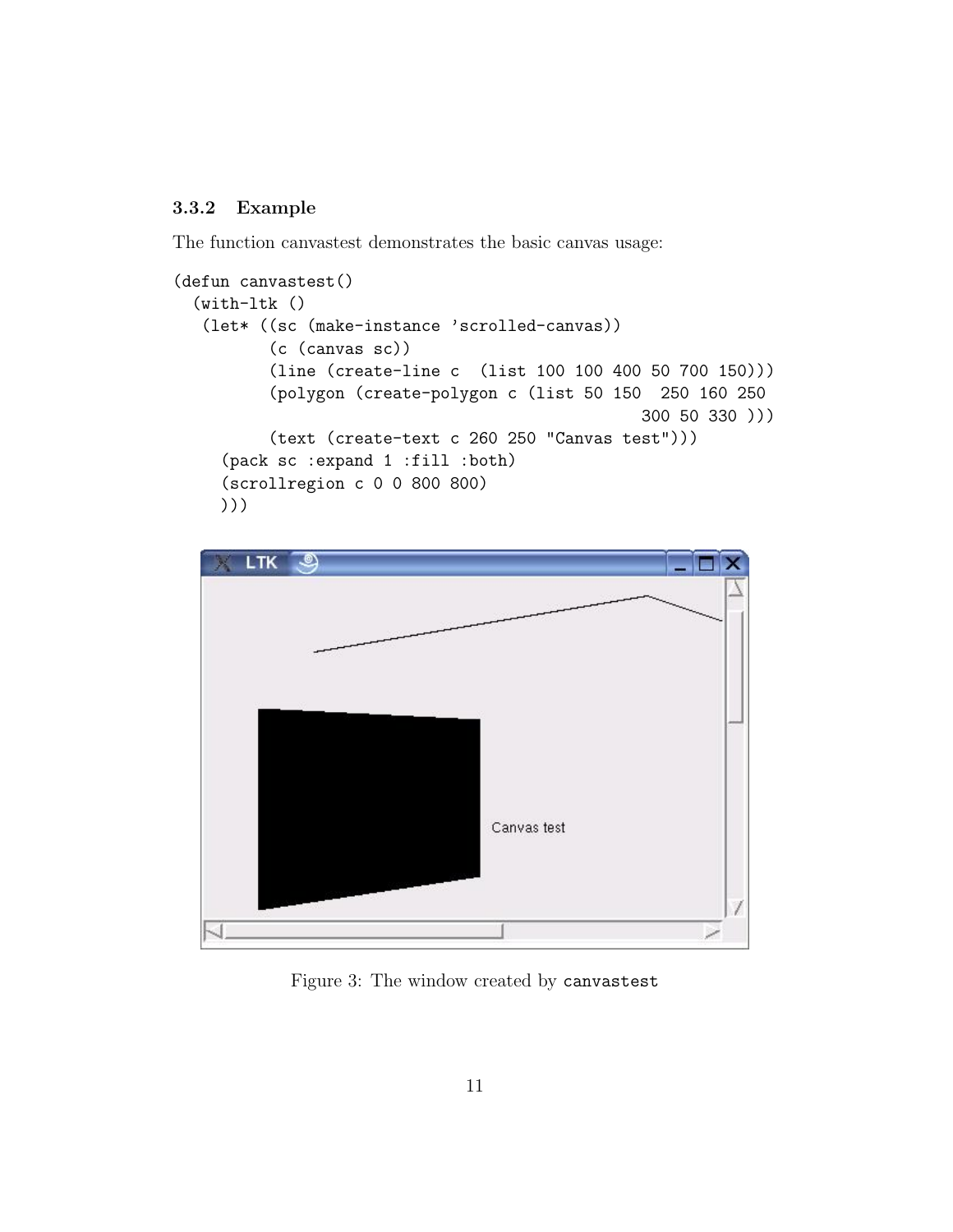### 3.3.2 Example

The function canvastest demonstrates the basic canvas usage:

```
(defun canvastest()
  (with-ltk ()
   (let* ((sc (make-instance 'scrolled-canvas))
          (c (canvas sc))
          (line (create-line c  (list 100 100 400 50 700 150)))
          (polygon (create-polygon c (list 50 150  250 160 250
                                           300 50 330 )))
          (text (create-text c 260 250 "Canvas test")))
     (pack sc :expand 1 :fill :both)
     (scrollregion c 0 0 800 800)
     )))
```

Figure 3: The window created by `canvastest`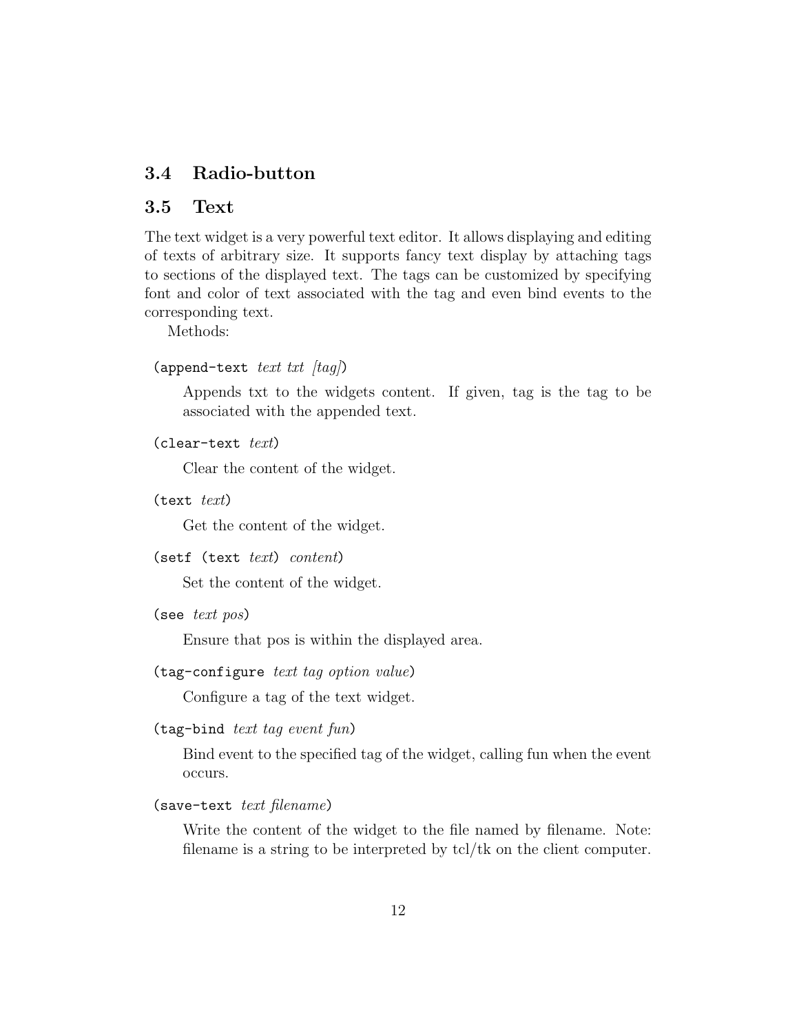### 3.4 Radio-button

### 3.5 Text

The text widget is a very powerful text editor. It allows displaying and editing of texts of arbitrary size. It supports fancy text display by attaching tags to sections of the displayed text. The tags can be customized by specifying font and color of text associated with the tag and even bind events to the corresponding text.

Methods:

(`append-text` *text txt [tag]*)

Appends txt to the widgets content. If given, tag is the tag to be associated with the appended text.

(`clear-text` *text*)

Clear the content of the widget.

(`text` *text*)

Get the content of the widget.

(`setf (text` *text*) *content*)

Set the content of the widget.

(`see` *text pos*)

Ensure that pos is within the displayed area.

(`tag-configure` *text tag option value*)

Configure a tag of the text widget.

(`tag-bind` *text tag event fun*)

Bind event to the specified tag of the widget, calling fun when the event occurs.

(`save-text` *text filename*)

Write the content of the widget to the file named by filename. Note: filename is a string to be interpreted by tcl/tk on the client computer.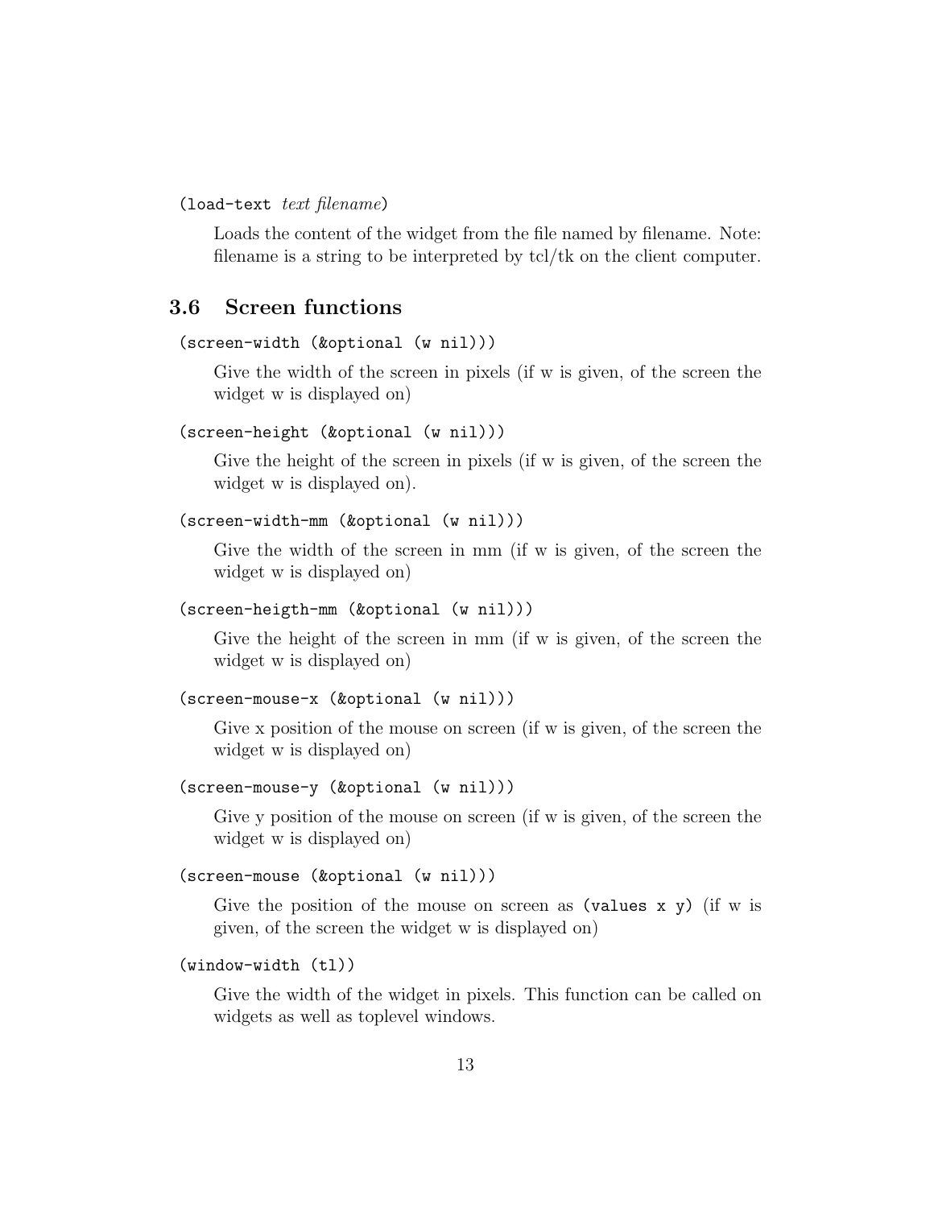`(load-text` *text filename*`)`

Loads the content of the widget from the file named by filename. Note: filename is a string to be interpreted by tcl/tk on the client computer.

### 3.6 Screen functions

`(screen-width (&optional (w nil)))`

Give the width of the screen in pixels (if w is given, of the screen the widget w is displayed on)

`(screen-height (&optional (w nil)))`

Give the height of the screen in pixels (if w is given, of the screen the widget w is displayed on).

`(screen-width-mm (&optional (w nil)))`

Give the width of the screen in mm (if w is given, of the screen the widget w is displayed on)

`(screen-heigth-mm (&optional (w nil)))`

Give the height of the screen in mm (if w is given, of the screen the widget w is displayed on)

`(screen-mouse-x (&optional (w nil)))`

Give x position of the mouse on screen (if w is given, of the screen the widget w is displayed on)

`(screen-mouse-y (&optional (w nil)))`

Give y position of the mouse on screen (if w is given, of the screen the widget w is displayed on)

`(screen-mouse (&optional (w nil)))`

Give the position of the mouse on screen as `(values x y)` (if w is given, of the screen the widget w is displayed on)

`(window-width (tl))`

Give the width of the widget in pixels. This function can be called on widgets as well as toplevel windows.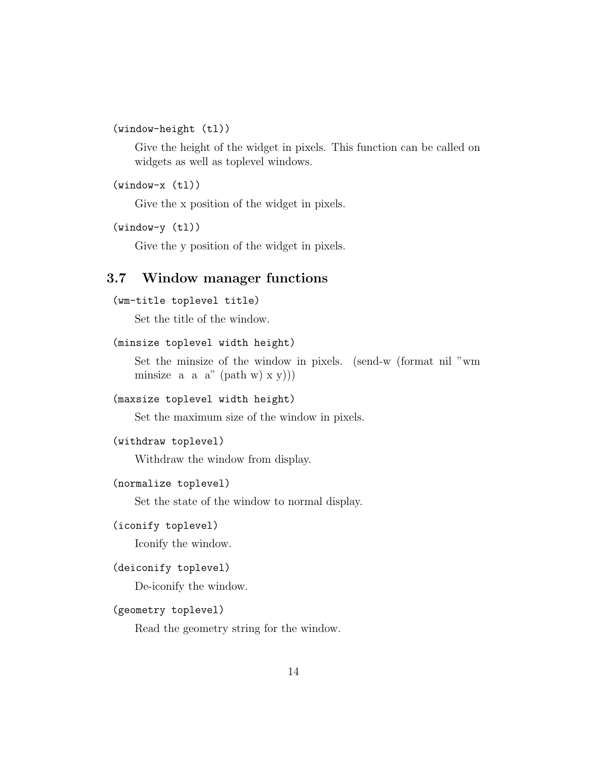`(window-height (tl))`

Give the height of the widget in pixels. This function can be called on widgets as well as toplevel windows.

`(window-x (tl))`

Give the x position of the widget in pixels.

`(window-y (tl))`

Give the y position of the widget in pixels.

## 3.7 Window manager functions

`(wm-title toplevel title)`

Set the title of the window.

`(minsize toplevel width height)`

Set the minsize of the window in pixels. (send-w (format nil "wm minsize a a a" (path w) x y)))

`(maxsize toplevel width height)`

Set the maximum size of the window in pixels.

`(withdraw toplevel)`

Withdraw the window from display.

`(normalize toplevel)`

Set the state of the window to normal display.

`(iconify toplevel)`

Iconify the window.

`(deiconify toplevel)`

De-iconify the window.

`(geometry toplevel)`

Read the geometry string for the window.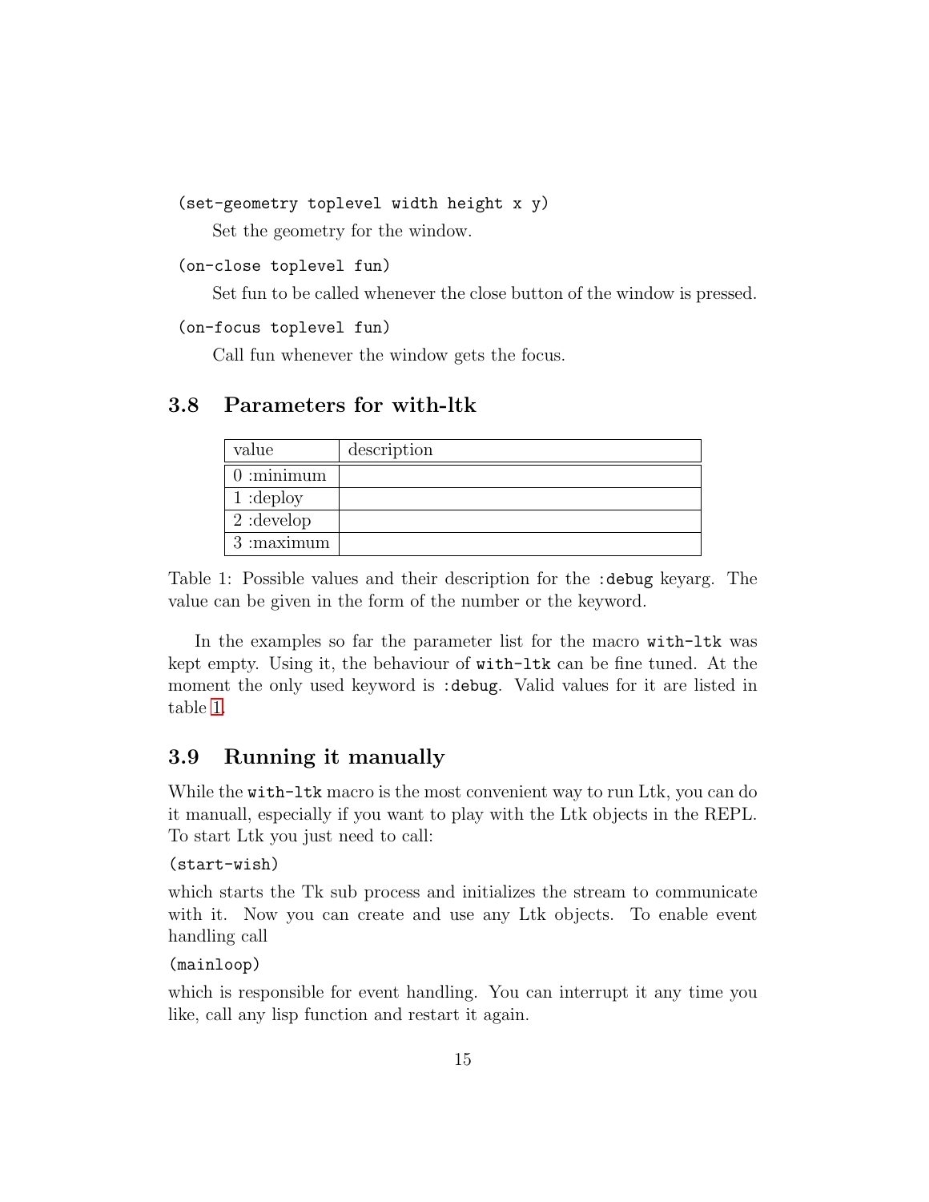```
(set-geometry toplevel width height x y)
```

Set the geometry for the window.

```
(on-close toplevel fun)
```

Set fun to be called whenever the close button of the window is pressed.

```
(on-focus toplevel fun)
```

Call fun whenever the window gets the focus.

### 3.8 Parameters for with-ltk

| value | description |
|---|---|
| 0 :minimum | |
| 1 :deploy | |
| 2 :develop | |
| 3 :maximum | |

Table 1: Possible values and their description for the `:debug` keyarg. The value can be given in the form of the number or the keyword.

In the examples so far the parameter list for the macro `with-ltk` was kept empty. Using it, the behaviour of `with-ltk` can be fine tuned. At the moment the only used keyword is `:debug`. Valid values for it are listed in table 1.

### 3.9 Running it manually

While the `with-ltk` macro is the most convenient way to run Ltk, you can do it manuall, especially if you want to play with the Ltk objects in the REPL. To start Ltk you just need to call:

```
(start-wish)
```

which starts the Tk sub process and initializes the stream to communicate with it. Now you can create and use any Ltk objects. To enable event handling call

```
(mainloop)
```

which is responsible for event handling. You can interrupt it any time you like, call any lisp function and restart it again.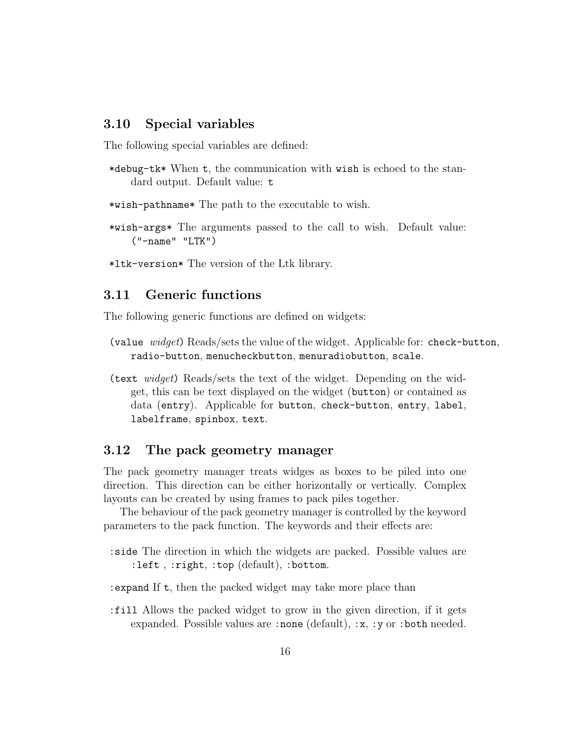## 3.10 Special variables

The following special variables are defined:

`*debug-tk*` When `t`, the communication with `wish` is echoed to the standard output. Default value: `t`

`*wish-pathname*` The path to the executable to wish.

`*wish-args*` The arguments passed to the call to wish. Default value: `("-name" "LTK")`

`*ltk-version*` The version of the Ltk library.

## 3.11 Generic functions

The following generic functions are defined on widgets:

`(value` *widget*`)` Reads/sets the value of the widget. Applicable for: `check-button`, `radio-button`, `menucheckbutton`, `menuradiobutton`, `scale`.

`(text` *widget*`)` Reads/sets the text of the widget. Depending on the widget, this can be text displayed on the widget (`button`) or contained as data (`entry`). Applicable for `button`, `check-button`, `entry`, `label`, `labelframe`, `spinbox`, `text`.

## 3.12 The pack geometry manager

The pack geometry manager treats widges as boxes to be piled into one direction. This direction can be either horizontally or vertically. Complex layouts can be created by using frames to pack piles together.

The behaviour of the pack geometry manager is controlled by the keyword parameters to the pack function. The keywords and their effects are:

`:side` The direction in which the widgets are packed. Possible values are `:left` , `:right`, `:top` (default), `:bottom`.

`:expand` If `t`, then the packed widget may take more place than

`:fill` Allows the packed widget to grow in the given direction, if it gets expanded. Possible values are `:none` (default), `:x`, `:y` or `:both` needed.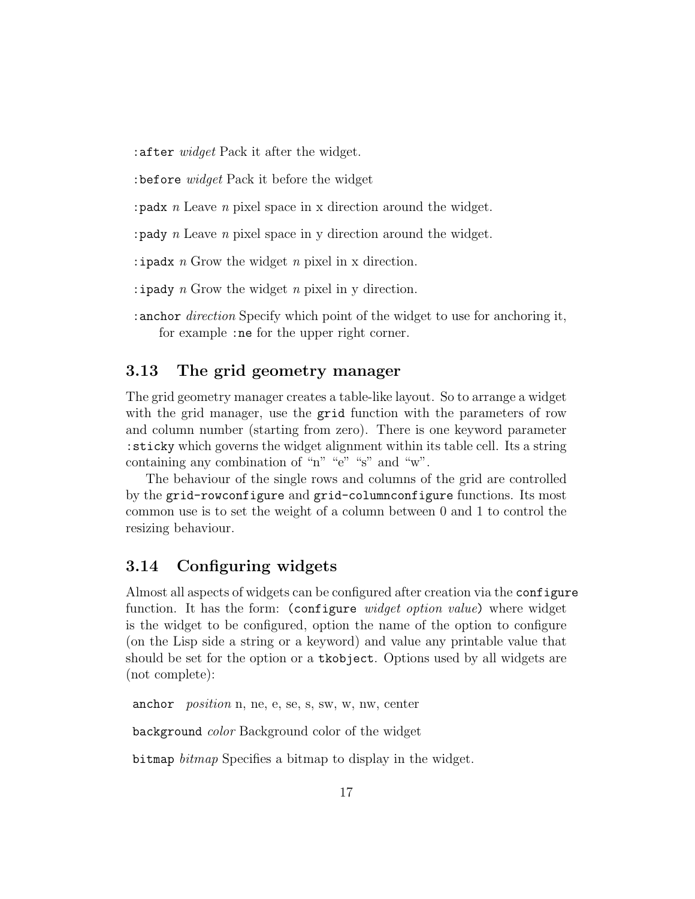`:after` *widget* Pack it after the widget.

`:before` *widget* Pack it before the widget

`:padx` *n* Leave *n* pixel space in x direction around the widget.

`:pady` *n* Leave *n* pixel space in y direction around the widget.

`:ipadx` *n* Grow the widget *n* pixel in x direction.

`:ipady` *n* Grow the widget *n* pixel in y direction.

`:anchor` *direction* Specify which point of the widget to use for anchoring it, for example `:ne` for the upper right corner.

## 3.13 The grid geometry manager

The grid geometry manager creates a table-like layout. So to arrange a widget with the grid manager, use the `grid` function with the parameters of row and column number (starting from zero). There is one keyword parameter `:sticky` which governs the widget alignment within its table cell. Its a string containing any combination of "n" "e" "s" and "w".

The behaviour of the single rows and columns of the grid are controlled by the `grid-rowconfigure` and `grid-columnconfigure` functions. Its most common use is to set the weight of a column between 0 and 1 to control the resizing behaviour.

## 3.14 Configuring widgets

Almost all aspects of widgets can be configured after creation via the `configure` function. It has the form: `(configure` *widget option value*`)` where widget is the widget to be configured, option the name of the option to configure (on the Lisp side a string or a keyword) and value any printable value that should be set for the option or a `tkobject`. Options used by all widgets are (not complete):

`anchor` *position* n, ne, e, se, s, sw, w, nw, center

`background` *color* Background color of the widget

`bitmap` *bitmap* Specifies a bitmap to display in the widget.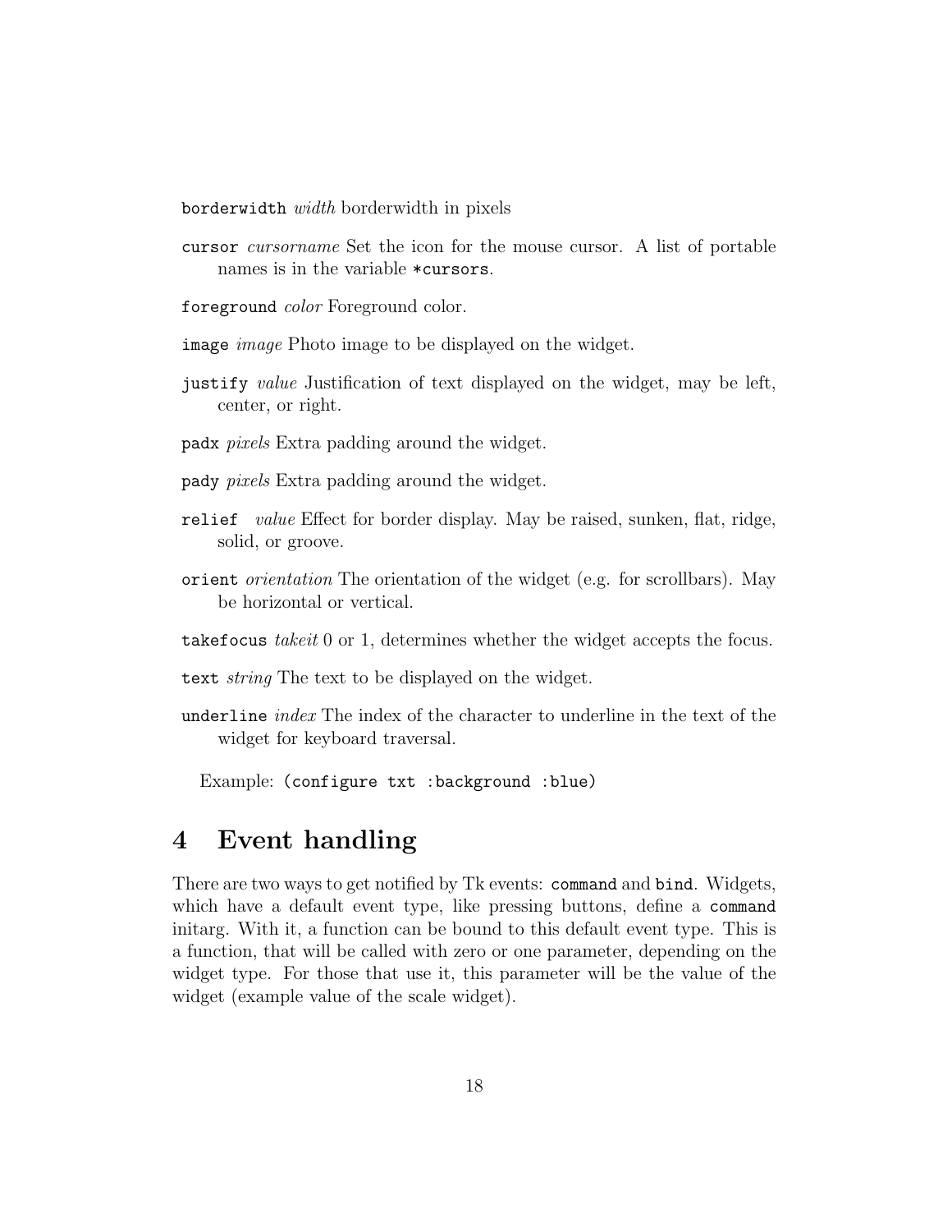`borderwidth` *width* borderwidth in pixels

`cursor` *cursorname* Set the icon for the mouse cursor. A list of portable names is in the variable `*cursors`.

`foreground` *color* Foreground color.

`image` *image* Photo image to be displayed on the widget.

`justify` *value* Justification of text displayed on the widget, may be left, center, or right.

`padx` *pixels* Extra padding around the widget.

`pady` *pixels* Extra padding around the widget.

`relief` *value* Effect for border display. May be raised, sunken, flat, ridge, solid, or groove.

`orient` *orientation* The orientation of the widget (e.g. for scrollbars). May be horizontal or vertical.

`takefocus` *takeit* 0 or 1, determines whether the widget accepts the focus.

`text` *string* The text to be displayed on the widget.

`underline` *index* The index of the character to underline in the text of the widget for keyboard traversal.

Example: `(configure txt :background :blue)`

# 4 Event handling

There are two ways to get notified by Tk events: `command` and `bind`. Widgets, which have a default event type, like pressing buttons, define a `command` initarg. With it, a function can be bound to this default event type. This is a function, that will be called with zero or one parameter, depending on the widget type. For those that use it, this parameter will be the value of the widget (example value of the scale widget).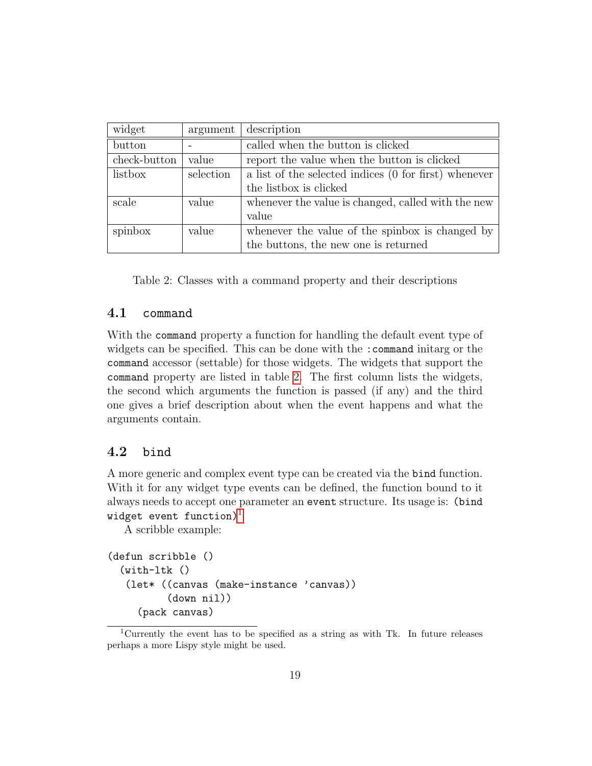| widget | argument | description |
|---|---|---|
| button | - | called when the button is clicked |
| check-button | value | report the value when the button is clicked |
| listbox | selection | a list of the selected indices (0 for first) whenever the listbox is clicked |
| scale | value | whenever the value is changed, called with the new value |
| spinbox | value | whenever the value of the spinbox is changed by the buttons, the new one is returned |

Table 2: Classes with a command property and their descriptions

### 4.1 `command`

With the `command` property a function for handling the default event type of widgets can be specified. This can be done with the `:command` initarg or the `command` accessor (settable) for those widgets. The widgets that support the `command` property are listed in table 2. The first column lists the widgets, the second which arguments the function is passed (if any) and the third one gives a brief description about when the event happens and what the arguments contain.

### 4.2 `bind`

A more generic and complex event type can be created via the `bind` function. With it for any widget type events can be defined, the function bound to it always needs to accept one parameter an `event` structure. Its usage is: `(bind widget event function)`[1]

A scribble example:

```
(defun scribble ()
  (with-ltk ()
   (let* ((canvas (make-instance 'canvas))
          (down nil))
     (pack canvas)
```

[1] Currently the event has to be specified as a string as with Tk. In future releases perhaps a more Lispy style might be used.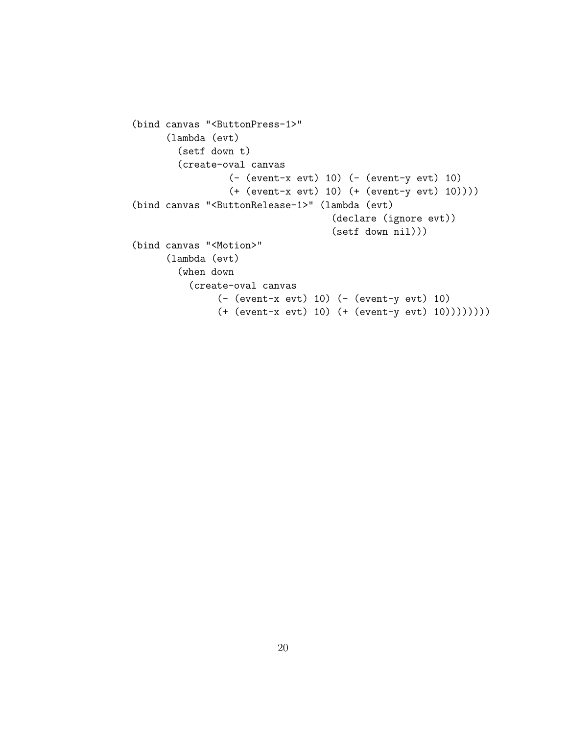```
(bind canvas "<ButtonPress-1>"
      (lambda (evt)
        (setf down t)
        (create-oval canvas
                 (- (event-x evt) 10) (- (event-y evt) 10)
                 (+ (event-x evt) 10) (+ (event-y evt) 10))))
(bind canvas "<ButtonRelease-1>" (lambda (evt)
                                   (declare (ignore evt))
                                   (setf down nil)))
(bind canvas "<Motion>"
      (lambda (evt)
        (when down
          (create-oval canvas
               (- (event-x evt) 10) (- (event-y evt) 10)
               (+ (event-x evt) 10) (+ (event-y evt) 10)))))))
```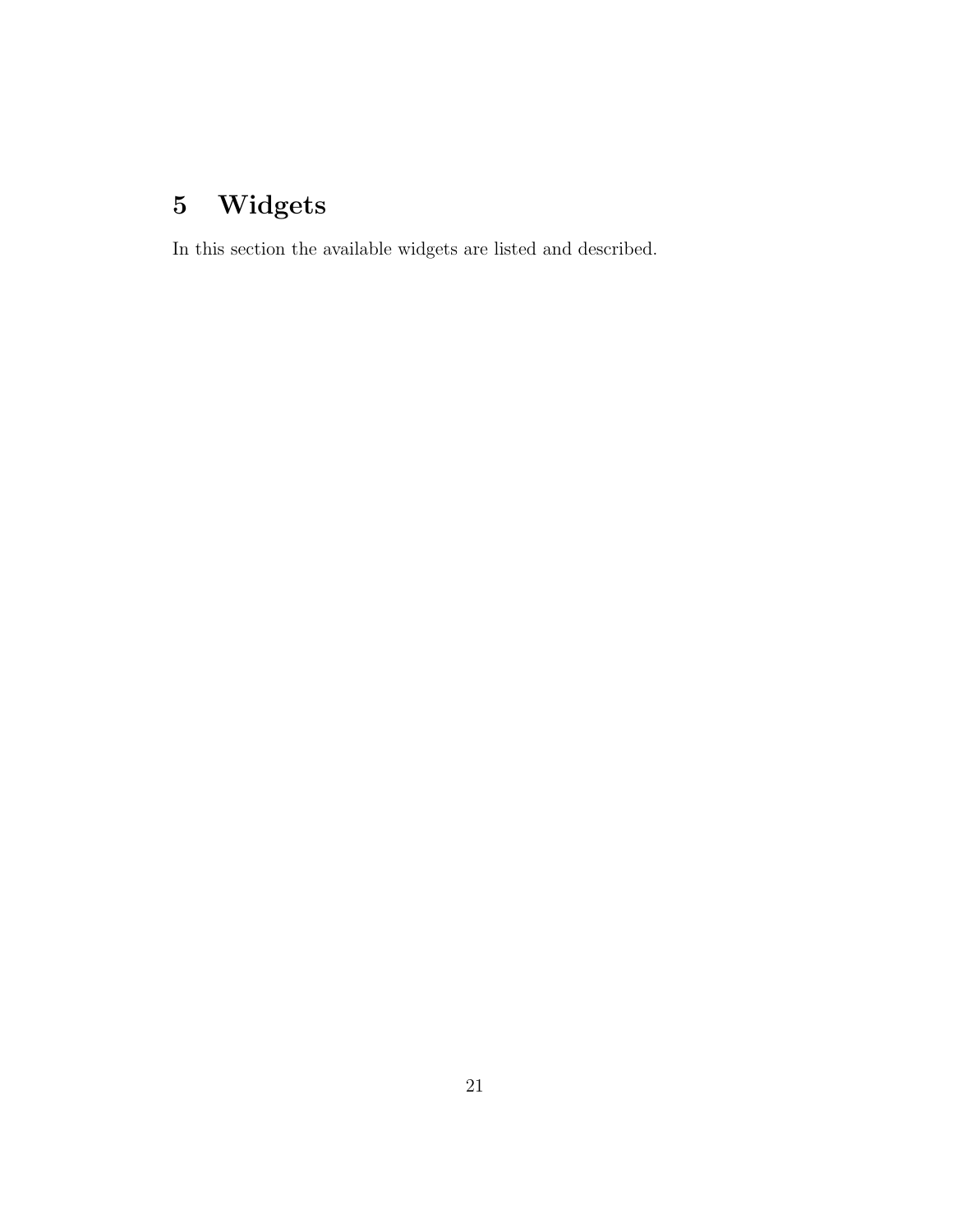# 5 Widgets

In this section the available widgets are listed and described.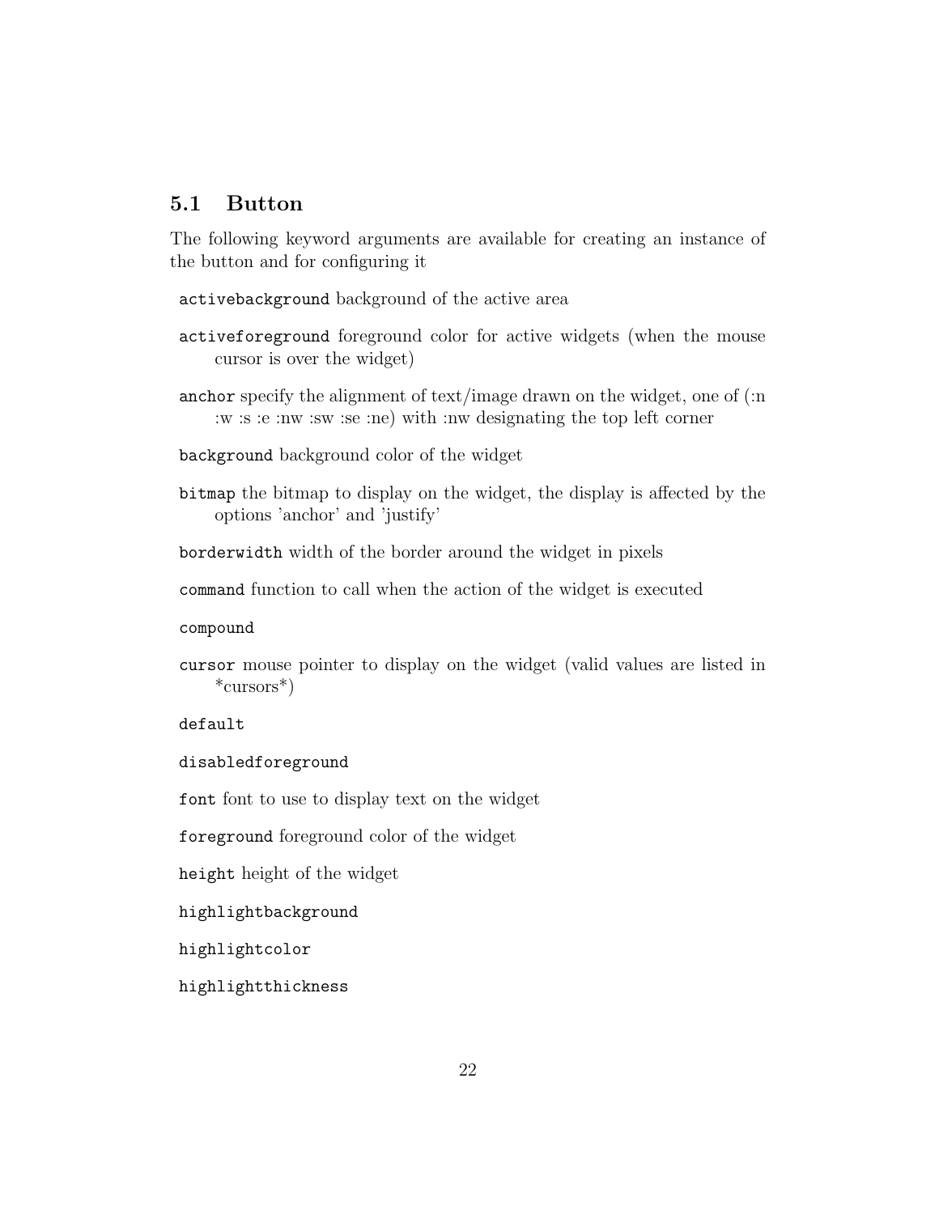## 5.1 Button

The following keyword arguments are available for creating an instance of the button and for configuring it

`activebackground` background of the active area

`activeforeground` foreground color for active widgets (when the mouse cursor is over the widget)

`anchor` specify the alignment of text/image drawn on the widget, one of (:n :w :s :e :nw :sw :se :ne) with :nw designating the top left corner

`background` background color of the widget

`bitmap` the bitmap to display on the widget, the display is affected by the options 'anchor' and 'justify'

`borderwidth` width of the border around the widget in pixels

`command` function to call when the action of the widget is executed

`compound`

`cursor` mouse pointer to display on the widget (valid values are listed in *cursors*)

`default`

`disabledforeground`

`font` font to use to display text on the widget

`foreground` foreground color of the widget

`height` height of the widget

`highlightbackground`

`highlightcolor`

`highlightthickness`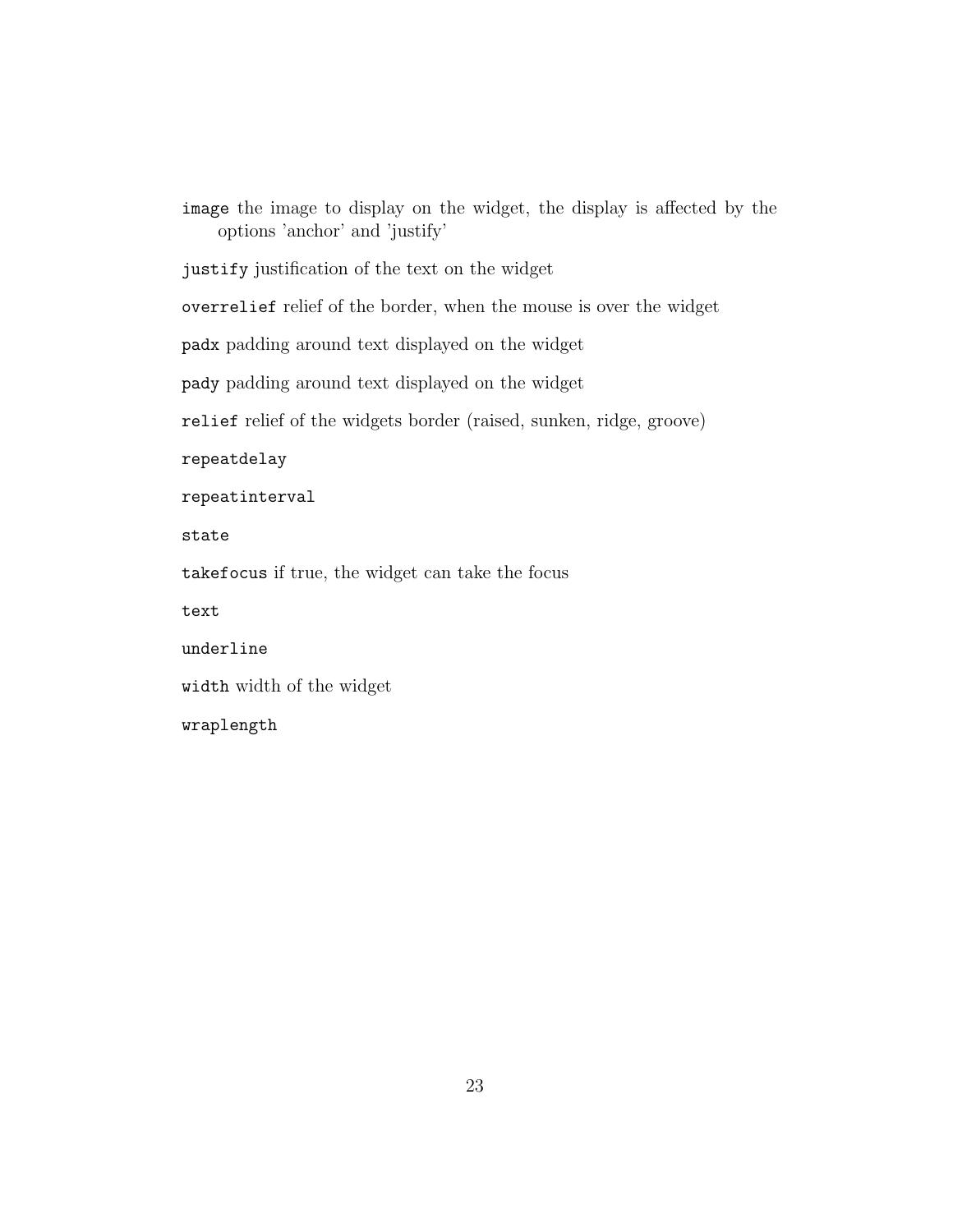`image` the image to display on the widget, the display is affected by the options 'anchor' and 'justify'

`justify` justification of the text on the widget

`overrelief` relief of the border, when the mouse is over the widget

`padx` padding around text displayed on the widget

`pady` padding around text displayed on the widget

`relief` relief of the widgets border (raised, sunken, ridge, groove)

`repeatdelay`

`repeatinterval`

`state`

`takefocus` if true, the widget can take the focus

`text`

`underline`

`width` width of the widget

`wraplength`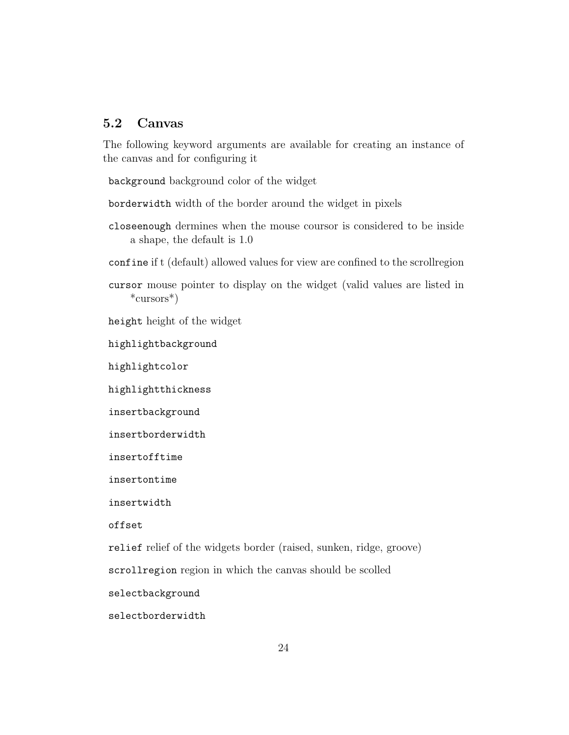## 5.2 Canvas

The following keyword arguments are available for creating an instance of the canvas and for configuring it

`background` background color of the widget

`borderwidth` width of the border around the widget in pixels

`closeenough` dermines when the mouse coursor is considered to be inside a shape, the default is 1.0

`confine` if t (default) allowed values for view are confined to the scrollregion

`cursor` mouse pointer to display on the widget (valid values are listed in *cursors*)

`height` height of the widget

`highlightbackground`

`highlightcolor`

`highlightthickness`

`insertbackground`

`insertborderwidth`

`insertofftime`

`insertontime`

`insertwidth`

`offset`

`relief` relief of the widgets border (raised, sunken, ridge, groove)

`scrollregion` region in which the canvas should be scolled

`selectbackground`

`selectborderwidth`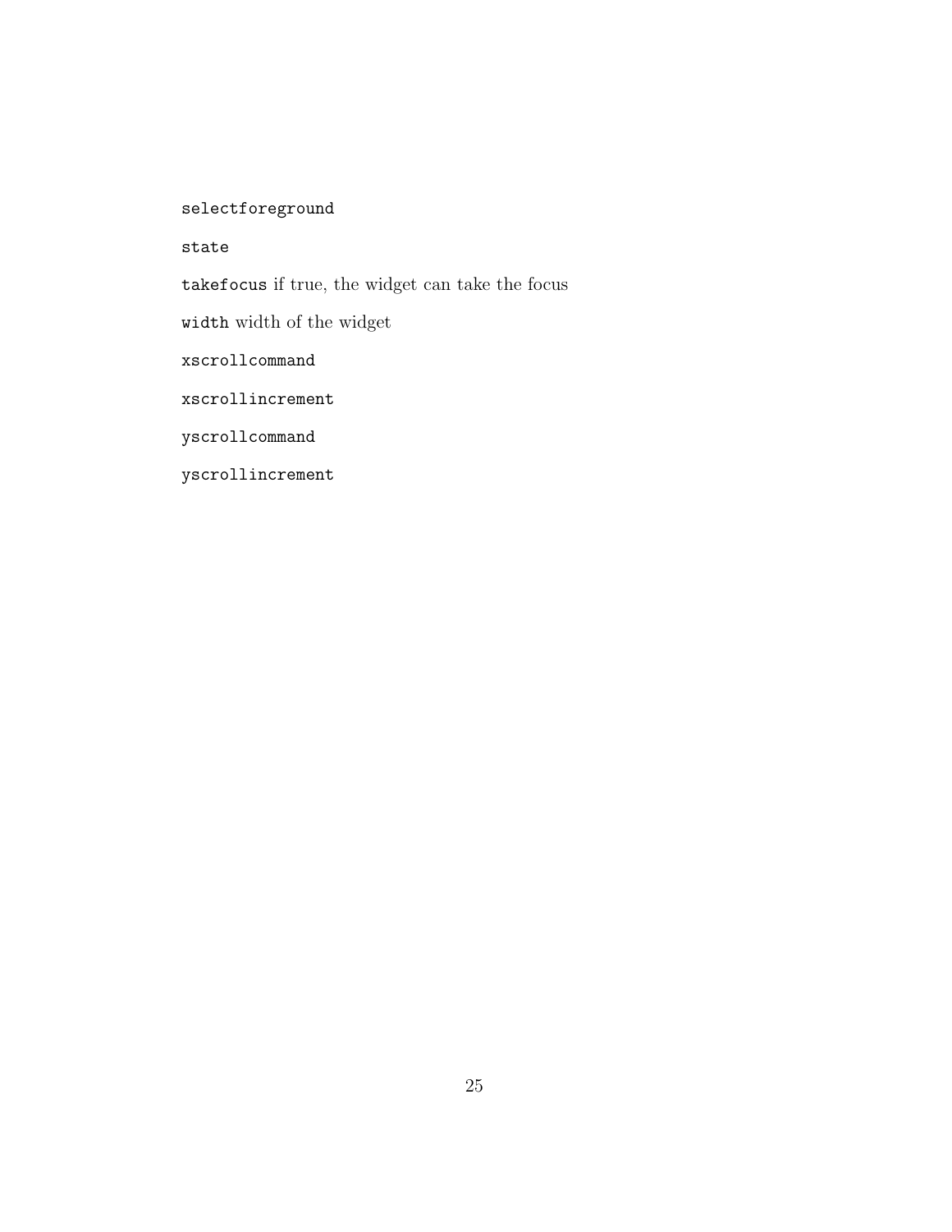`selectforeground`

`state`

`takefocus` if true, the widget can take the focus

`width` width of the widget

`xscrollcommand`

`xscrollincrement`

`yscrollcommand`

`yscrollincrement`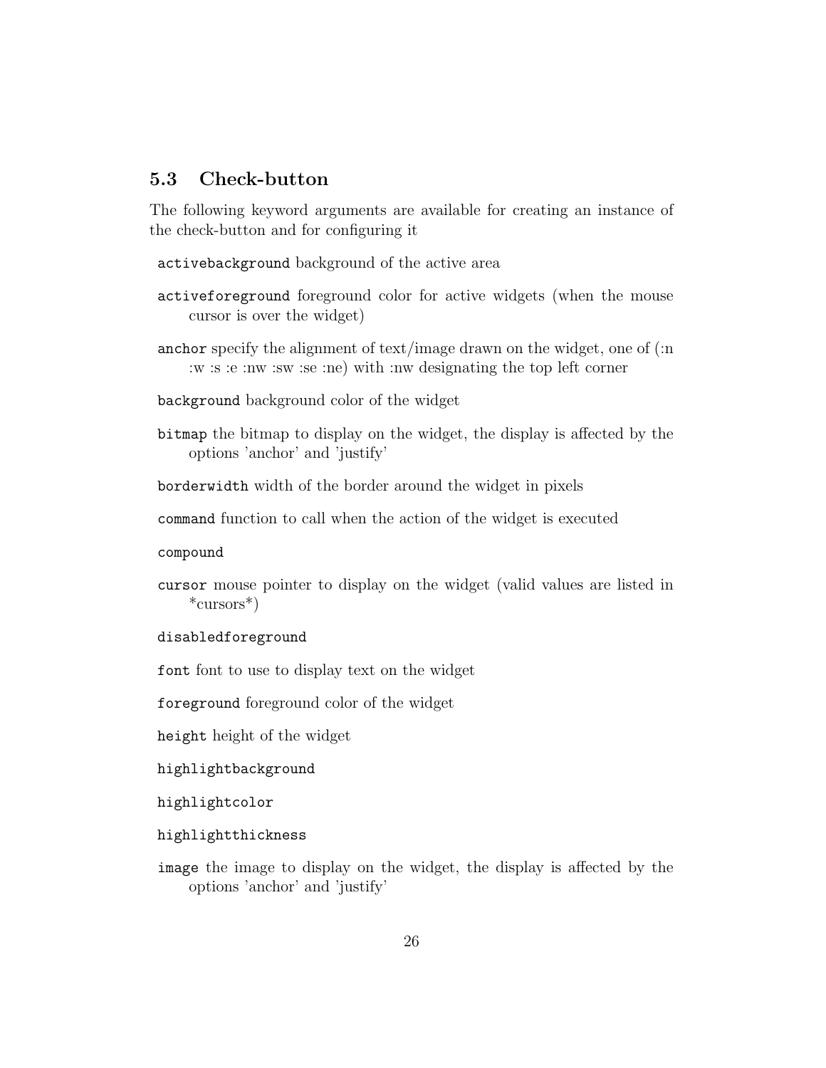## 5.3 Check-button

The following keyword arguments are available for creating an instance of the check-button and for configuring it

`activebackground` background of the active area

`activeforeground` foreground color for active widgets (when the mouse cursor is over the widget)

`anchor` specify the alignment of text/image drawn on the widget, one of (:n :w :s :e :nw :sw :se :ne) with :nw designating the top left corner

`background` background color of the widget

`bitmap` the bitmap to display on the widget, the display is affected by the options 'anchor' and 'justify'

`borderwidth` width of the border around the widget in pixels

`command` function to call when the action of the widget is executed

`compound`

`cursor` mouse pointer to display on the widget (valid values are listed in *cursors*)

`disabledforeground`

`font` font to use to display text on the widget

`foreground` foreground color of the widget

`height` height of the widget

`highlightbackground`

`highlightcolor`

`highlightthickness`

`image` the image to display on the widget, the display is affected by the options 'anchor' and 'justify'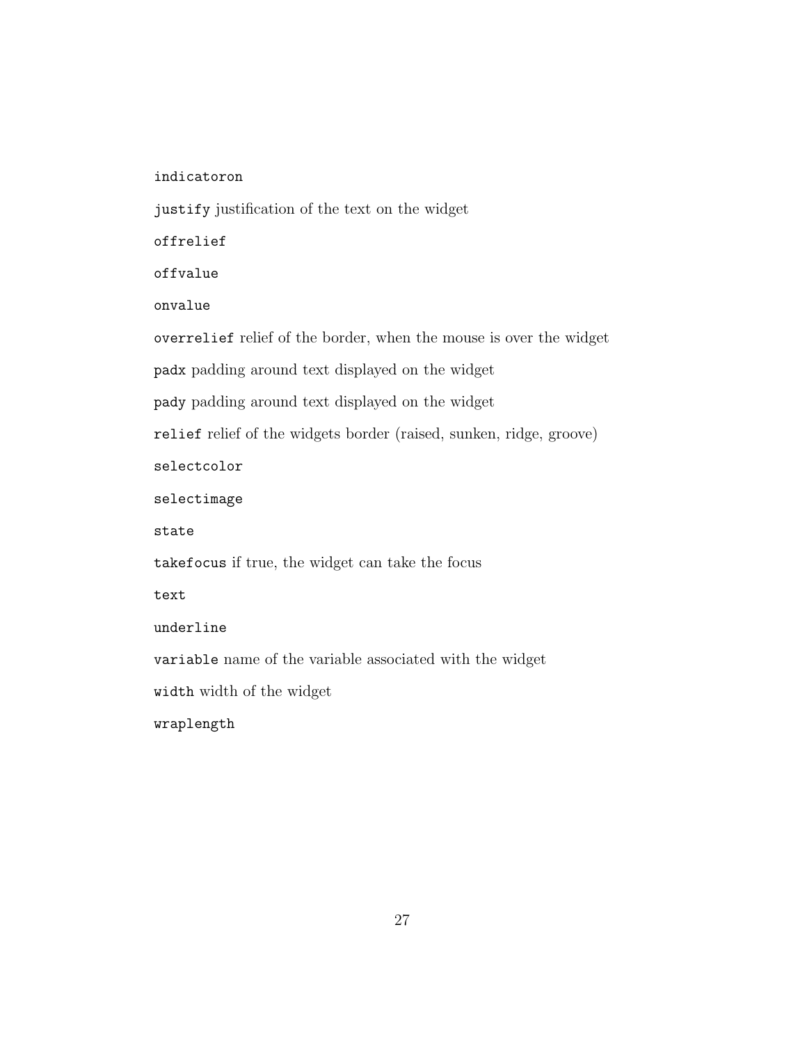`indicatoron`

`justify` justification of the text on the widget

`offrelief`

`offvalue`

`onvalue`

`overrelief` relief of the border, when the mouse is over the widget

`padx` padding around text displayed on the widget

`pady` padding around text displayed on the widget

`relief` relief of the widgets border (raised, sunken, ridge, groove)

`selectcolor`

`selectimage`

`state`

`takefocus` if true, the widget can take the focus

`text`

`underline`

`variable` name of the variable associated with the widget

`width` width of the widget

`wraplength`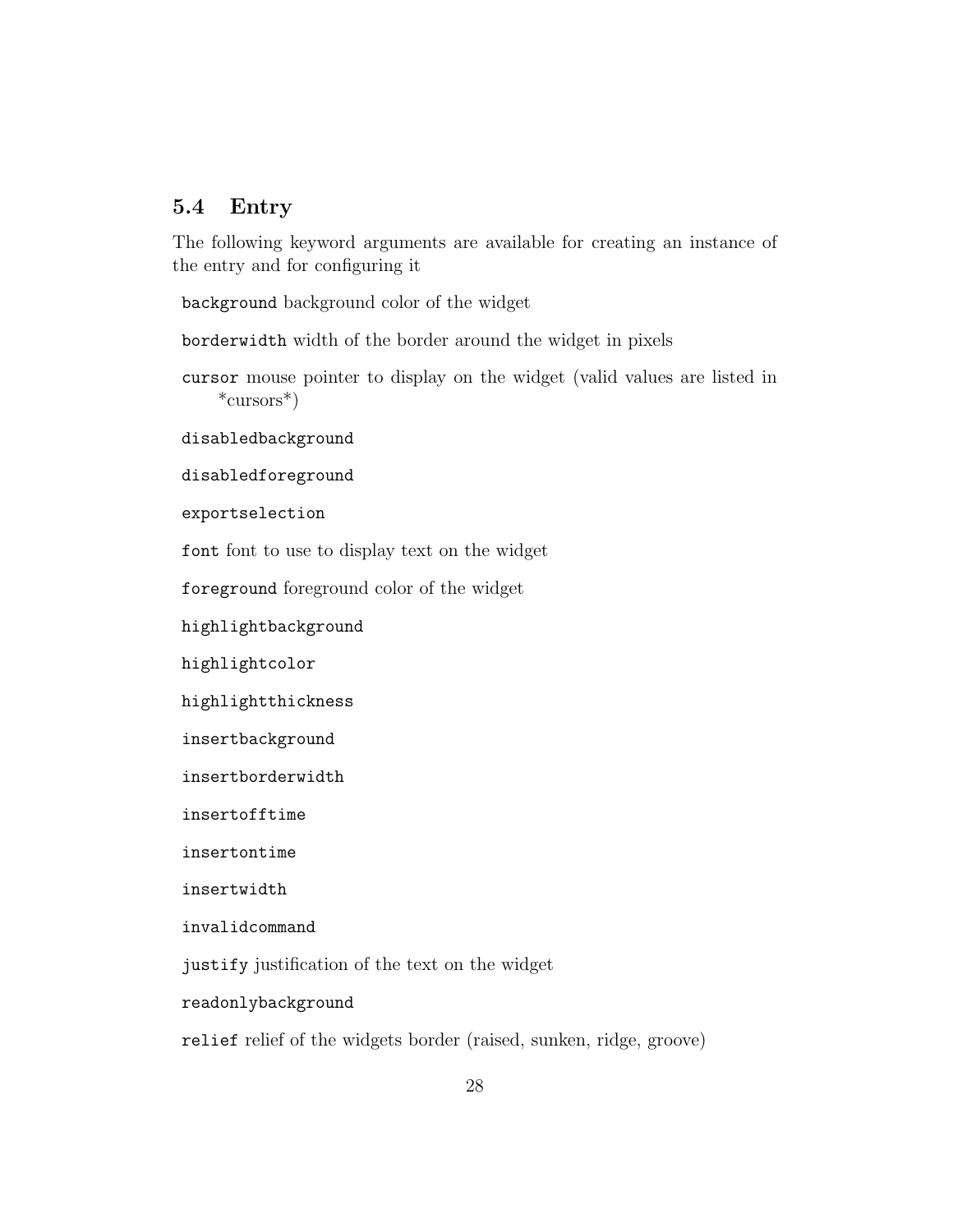## 5.4 Entry

The following keyword arguments are available for creating an instance of the entry and for configuring it

`background` background color of the widget

`borderwidth` width of the border around the widget in pixels

`cursor` mouse pointer to display on the widget (valid values are listed in *cursors*)

`disabledbackground`

`disabledforeground`

`exportselection`

`font` font to use to display text on the widget

`foreground` foreground color of the widget

`highlightbackground`

`highlightcolor`

`highlightthickness`

`insertbackground`

`insertborderwidth`

`insertofftime`

`insertontime`

`insertwidth`

`invalidcommand`

`justify` justification of the text on the widget

`readonlybackground`

`relief` relief of the widgets border (raised, sunken, ridge, groove)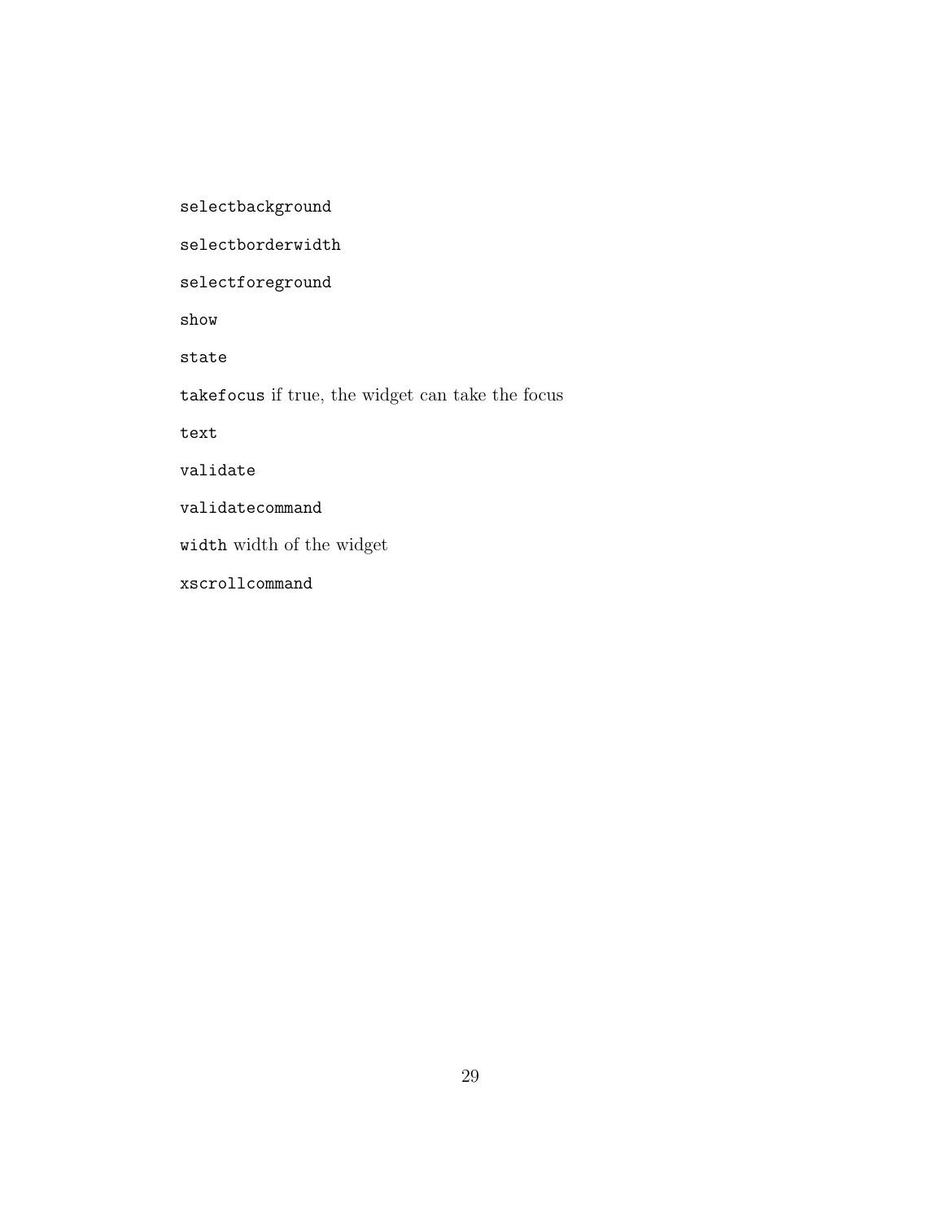`selectbackground`

`selectborderwidth`

`selectforeground`

`show`

`state`

`takefocus` if true, the widget can take the focus

`text`

`validate`

`validatecommand`

`width` width of the widget

`xscrollcommand`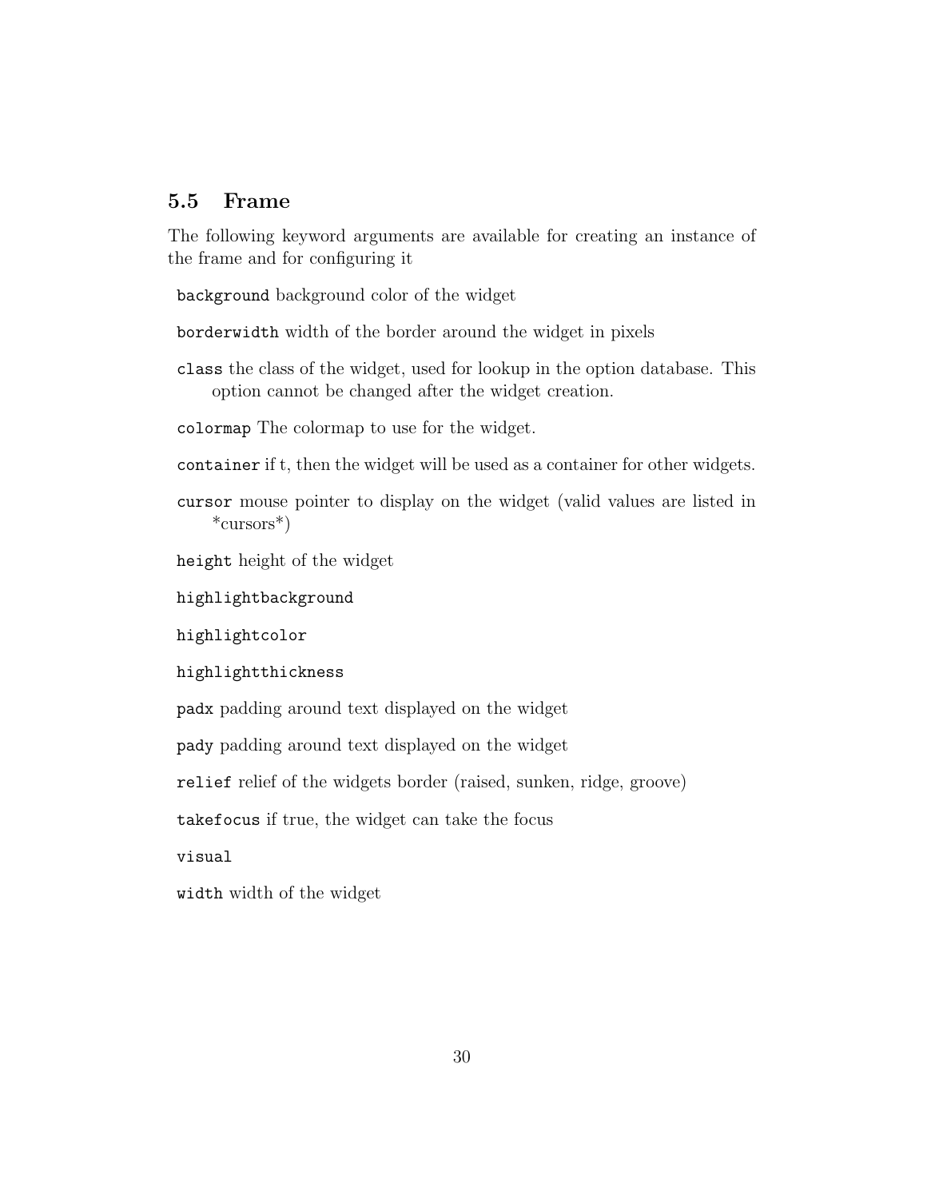### 5.5 Frame

The following keyword arguments are available for creating an instance of the frame and for configuring it

`background` background color of the widget

`borderwidth` width of the border around the widget in pixels

`class` the class of the widget, used for lookup in the option database. This option cannot be changed after the widget creation.

`colormap` The colormap to use for the widget.

`container` if t, then the widget will be used as a container for other widgets.

`cursor` mouse pointer to display on the widget (valid values are listed in *cursors*)

`height` height of the widget

`highlightbackground`

`highlightcolor`

`highlightthickness`

`padx` padding around text displayed on the widget

`pady` padding around text displayed on the widget

`relief` relief of the widgets border (raised, sunken, ridge, groove)

`takefocus` if true, the widget can take the focus

`visual`

`width` width of the widget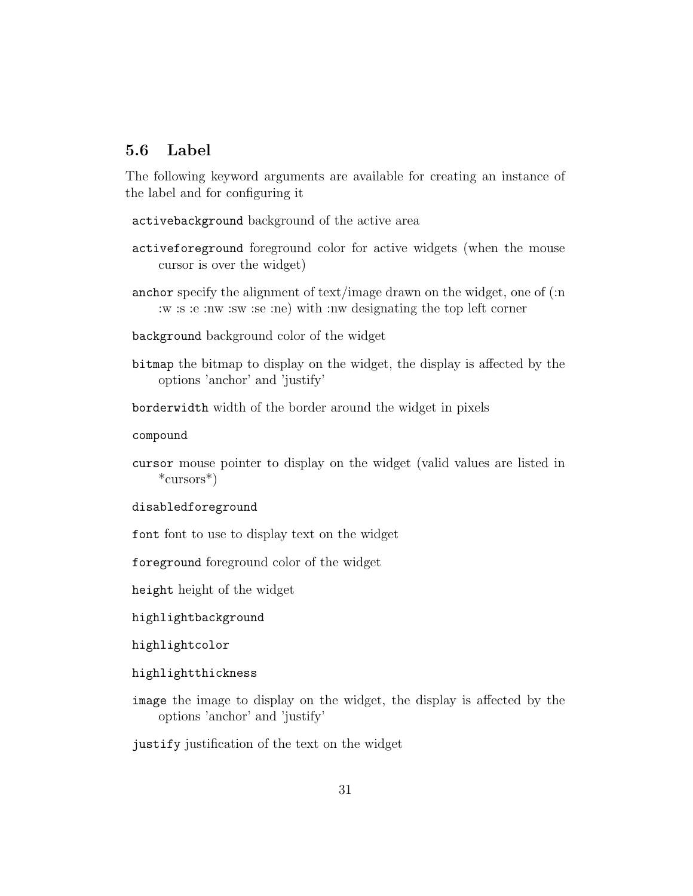## 5.6 Label

The following keyword arguments are available for creating an instance of the label and for configuring it

`activebackground` background of the active area

`activeforeground` foreground color for active widgets (when the mouse cursor is over the widget)

`anchor` specify the alignment of text/image drawn on the widget, one of (:n :w :s :e :nw :sw :se :ne) with :nw designating the top left corner

`background` background color of the widget

`bitmap` the bitmap to display on the widget, the display is affected by the options 'anchor' and 'justify'

`borderwidth` width of the border around the widget in pixels

`compound`

`cursor` mouse pointer to display on the widget (valid values are listed in *cursors*)

`disabledforeground`

`font` font to use to display text on the widget

`foreground` foreground color of the widget

`height` height of the widget

`highlightbackground`

`highlightcolor`

`highlightthickness`

`image` the image to display on the widget, the display is affected by the options 'anchor' and 'justify'

`justify` justification of the text on the widget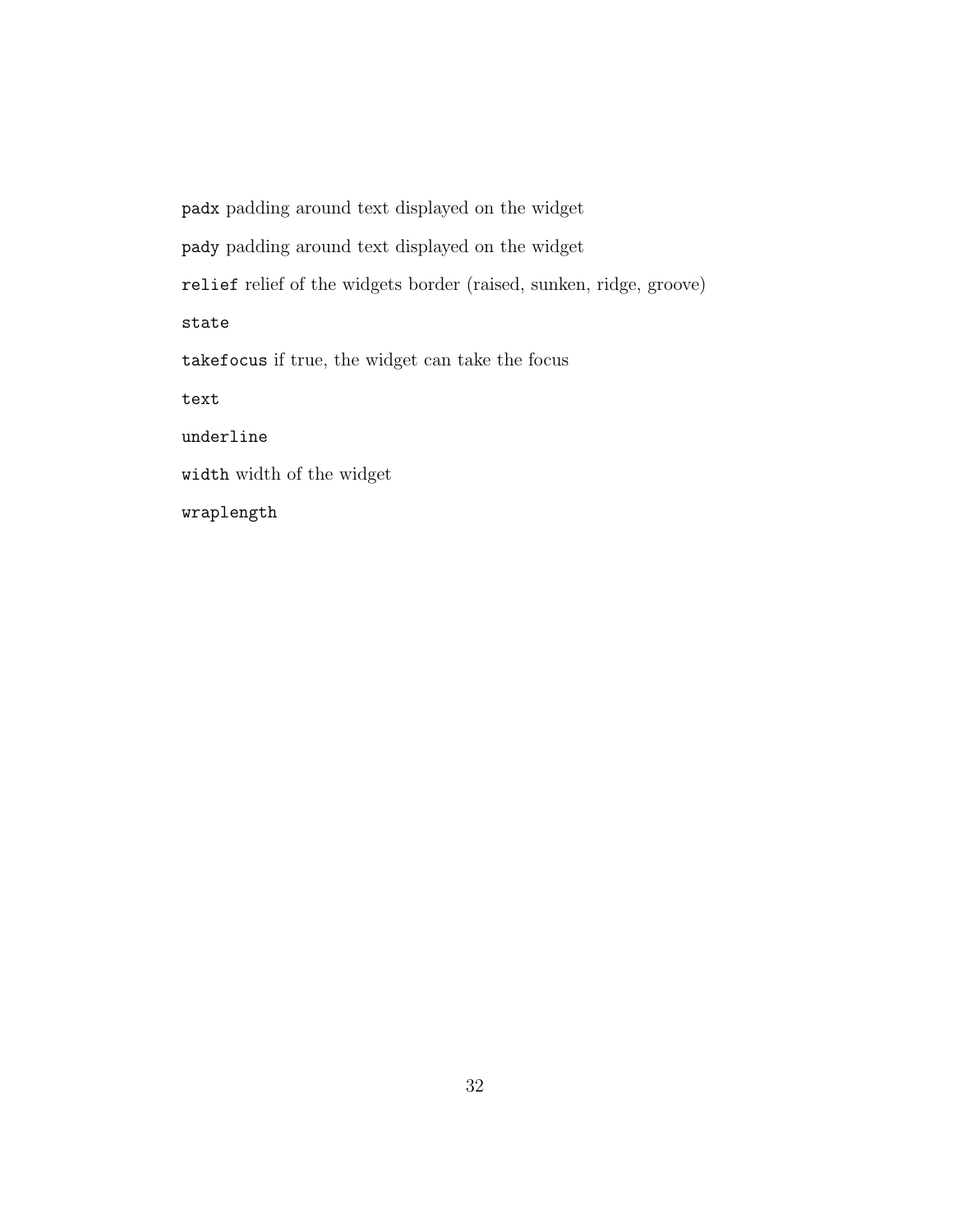`padx` padding around text displayed on the widget

`pady` padding around text displayed on the widget

`relief` relief of the widgets border (raised, sunken, ridge, groove)

`state`

`takefocus` if true, the widget can take the focus

`text`

`underline`

`width` width of the widget

`wraplength`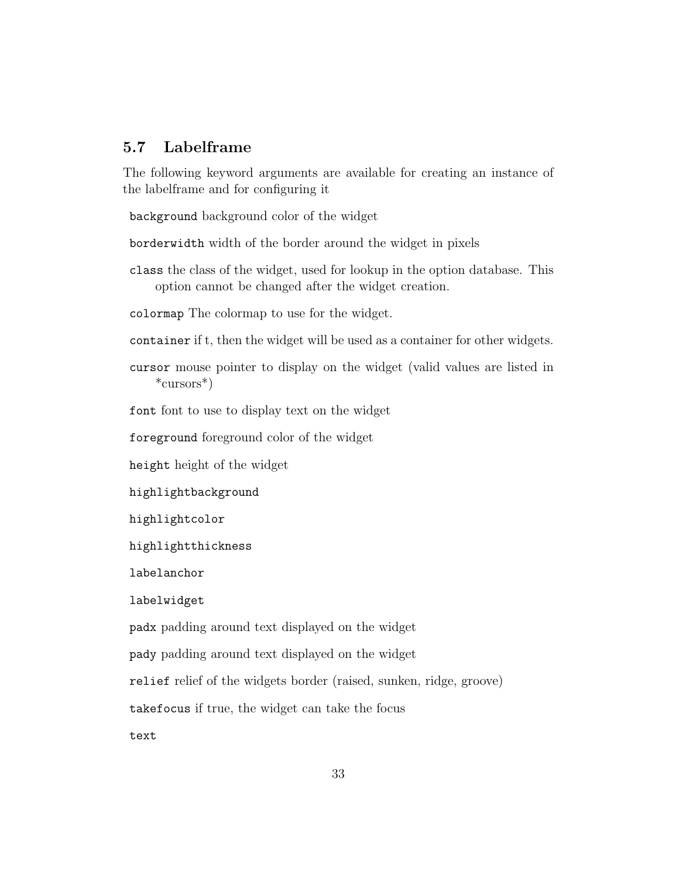## 5.7 Labelframe

The following keyword arguments are available for creating an instance of the labelframe and for configuring it

`background` background color of the widget

`borderwidth` width of the border around the widget in pixels

`class` the class of the widget, used for lookup in the option database. This option cannot be changed after the widget creation.

`colormap` The colormap to use for the widget.

`container` if t, then the widget will be used as a container for other widgets.

`cursor` mouse pointer to display on the widget (valid values are listed in *cursors*)

`font` font to use to display text on the widget

`foreground` foreground color of the widget

`height` height of the widget

`highlightbackground`

`highlightcolor`

`highlightthickness`

`labelanchor`

`labelwidget`

`padx` padding around text displayed on the widget

`pady` padding around text displayed on the widget

`relief` relief of the widgets border (raised, sunken, ridge, groove)

`takefocus` if true, the widget can take the focus

`text`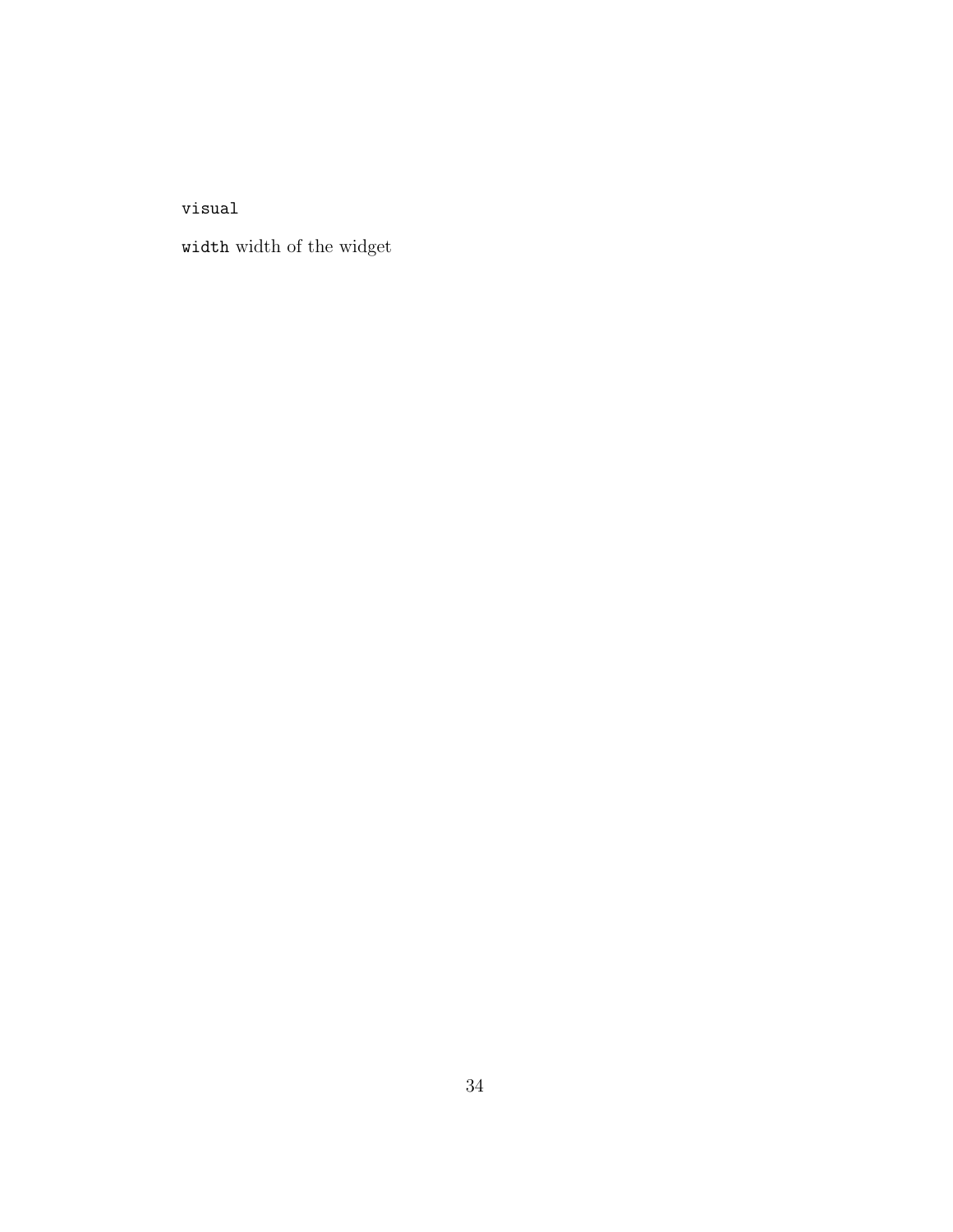`visual`

`width` width of the widget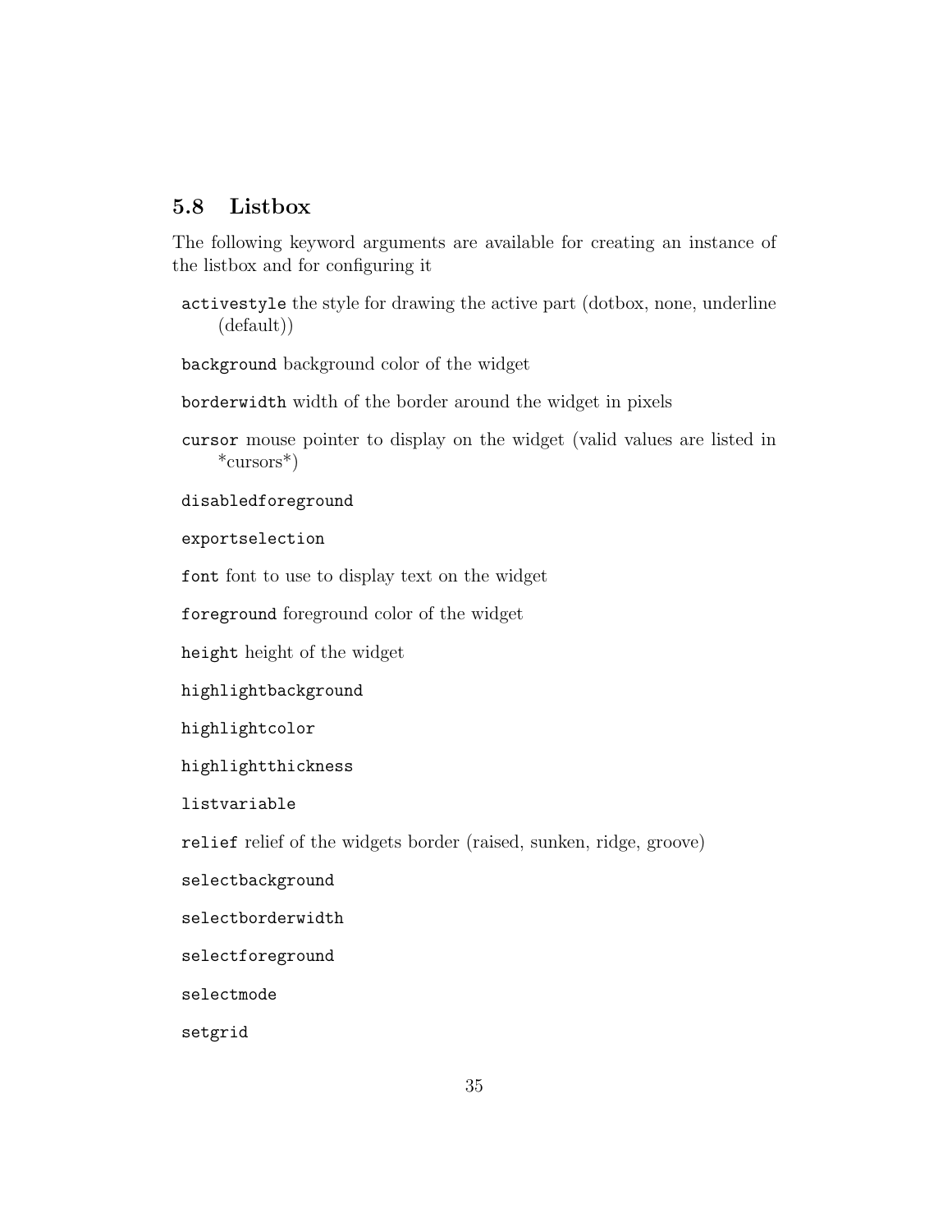## 5.8 Listbox

The following keyword arguments are available for creating an instance of the listbox and for configuring it

`activestyle` the style for drawing the active part (dotbox, none, underline (default))

`background` background color of the widget

`borderwidth` width of the border around the widget in pixels

`cursor` mouse pointer to display on the widget (valid values are listed in *cursors*)

`disabledforeground`

`exportselection`

`font` font to use to display text on the widget

`foreground` foreground color of the widget

`height` height of the widget

`highlightbackground`

`highlightcolor`

`highlightthickness`

`listvariable`

`relief` relief of the widgets border (raised, sunken, ridge, groove)

`selectbackground`

`selectborderwidth`

`selectforeground`

`selectmode`

`setgrid`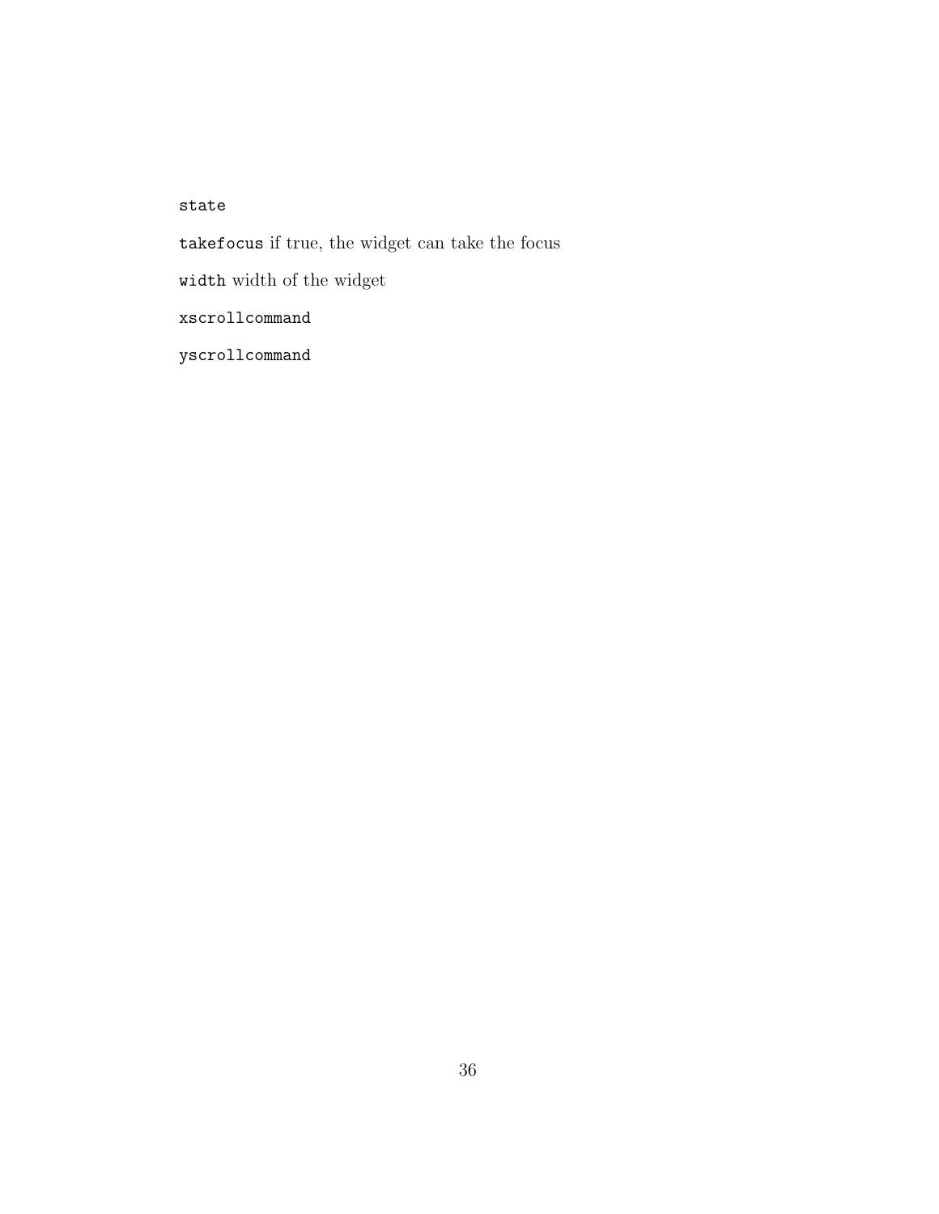`state`

`takefocus` if true, the widget can take the focus

`width` width of the widget

`xscrollcommand`

`yscrollcommand`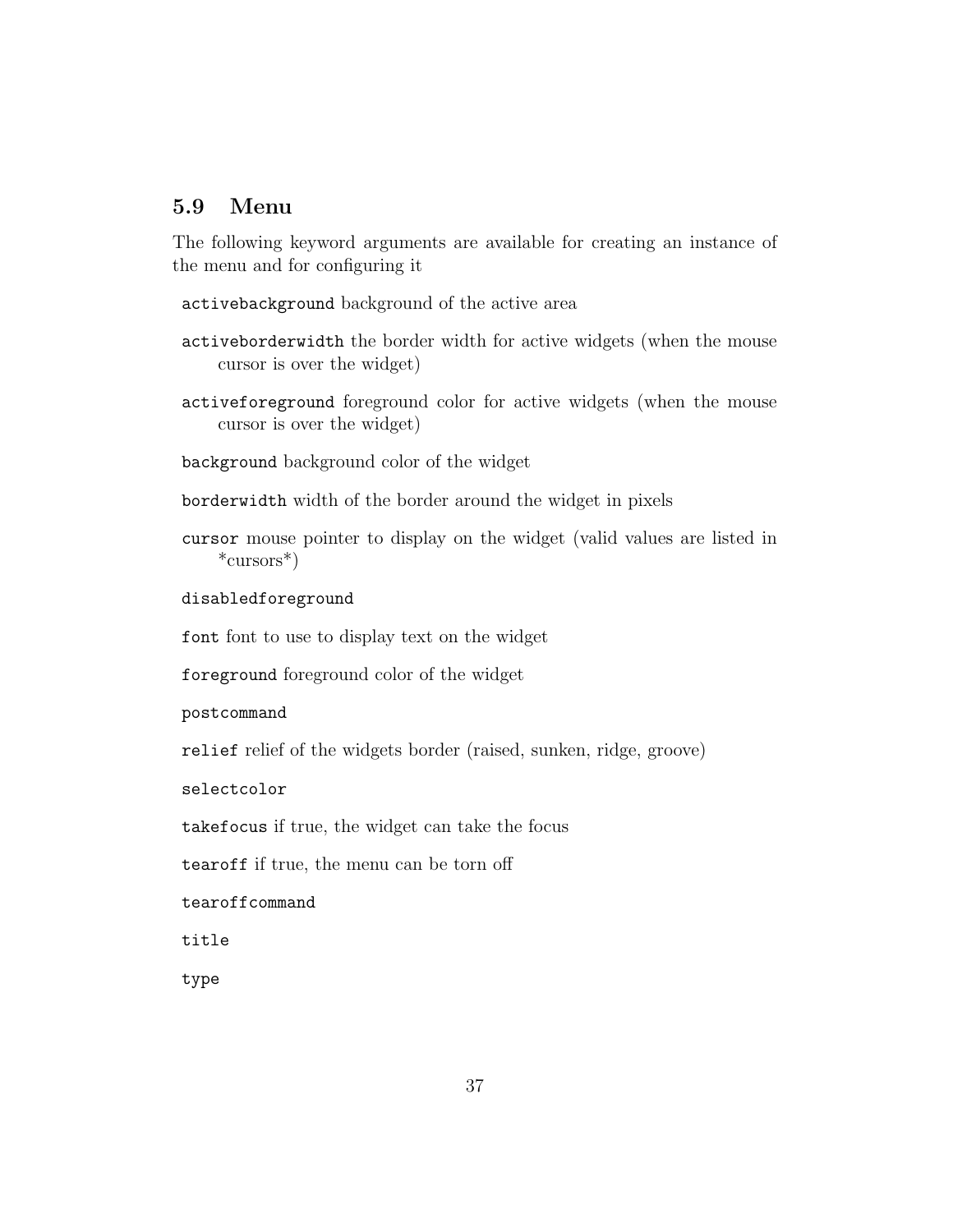## 5.9 Menu

The following keyword arguments are available for creating an instance of the menu and for configuring it

`activebackground` background of the active area

`activeborderwidth` the border width for active widgets (when the mouse cursor is over the widget)

`activeforeground` foreground color for active widgets (when the mouse cursor is over the widget)

`background` background color of the widget

`borderwidth` width of the border around the widget in pixels

`cursor` mouse pointer to display on the widget (valid values are listed in *cursors*)

`disabledforeground`

`font` font to use to display text on the widget

`foreground` foreground color of the widget

`postcommand`

`relief` relief of the widgets border (raised, sunken, ridge, groove)

`selectcolor`

`takefocus` if true, the widget can take the focus

`tearoff` if true, the menu can be torn off

`tearoffcommand`

`title`

`type`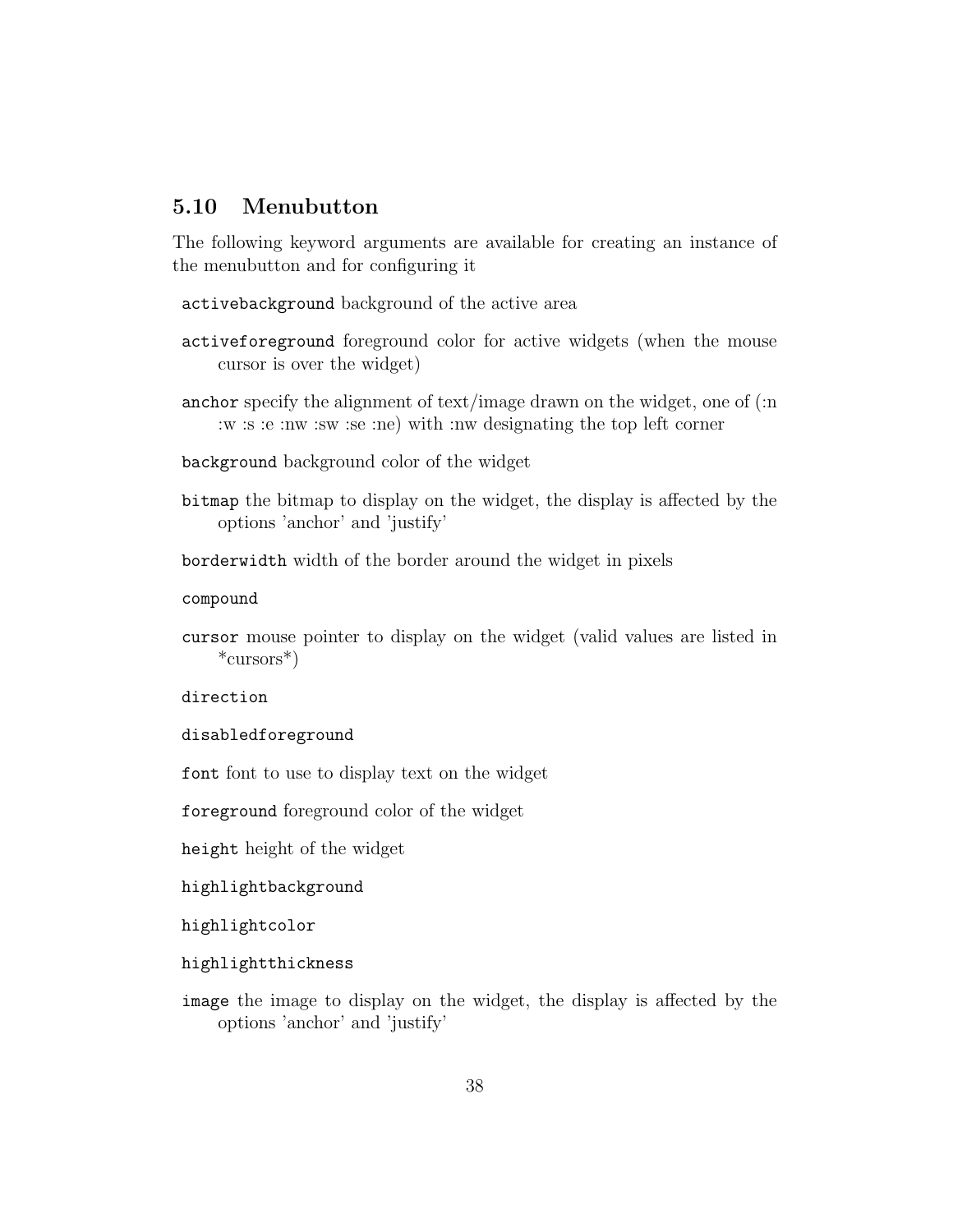## 5.10 Menubutton

The following keyword arguments are available for creating an instance of the menubutton and for configuring it

`activebackground` background of the active area

`activeforeground` foreground color for active widgets (when the mouse cursor is over the widget)

`anchor` specify the alignment of text/image drawn on the widget, one of (:n :w :s :e :nw :sw :se :ne) with :nw designating the top left corner

`background` background color of the widget

`bitmap` the bitmap to display on the widget, the display is affected by the options 'anchor' and 'justify'

`borderwidth` width of the border around the widget in pixels

`compound`

`cursor` mouse pointer to display on the widget (valid values are listed in *cursors*)

`direction`

`disabledforeground`

`font` font to use to display text on the widget

`foreground` foreground color of the widget

`height` height of the widget

`highlightbackground`

`highlightcolor`

`highlightthickness`

`image` the image to display on the widget, the display is affected by the options 'anchor' and 'justify'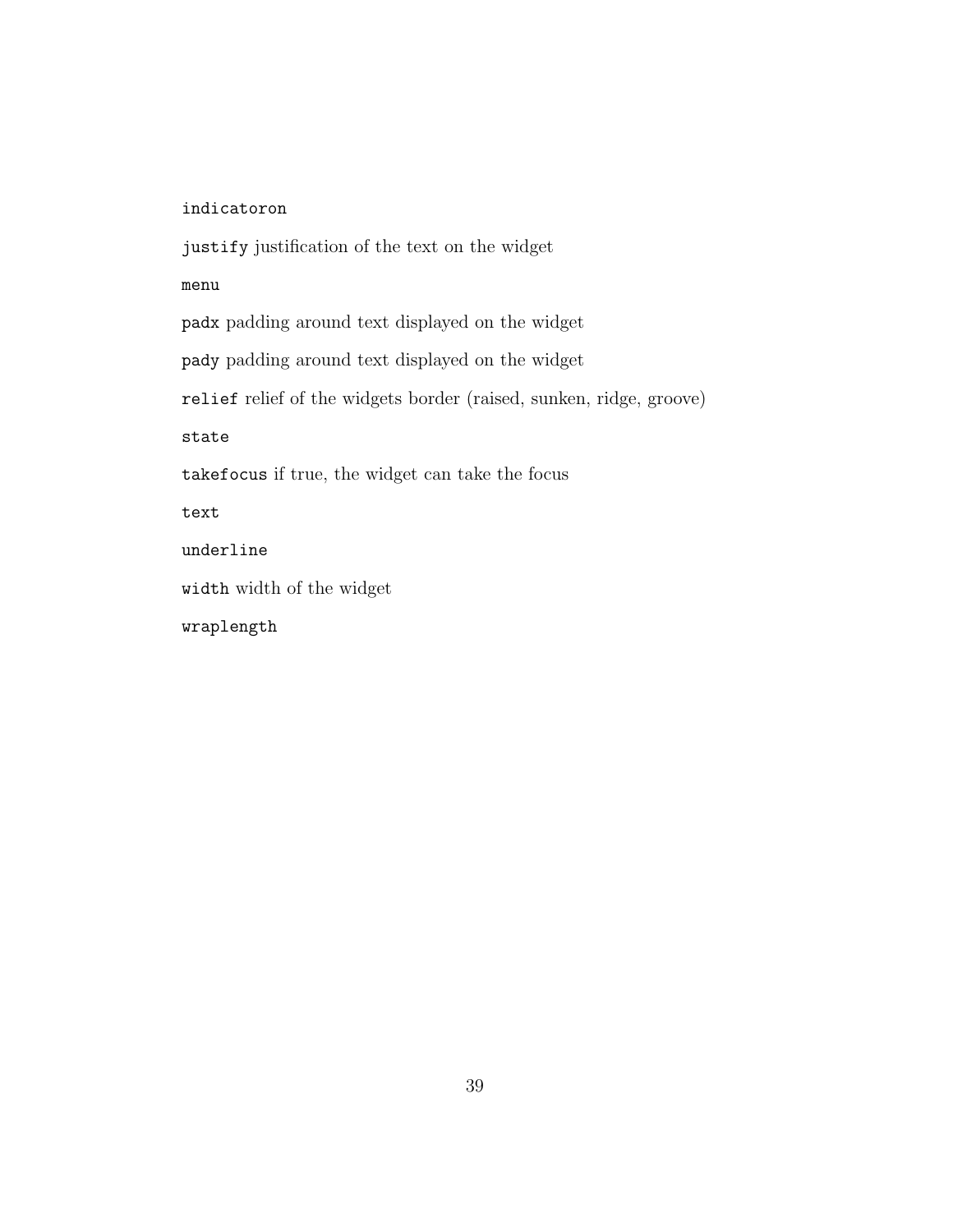`indicatoron`

`justify` justification of the text on the widget

`menu`

`padx` padding around text displayed on the widget

`pady` padding around text displayed on the widget

`relief` relief of the widgets border (raised, sunken, ridge, groove)

`state`

`takefocus` if true, the widget can take the focus

`text`

`underline`

`width` width of the widget

`wraplength`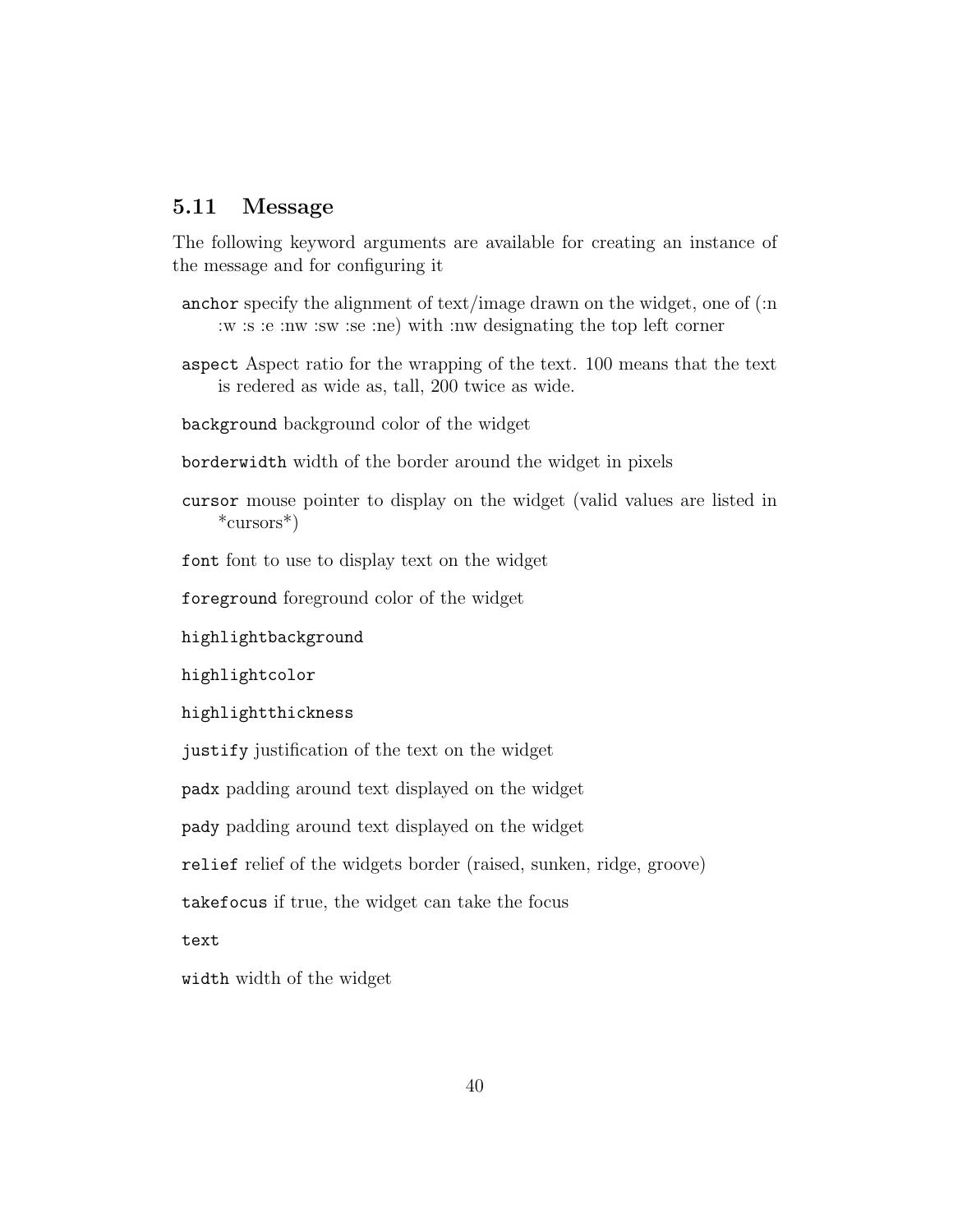## 5.11 Message

The following keyword arguments are available for creating an instance of the message and for configuring it

`anchor` specify the alignment of text/image drawn on the widget, one of (:n :w :s :e :nw :sw :se :ne) with :nw designating the top left corner

`aspect` Aspect ratio for the wrapping of the text. 100 means that the text is redered as wide as, tall, 200 twice as wide.

`background` background color of the widget

`borderwidth` width of the border around the widget in pixels

`cursor` mouse pointer to display on the widget (valid values are listed in *cursors*)

`font` font to use to display text on the widget

`foreground` foreground color of the widget

`highlightbackground`

`highlightcolor`

`highlightthickness`

`justify` justification of the text on the widget

`padx` padding around text displayed on the widget

`pady` padding around text displayed on the widget

`relief` relief of the widgets border (raised, sunken, ridge, groove)

`takefocus` if true, the widget can take the focus

`text`

`width` width of the widget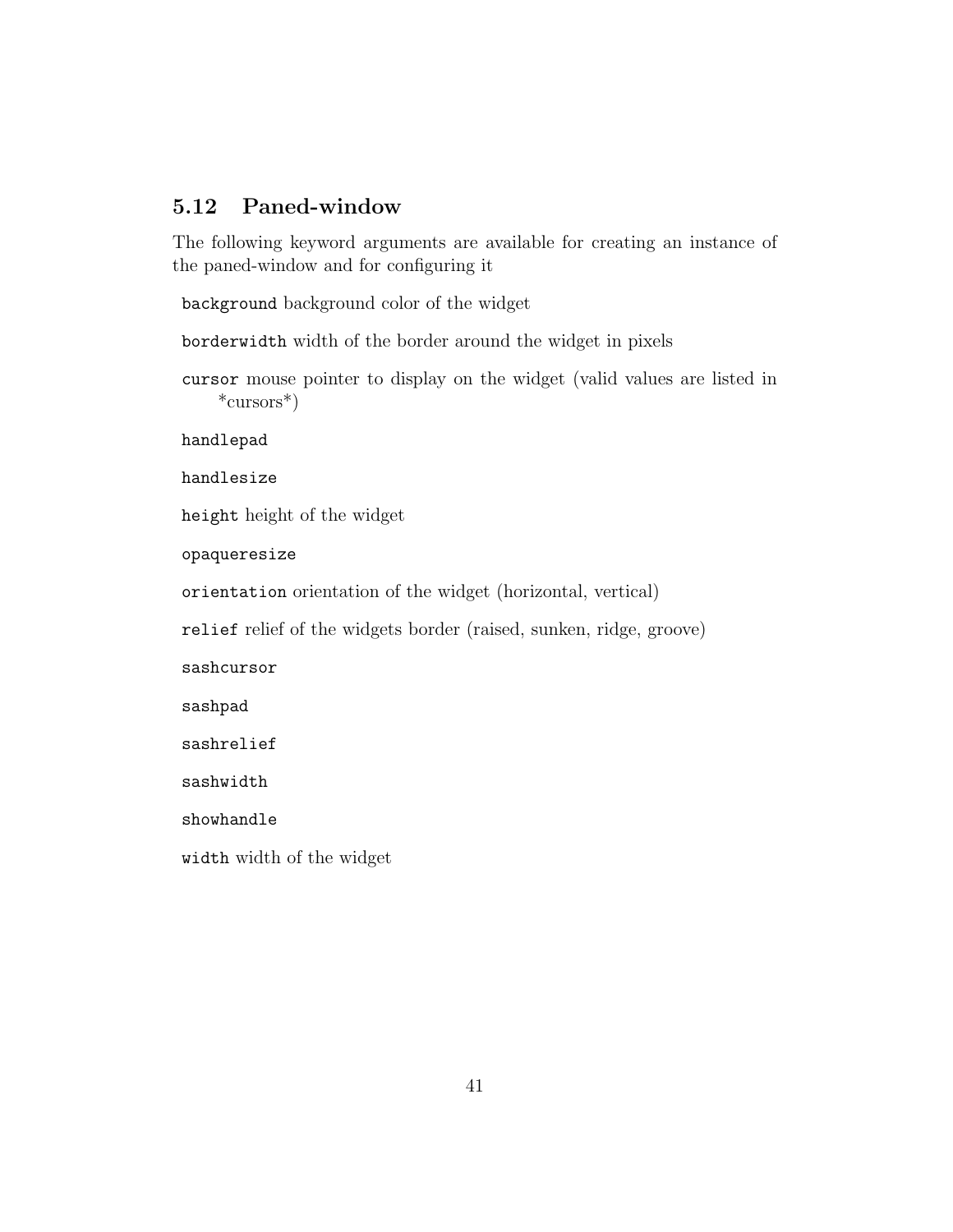## 5.12 Paned-window

The following keyword arguments are available for creating an instance of the paned-window and for configuring it

`background` background color of the widget

`borderwidth` width of the border around the widget in pixels

`cursor` mouse pointer to display on the widget (valid values are listed in *cursors*)

`handlepad`

`handlesize`

`height` height of the widget

`opaqueresize`

`orientation` orientation of the widget (horizontal, vertical)

`relief` relief of the widgets border (raised, sunken, ridge, groove)

`sashcursor`

`sashpad`

`sashrelief`

`sashwidth`

`showhandle`

`width` width of the widget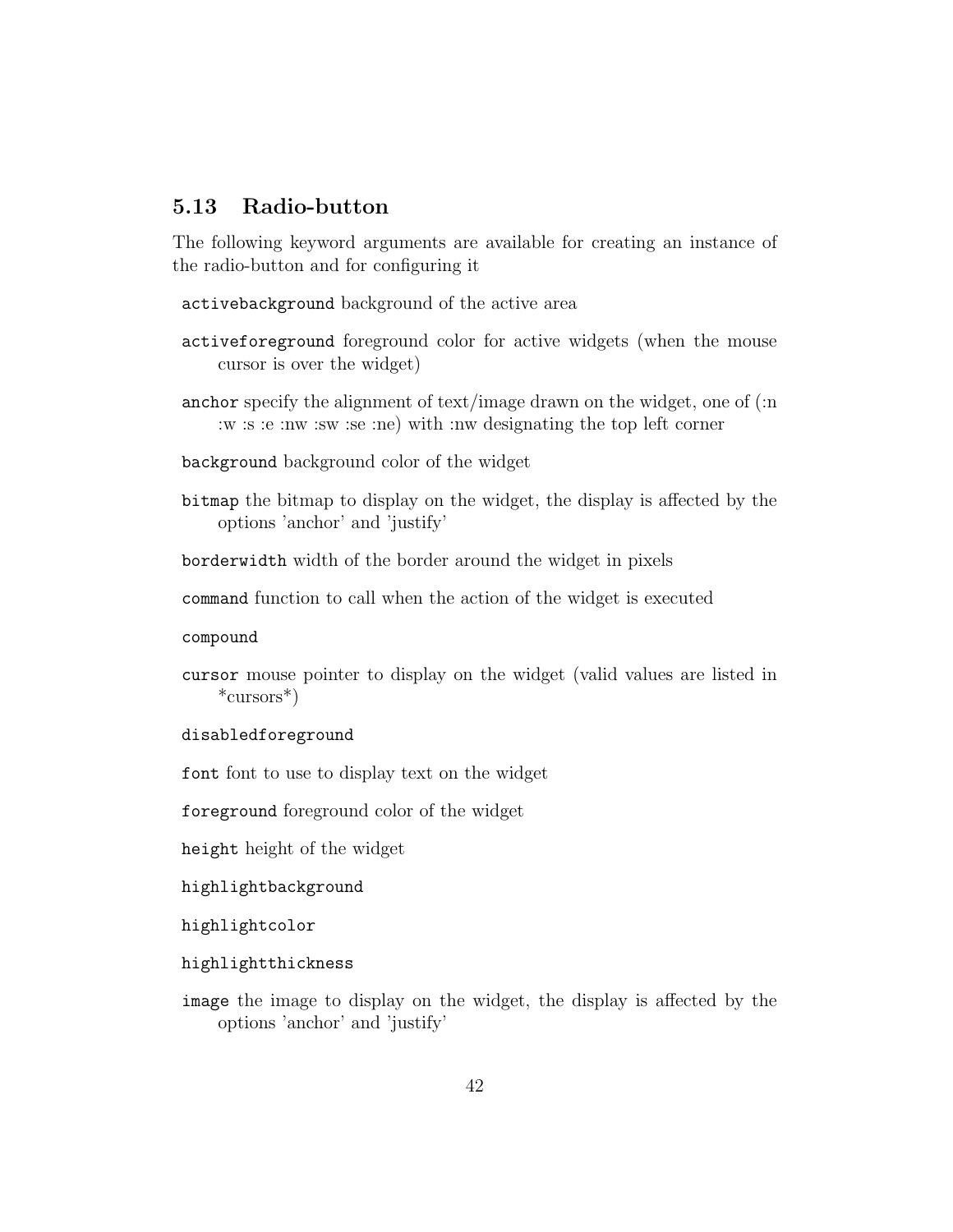### 5.13 Radio-button

The following keyword arguments are available for creating an instance of the radio-button and for configuring it

`activebackground` background of the active area

`activeforeground` foreground color for active widgets (when the mouse cursor is over the widget)

`anchor` specify the alignment of text/image drawn on the widget, one of (:n :w :s :e :nw :sw :se :ne) with :nw designating the top left corner

`background` background color of the widget

`bitmap` the bitmap to display on the widget, the display is affected by the options 'anchor' and 'justify'

`borderwidth` width of the border around the widget in pixels

`command` function to call when the action of the widget is executed

`compound`

`cursor` mouse pointer to display on the widget (valid values are listed in *cursors*)

`disabledforeground`

`font` font to use to display text on the widget

`foreground` foreground color of the widget

`height` height of the widget

`highlightbackground`

`highlightcolor`

`highlightthickness`

`image` the image to display on the widget, the display is affected by the options 'anchor' and 'justify'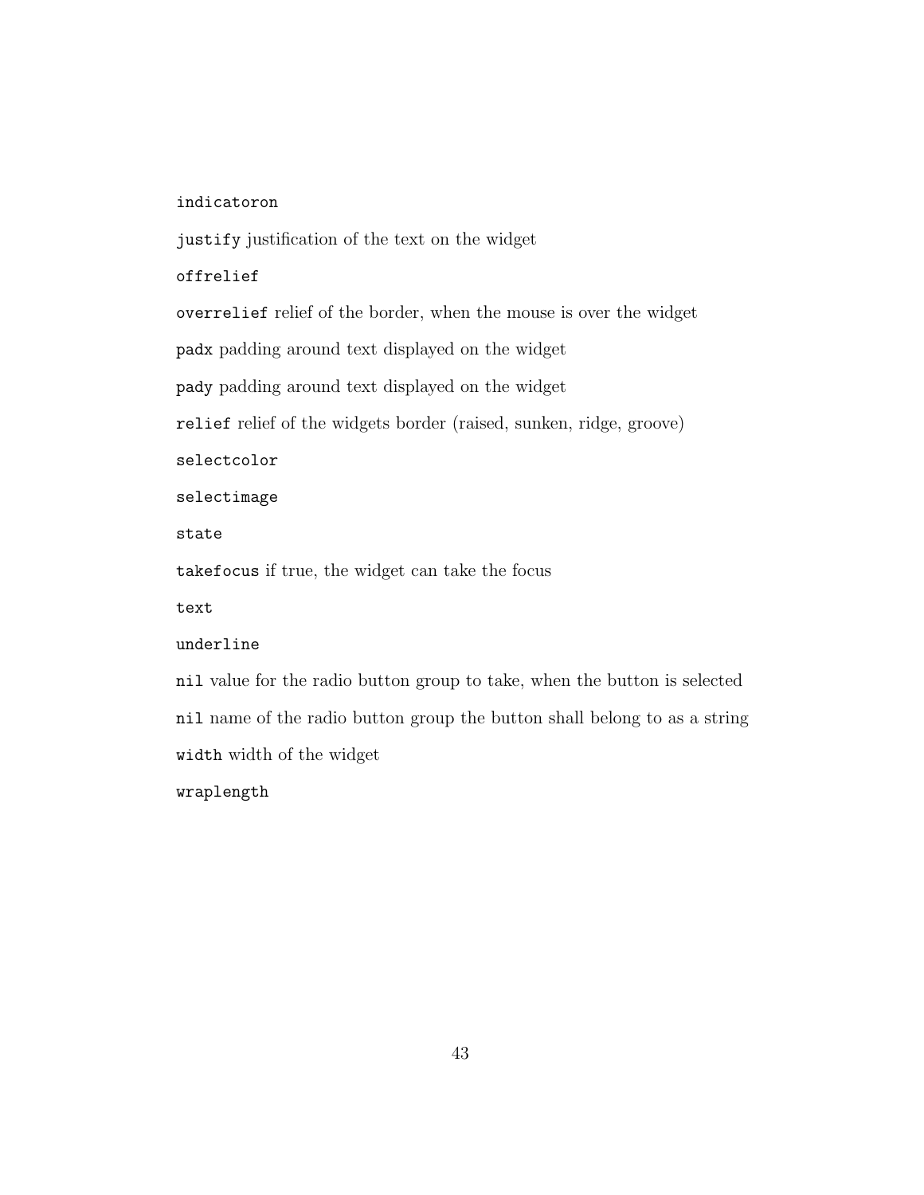`indicatoron`

`justify` justification of the text on the widget

`offrelief`

`overrelief` relief of the border, when the mouse is over the widget

`padx` padding around text displayed on the widget

`pady` padding around text displayed on the widget

`relief` relief of the widgets border (raised, sunken, ridge, groove)

`selectcolor`

`selectimage`

`state`

`takefocus` if true, the widget can take the focus

`text`

`underline`

`nil` value for the radio button group to take, when the button is selected

`nil` name of the radio button group the button shall belong to as a string

`width` width of the widget

`wraplength`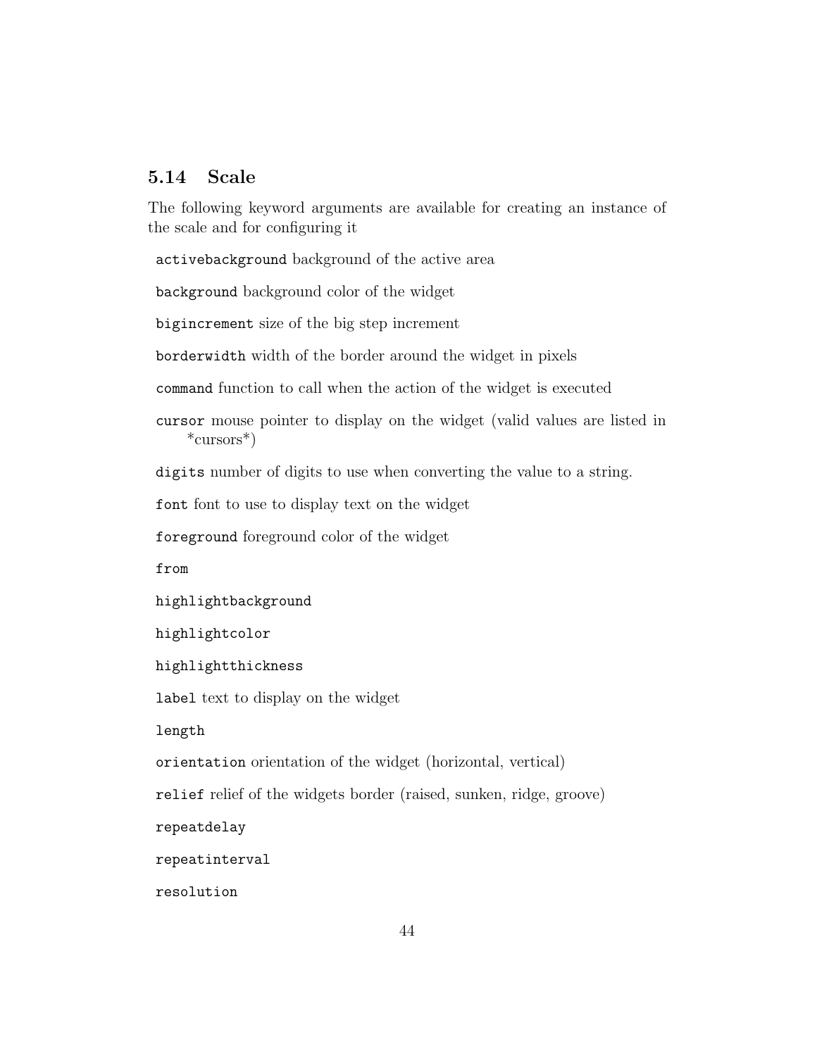## 5.14 Scale

The following keyword arguments are available for creating an instance of the scale and for configuring it

`activebackground` background of the active area

`background` background color of the widget

`bigincrement` size of the big step increment

`borderwidth` width of the border around the widget in pixels

`command` function to call when the action of the widget is executed

`cursor` mouse pointer to display on the widget (valid values are listed in *cursors*)

`digits` number of digits to use when converting the value to a string.

`font` font to use to display text on the widget

`foreground` foreground color of the widget

`from`

`highlightbackground`

`highlightcolor`

`highlightthickness`

`label` text to display on the widget

`length`

`orientation` orientation of the widget (horizontal, vertical)

`relief` relief of the widgets border (raised, sunken, ridge, groove)

`repeatdelay`

`repeatinterval`

`resolution`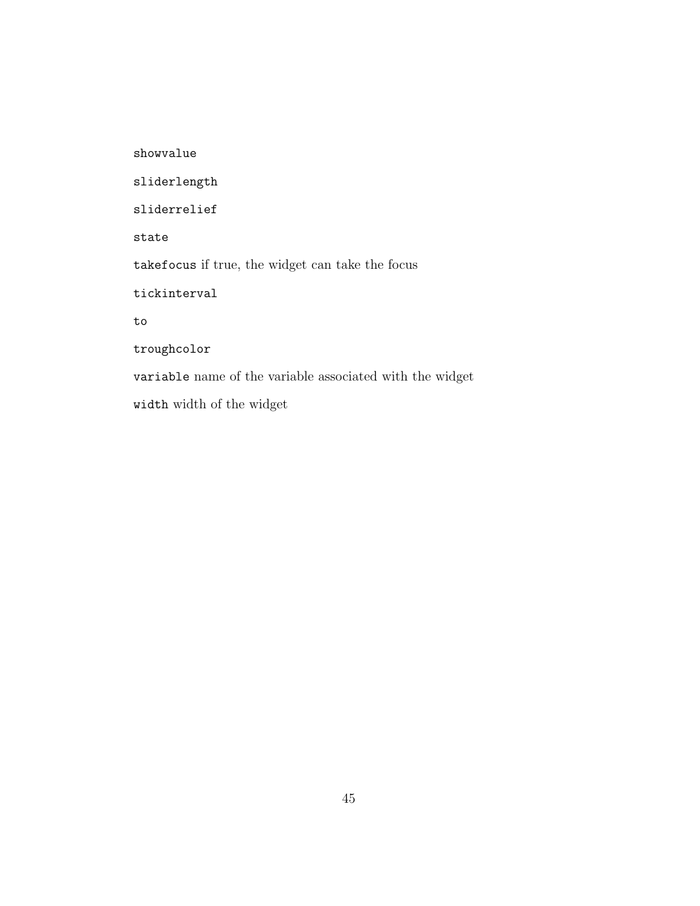`showvalue`

`sliderlength`

`sliderrelief`

`state`

`takefocus` if true, the widget can take the focus

`tickinterval`

`to`

`troughcolor`

`variable` name of the variable associated with the widget

`width` width of the widget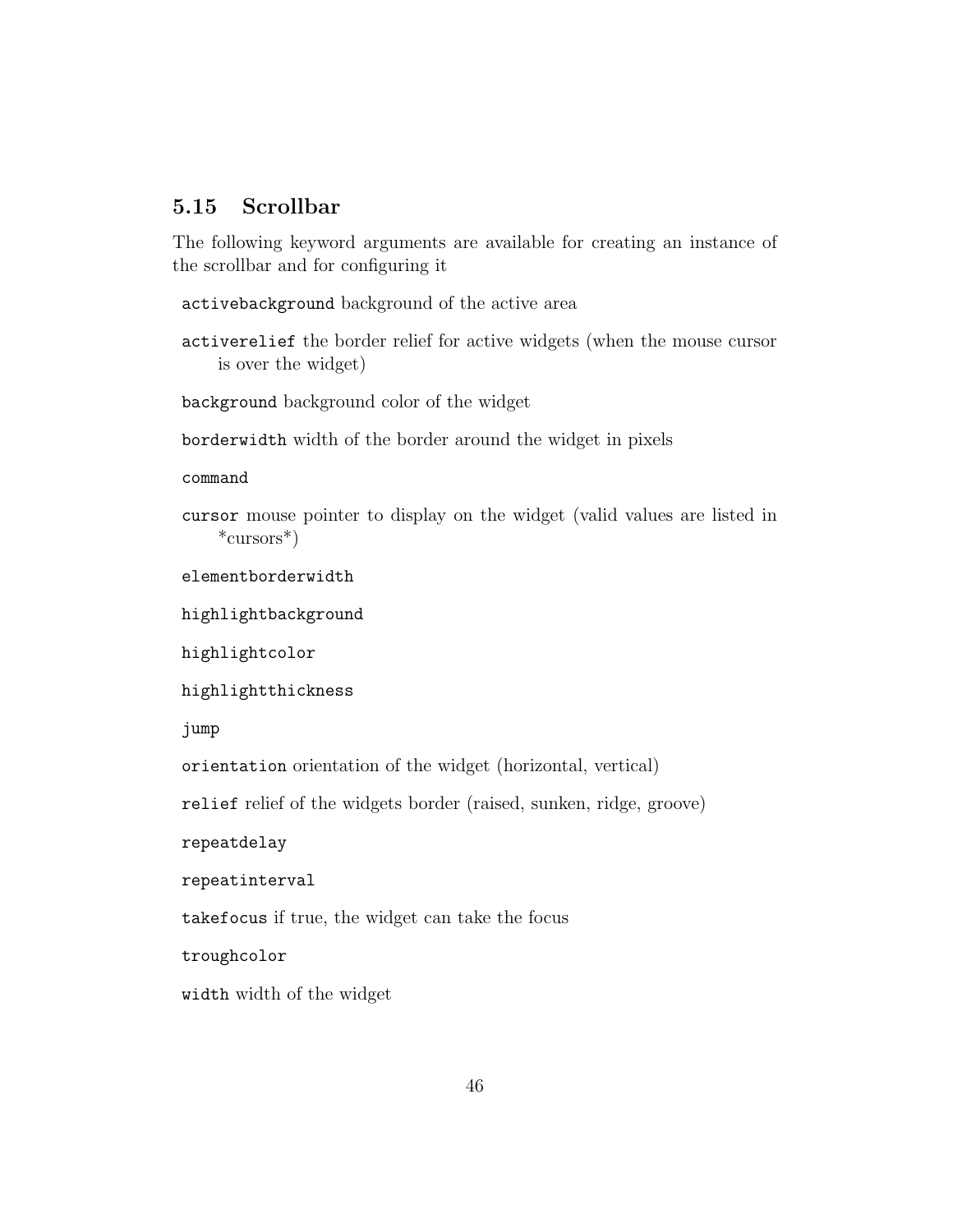## 5.15 Scrollbar

The following keyword arguments are available for creating an instance of the scrollbar and for configuring it

`activebackground` background of the active area

`activerelief` the border relief for active widgets (when the mouse cursor is over the widget)

`background` background color of the widget

`borderwidth` width of the border around the widget in pixels

`command`

`cursor` mouse pointer to display on the widget (valid values are listed in *cursors*)

`elementborderwidth`

`highlightbackground`

`highlightcolor`

`highlightthickness`

`jump`

`orientation` orientation of the widget (horizontal, vertical)

`relief` relief of the widgets border (raised, sunken, ridge, groove)

`repeatdelay`

`repeatinterval`

`takefocus` if true, the widget can take the focus

`troughcolor`

`width` width of the widget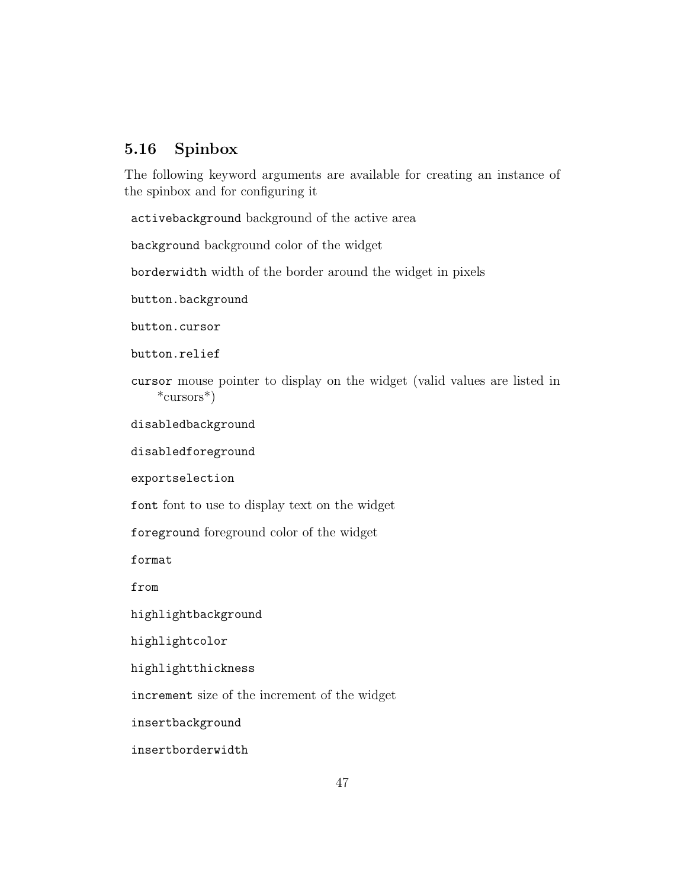## 5.16 Spinbox

The following keyword arguments are available for creating an instance of the spinbox and for configuring it

`activebackground` background of the active area

`background` background color of the widget

`borderwidth` width of the border around the widget in pixels

`button.background`

`button.cursor`

`button.relief`

`cursor` mouse pointer to display on the widget (valid values are listed in *cursors*)

`disabledbackground`

`disabledforeground`

`exportselection`

`font` font to use to display text on the widget

`foreground` foreground color of the widget

`format`

`from`

`highlightbackground`

`highlightcolor`

`highlightthickness`

`increment` size of the increment of the widget

`insertbackground`

`insertborderwidth`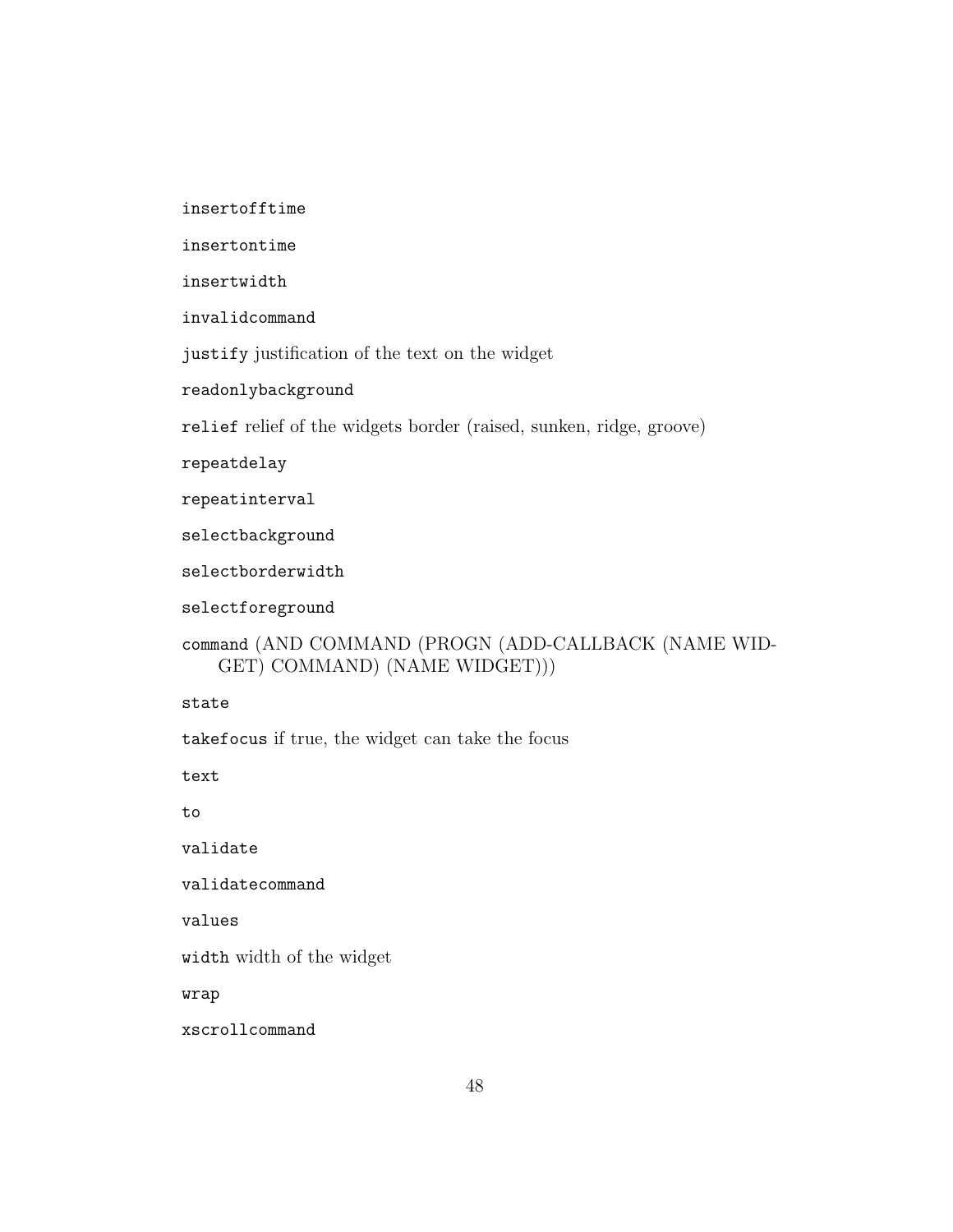`insertofftime`

`insertontime`

`insertwidth`

`invalidcommand`

`justify` justification of the text on the widget

`readonlybackground`

`relief` relief of the widgets border (raised, sunken, ridge, groove)

`repeatdelay`

`repeatinterval`

`selectbackground`

`selectborderwidth`

`selectforeground`

`command` (AND COMMAND (PROGN (ADD-CALLBACK (NAME WIDGET) COMMAND) (NAME WIDGET)))

`state`

`takefocus` if true, the widget can take the focus

`text`

`to`

`validate`

`validatecommand`

`values`

`width` width of the widget

`wrap`

`xscrollcommand`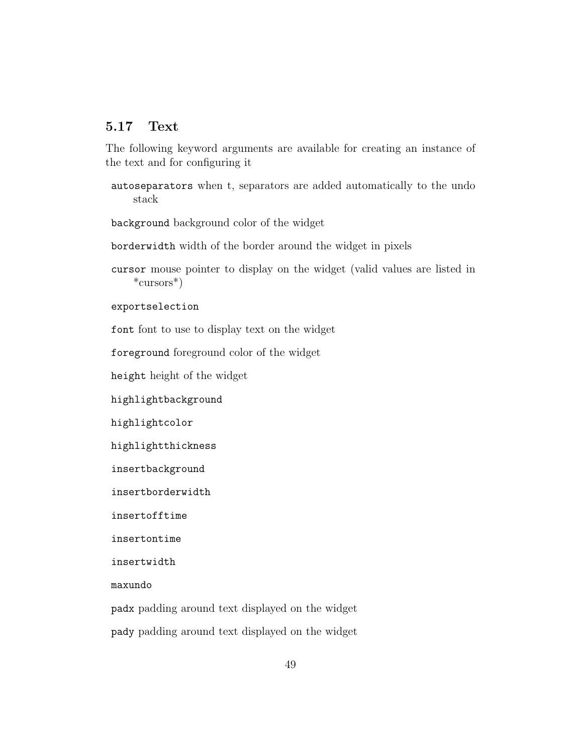## 5.17 Text

The following keyword arguments are available for creating an instance of the text and for configuring it

`autoseparators` when t, separators are added automatically to the undo stack

`background` background color of the widget

`borderwidth` width of the border around the widget in pixels

`cursor` mouse pointer to display on the widget (valid values are listed in *cursors*)

`exportselection`

`font` font to use to display text on the widget

`foreground` foreground color of the widget

`height` height of the widget

`highlightbackground`

`highlightcolor`

`highlightthickness`

`insertbackground`

`insertborderwidth`

`insertofftime`

`insertontime`

`insertwidth`

`maxundo`

`padx` padding around text displayed on the widget

`pady` padding around text displayed on the widget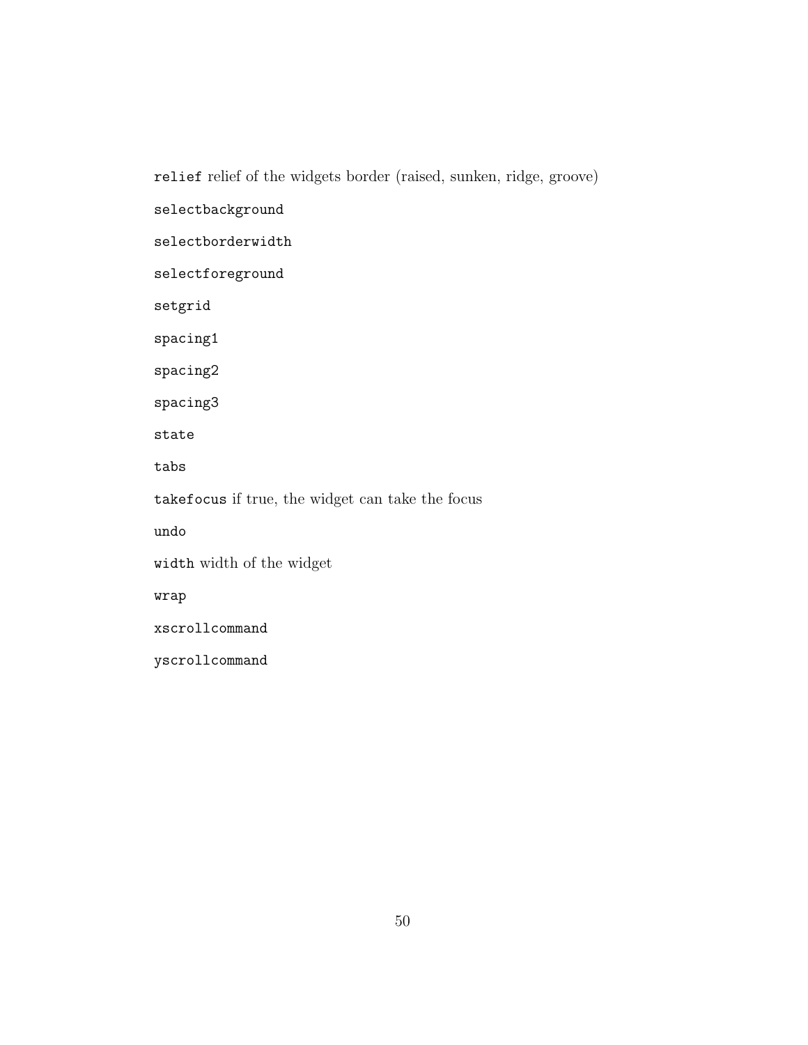`relief` relief of the widgets border (raised, sunken, ridge, groove)

`selectbackground`

`selectborderwidth`

`selectforeground`

`setgrid`

`spacing1`

`spacing2`

`spacing3`

`state`

`tabs`

`takefocus` if true, the widget can take the focus

`undo`

`width` width of the widget

`wrap`

`xscrollcommand`

`yscrollcommand`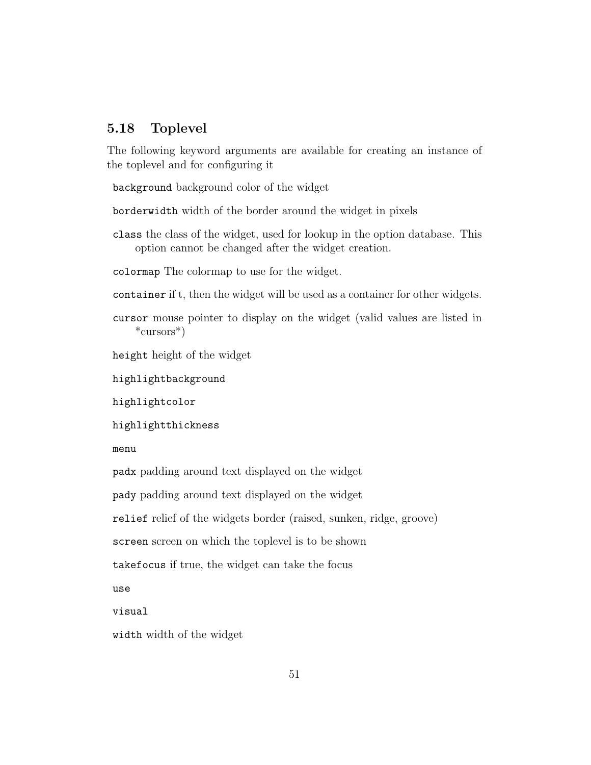## 5.18 Toplevel

The following keyword arguments are available for creating an instance of the toplevel and for configuring it

`background` background color of the widget

`borderwidth` width of the border around the widget in pixels

`class` the class of the widget, used for lookup in the option database. This option cannot be changed after the widget creation.

`colormap` The colormap to use for the widget.

`container` if t, then the widget will be used as a container for other widgets.

`cursor` mouse pointer to display on the widget (valid values are listed in *cursors*)

`height` height of the widget

`highlightbackground`

`highlightcolor`

`highlightthickness`

`menu`

`padx` padding around text displayed on the widget

`pady` padding around text displayed on the widget

`relief` relief of the widgets border (raised, sunken, ridge, groove)

`screen` screen on which the toplevel is to be shown

`takefocus` if true, the widget can take the focus

`use`

`visual`

`width` width of the widget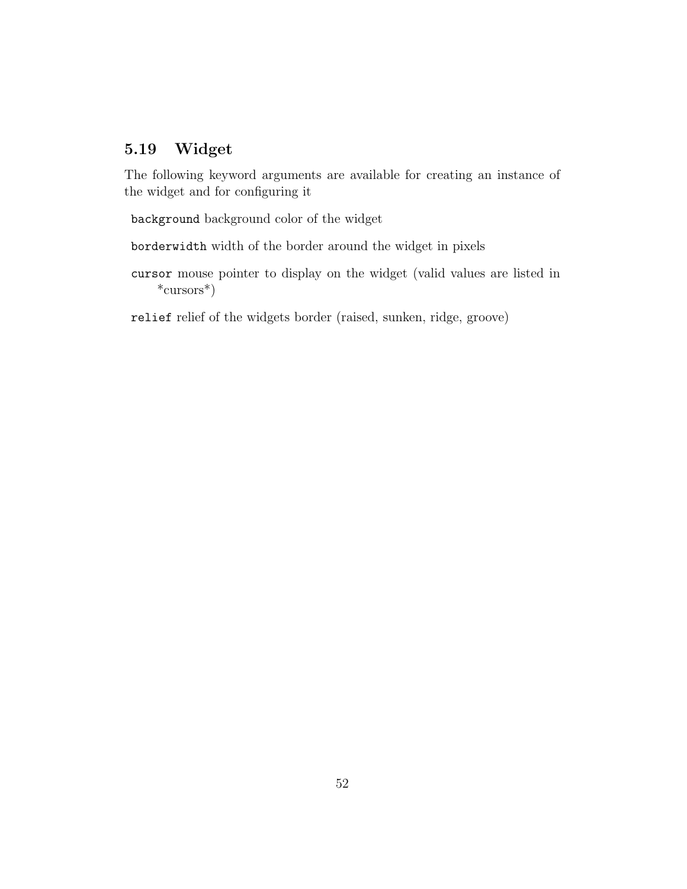## 5.19 Widget

The following keyword arguments are available for creating an instance of the widget and for configuring it

`background` background color of the widget

`borderwidth` width of the border around the widget in pixels

`cursor` mouse pointer to display on the widget (valid values are listed in *cursors*)

`relief` relief of the widgets border (raised, sunken, ridge, groove)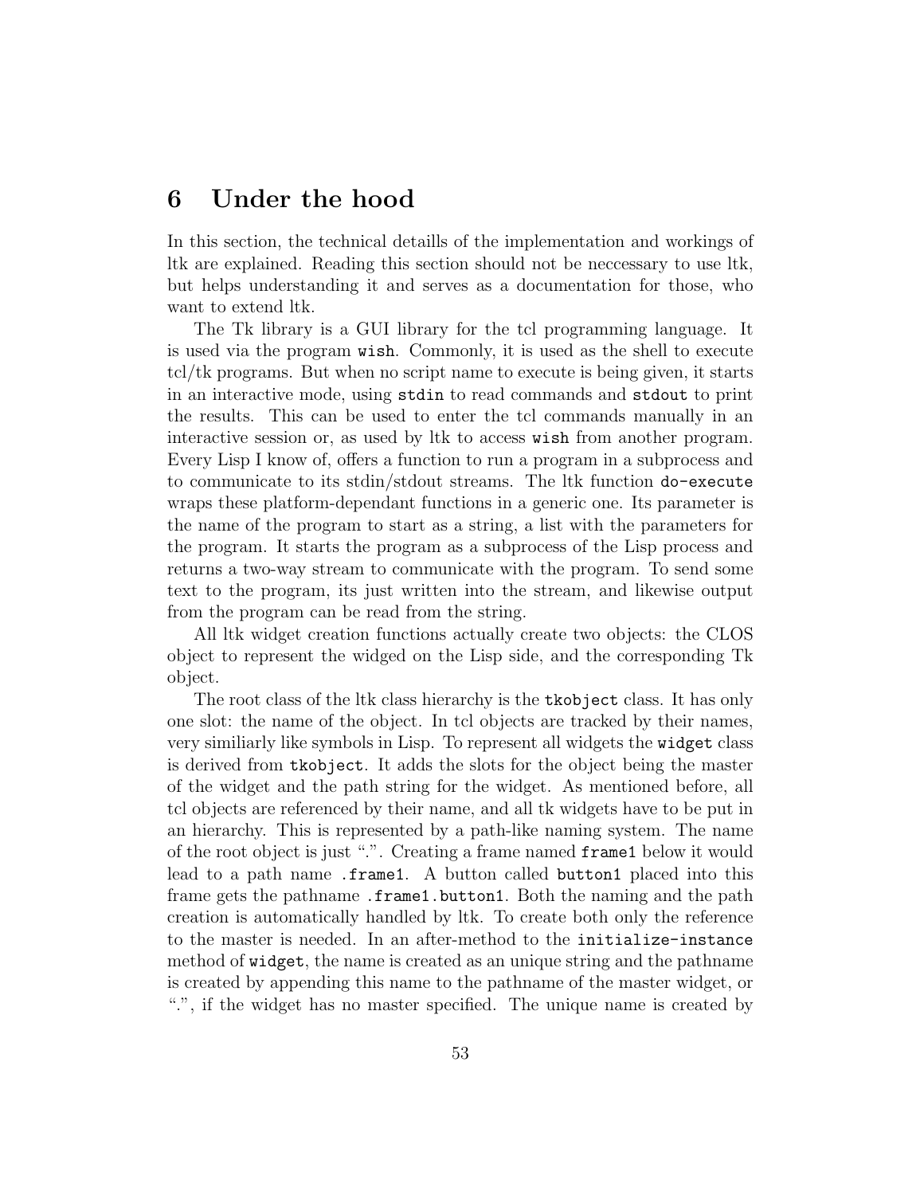# 6 Under the hood

In this section, the technical detaills of the implementation and workings of ltk are explained. Reading this section should not be neccessary to use ltk, but helps understanding it and serves as a documentation for those, who want to extend ltk.

The Tk library is a GUI library for the tcl programming language. It is used via the program `wish`. Commonly, it is used as the shell to execute tcl/tk programs. But when no script name to execute is being given, it starts in an interactive mode, using `stdin` to read commands and `stdout` to print the results. This can be used to enter the tcl commands manually in an interactive session or, as used by ltk to access `wish` from another program. Every Lisp I know of, offers a function to run a program in a subprocess and to communicate to its stdin/stdout streams. The ltk function `do-execute` wraps these platform-dependant functions in a generic one. Its parameter is the name of the program to start as a string, a list with the parameters for the program. It starts the program as a subprocess of the Lisp process and returns a two-way stream to communicate with the program. To send some text to the program, its just written into the stream, and likewise output from the program can be read from the string.

All ltk widget creation functions actually create two objects: the CLOS object to represent the widged on the Lisp side, and the corresponding Tk object.

The root class of the ltk class hierarchy is the `tkobject` class. It has only one slot: the name of the object. In tcl objects are tracked by their names, very similiarly like symbols in Lisp. To represent all widgets the `widget` class is derived from `tkobject`. It adds the slots for the object being the master of the widget and the path string for the widget. As mentioned before, all tcl objects are referenced by their name, and all tk widgets have to be put in an hierarchy. This is represented by a path-like naming system. The name of the root object is just ".". Creating a frame named `frame1` below it would lead to a path name `.frame1`. A button called `button1` placed into this frame gets the pathname `.frame1.button1`. Both the naming and the path creation is automatically handled by ltk. To create both only the reference to the master is needed. In an after-method to the `initialize-instance` method of `widget`, the name is created as an unique string and the pathname is created by appending this name to the pathname of the master widget, or ".", if the widget has no master specified. The unique name is created by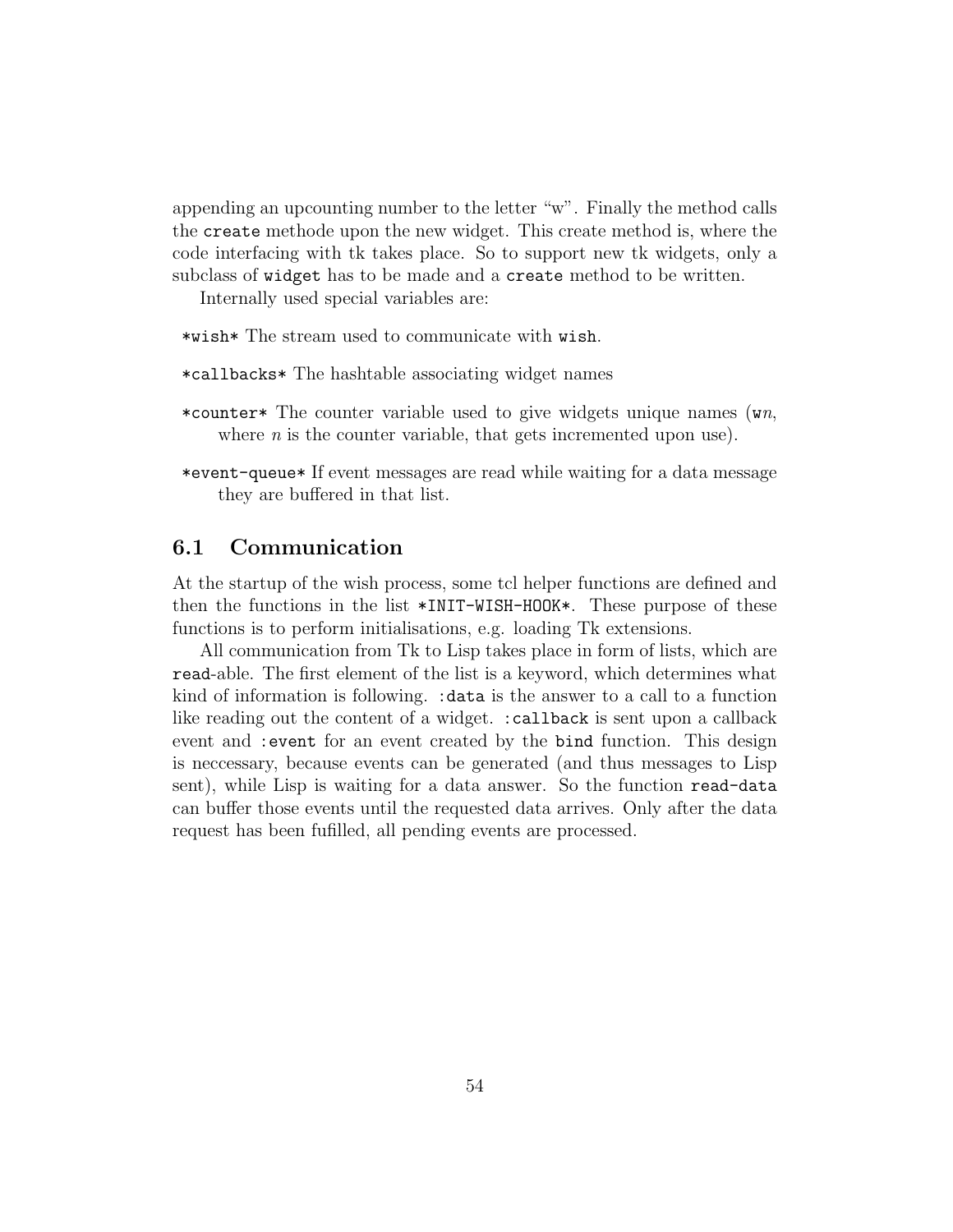appending an upcounting number to the letter "w". Finally the method calls the `create` methode upon the new widget. This create method is, where the code interfacing with tk takes place. So to support new tk widgets, only a subclass of `widget` has to be made and a `create` method to be written.

Internally used special variables are:

`*wish*` The stream used to communicate with `wish`.

`*callbacks*` The hashtable associating widget names

`*counter*` The counter variable used to give widgets unique names (w*n*, where *n* is the counter variable, that gets incremented upon use).

`*event-queue*` If event messages are read while waiting for a data message they are buffered in that list.

## 6.1 Communication

At the startup of the wish process, some tcl helper functions are defined and then the functions in the list `*INIT-WISH-HOOK*`. These purpose of these functions is to perform initialisations, e.g. loading Tk extensions.

All communication from Tk to Lisp takes place in form of lists, which are `read`-able. The first element of the list is a keyword, which determines what kind of information is following. `:data` is the answer to a call to a function like reading out the content of a widget. `:callback` is sent upon a callback event and `:event` for an event created by the `bind` function. This design is neccessary, because events can be generated (and thus messages to Lisp sent), while Lisp is waiting for a data answer. So the function `read-data` can buffer those events until the requested data arrives. Only after the data request has been fufilled, all pending events are processed.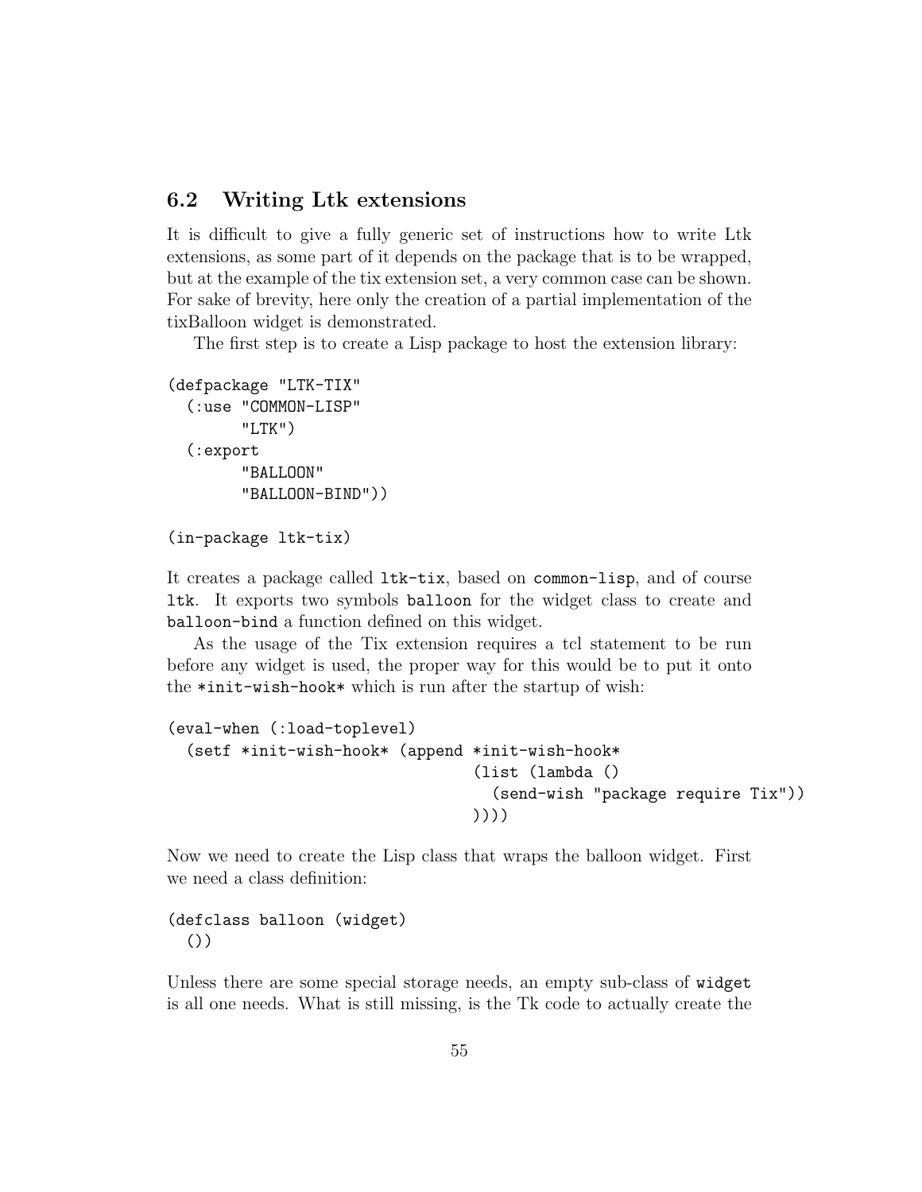## 6.2 Writing Ltk extensions

It is difficult to give a fully generic set of instructions how to write Ltk extensions, as some part of it depends on the package that is to be wrapped, but at the example of the tix extension set, a very common case can be shown. For sake of brevity, here only the creation of a partial implementation of the tixBalloon widget is demonstrated.

The first step is to create a Lisp package to host the extension library:

```
(defpackage "LTK-TIX"
  (:use "COMMON-LISP"
        "LTK")
  (:export
        "BALLOON"
        "BALLOON-BIND"))

(in-package ltk-tix)
```

It creates a package called `ltk-tix`, based on `common-lisp`, and of course `ltk`. It exports two symbols `balloon` for the widget class to create and `balloon-bind` a function defined on this widget.

As the usage of the Tix extension requires a tcl statement to be run before any widget is used, the proper way for this would be to put it onto the `*init-wish-hook*` which is run after the startup of wish:

```
(eval-when (:load-toplevel)
  (setf *init-wish-hook* (append *init-wish-hook*
                                 (list (lambda ()
                                   (send-wish "package require Tix"))
                                 ))))
```

Now we need to create the Lisp class that wraps the balloon widget. First we need a class definition:

```
(defclass balloon (widget)
  ())
```

Unless there are some special storage needs, an empty sub-class of `widget` is all one needs. What is still missing, is the Tk code to actually create the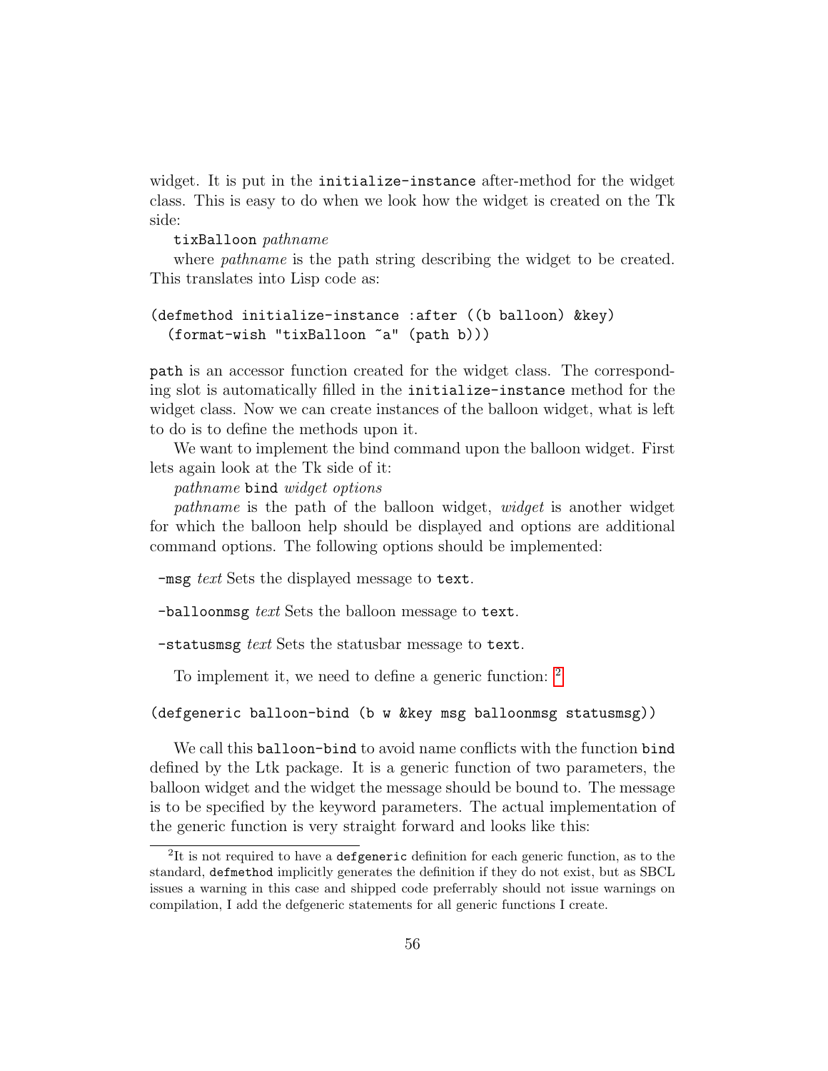widget. It is put in the `initialize-instance` after-method for the widget class. This is easy to do when we look how the widget is created on the Tk side:

`tixBalloon` *pathname*

where *pathname* is the path string describing the widget to be created. This translates into Lisp code as:

```
(defmethod initialize-instance :after ((b balloon) &key)
  (format-wish "tixBalloon ~a" (path b)))
```

`path` is an accessor function created for the widget class. The corresponding slot is automatically filled in the `initialize-instance` method for the widget class. Now we can create instances of the balloon widget, what is left to do is to define the methods upon it.

We want to implement the bind command upon the balloon widget. First lets again look at the Tk side of it:

*pathname* `bind` *widget options*

*pathname* is the path of the balloon widget, *widget* is another widget for which the balloon help should be displayed and options are additional command options. The following options should be implemented:

- `-msg` *text* Sets the displayed message to `text`.
- `-balloonmsg` *text* Sets the balloon message to `text`.
- `-statusmsg` *text* Sets the statusbar message to `text`.

To implement it, we need to define a generic function: [2]

```
(defgeneric balloon-bind (b w &key msg balloonmsg statusmsg))
```

We call this `balloon-bind` to avoid name conflicts with the function `bind` defined by the Ltk package. It is a generic function of two parameters, the balloon widget and the widget the message should be bound to. The message is to be specified by the keyword parameters. The actual implementation of the generic function is very straight forward and looks like this:

[2] It is not required to have a `defgeneric` definition for each generic function, as to the standard, `defmethod` implicitly generates the definition if they do not exist, but as SBCL issues a warning in this case and shipped code preferrably should not issue warnings on compilation, I add the defgeneric statements for all generic functions I create.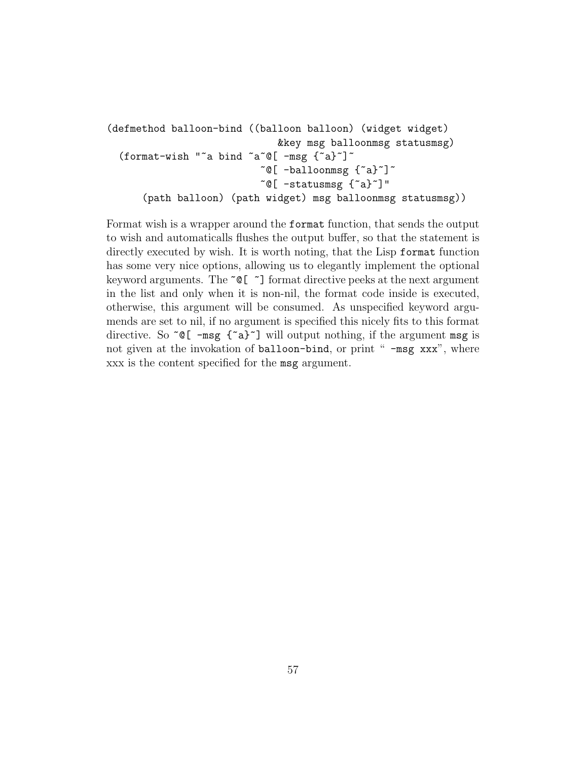```
(defmethod balloon-bind ((balloon balloon) (widget widget)
                          &key msg balloonmsg statusmsg)
  (format-wish "~a bind ~a~@[ -msg {~a}~]~
                          ~@[ -balloonmsg {~a}~]~
                          ~@[ -statusmsg {~a}~]"
      (path balloon) (path widget) msg balloonmsg statusmsg))
```

Format wish is a wrapper around the `format` function, that sends the output to wish and automaticalls flushes the output buffer, so that the statement is directly executed by wish. It is worth noting, that the Lisp `format` function has some very nice options, allowing us to elegantly implement the optional keyword arguments. The `~@[ ~]` format directive peeks at the next argument in the list and only when it is non-nil, the format code inside is executed, otherwise, this argument will be consumed. As unspecified keyword argumends are set to nil, if no argument is specified this nicely fits to this format directive. So `~@[ -msg {~a}~]` will output nothing, if the argument `msg` is not given at the invokation of `balloon-bind`, or print " `-msg xxx`", where xxx is the content specified for the `msg` argument.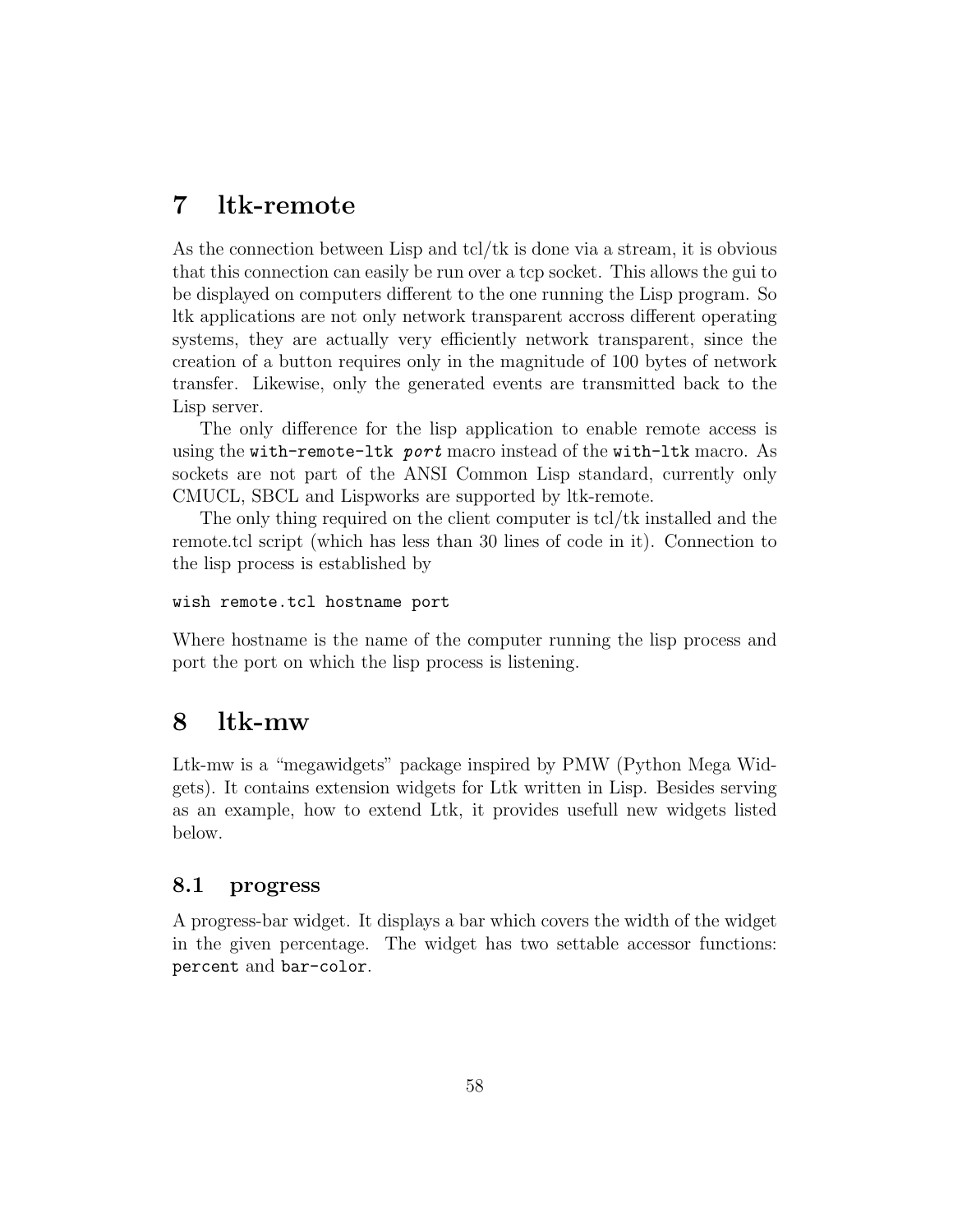# 7 ltk-remote

As the connection between Lisp and tcl/tk is done via a stream, it is obvious that this connection can easily be run over a tcp socket. This allows the gui to be displayed on computers different to the one running the Lisp program. So ltk applications are not only network transparent accross different operating systems, they are actually very efficiently network transparent, since the creation of a button requires only in the magnitude of 100 bytes of network transfer. Likewise, only the generated events are transmitted back to the Lisp server.

The only difference for the lisp application to enable remote access is using the `with-remote-ltk` ***port*** macro instead of the `with-ltk` macro. As sockets are not part of the ANSI Common Lisp standard, currently only CMUCL, SBCL and Lispworks are supported by ltk-remote.

The only thing required on the client computer is tcl/tk installed and the remote.tcl script (which has less than 30 lines of code in it). Connection to the lisp process is established by

```
wish remote.tcl hostname port
```

Where hostname is the name of the computer running the lisp process and port the port on which the lisp process is listening.

# 8 ltk-mw

Ltk-mw is a "megawidgets" package inspired by PMW (Python Mega Widgets). It contains extension widgets for Ltk written in Lisp. Besides serving as an example, how to extend Ltk, it provides usefull new widgets listed below.

## 8.1 progress

A progress-bar widget. It displays a bar which covers the width of the widget in the given percentage. The widget has two settable accessor functions: `percent` and `bar-color`.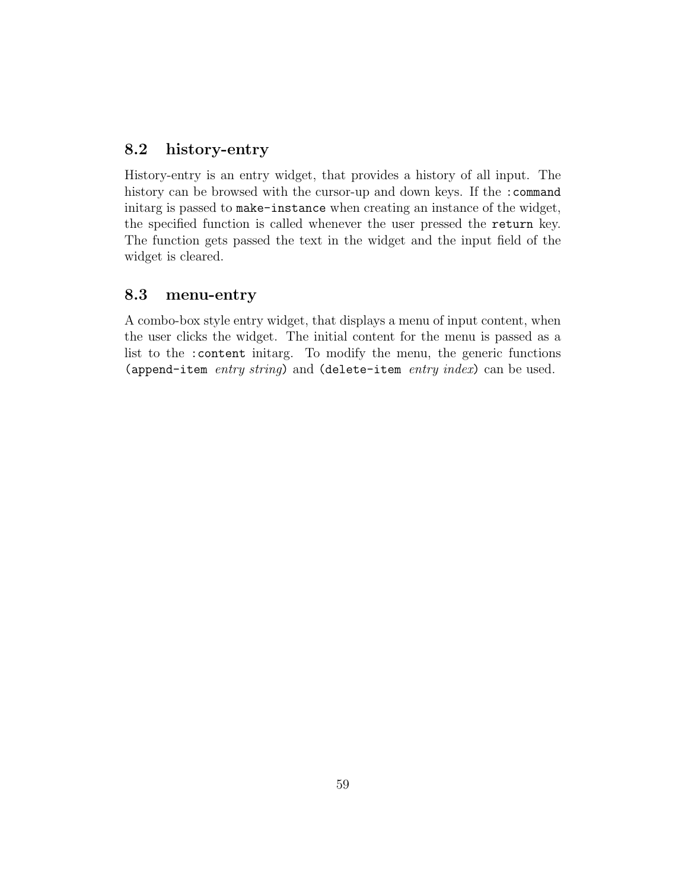## 8.2 history-entry

History-entry is an entry widget, that provides a history of all input. The history can be browsed with the cursor-up and down keys. If the `:command` initarg is passed to `make-instance` when creating an instance of the widget, the specified function is called whenever the user pressed the **`return`** key. The function gets passed the text in the widget and the input field of the widget is cleared.

## 8.3 menu-entry

A combo-box style entry widget, that displays a menu of input content, when the user clicks the widget. The initial content for the menu is passed as a list to the `:content` initarg. To modify the menu, the generic functions `(append-item` *entry string*`)` and `(delete-item` *entry index*`)` can be used.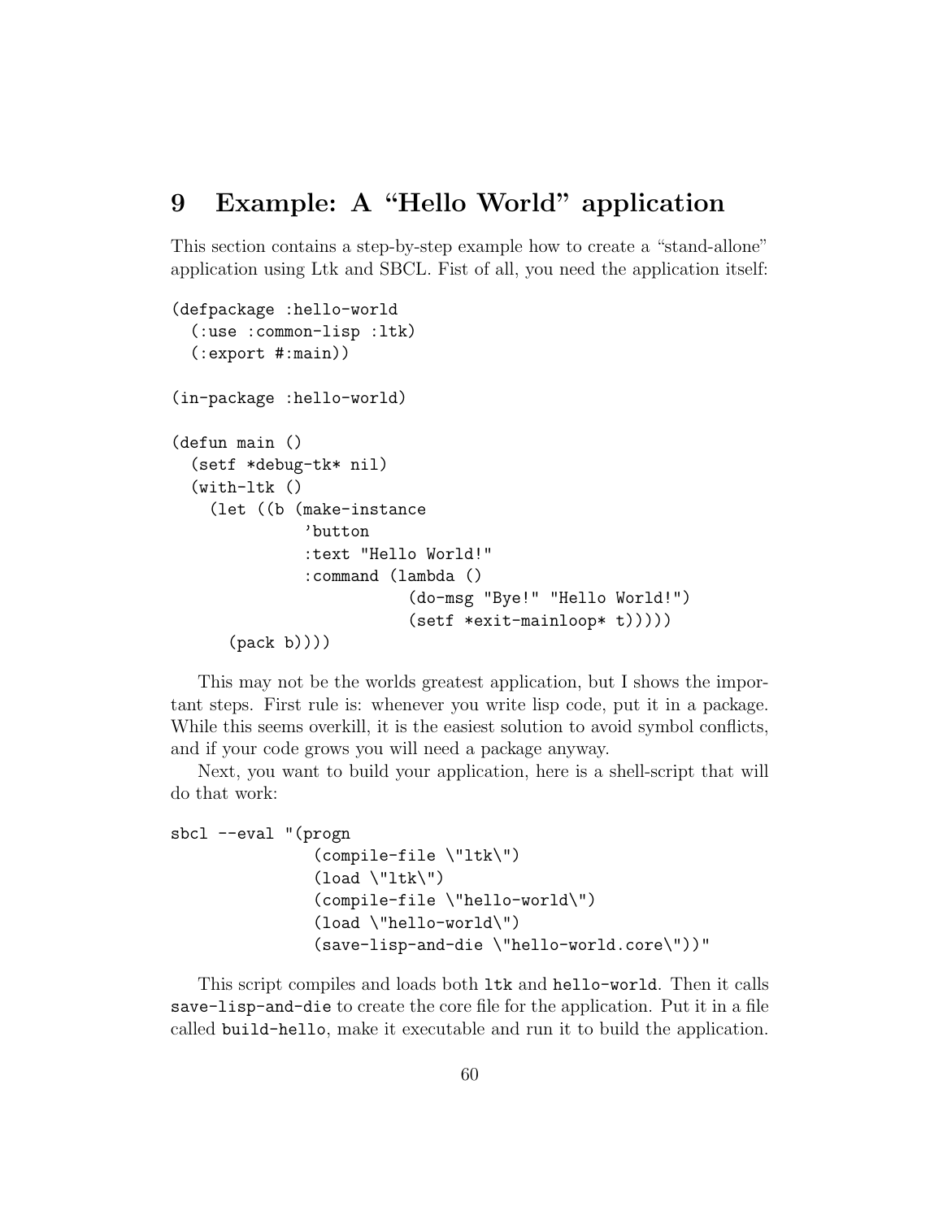# 9 Example: A "Hello World" application

This section contains a step-by-step example how to create a "stand-allone" application using Ltk and SBCL. Fist of all, you need the application itself:

```
(defpackage :hello-world
  (:use :common-lisp :ltk)
  (:export #:main))

(in-package :hello-world)

(defun main ()
  (setf *debug-tk* nil)
  (with-ltk ()
    (let ((b (make-instance
              'button
              :text "Hello World!"
              :command (lambda ()
                         (do-msg "Bye!" "Hello World!")
                         (setf *exit-mainloop* t)))))
      (pack b))))
```

This may not be the worlds greatest application, but I shows the important steps. First rule is: whenever you write lisp code, put it in a package. While this seems overkill, it is the easiest solution to avoid symbol conflicts, and if your code grows you will need a package anyway.

Next, you want to build your application, here is a shell-script that will do that work:

```
sbcl --eval "(progn
               (compile-file \"ltk\")
               (load \"ltk\")
               (compile-file \"hello-world\")
               (load \"hello-world\")
               (save-lisp-and-die \"hello-world.core\"))"
```

This script compiles and loads both `ltk` and `hello-world`. Then it calls `save-lisp-and-die` to create the core file for the application. Put it in a file called `build-hello`, make it executable and run it to build the application.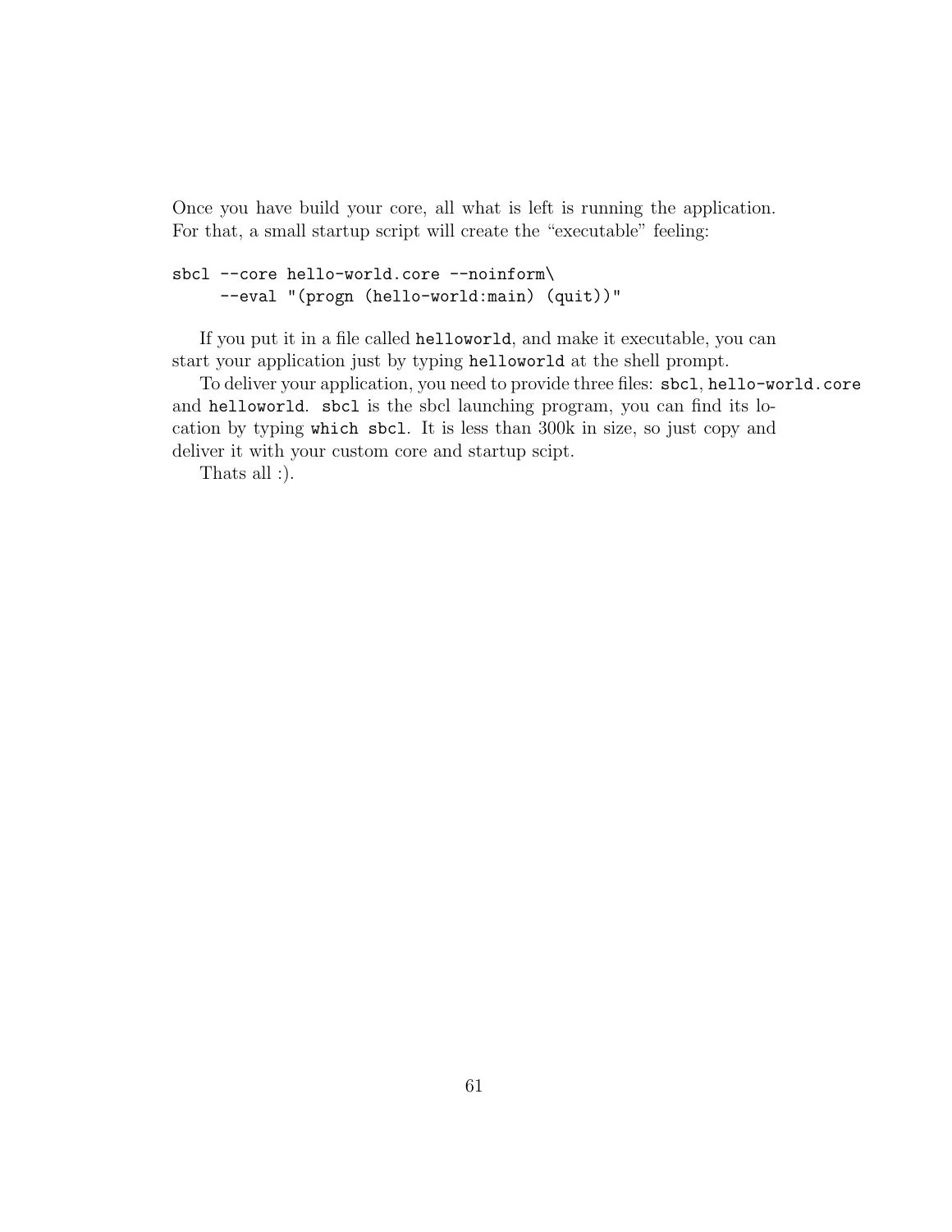Once you have build your core, all what is left is running the application. For that, a small startup script will create the "executable" feeling:

```
sbcl --core hello-world.core --noinform\
     --eval "(progn (hello-world:main) (quit))"
```

If you put it in a file called `helloworld`, and make it executable, you can start your application just by typing `helloworld` at the shell prompt.

To deliver your application, you need to provide three files: `sbcl`, `hello-world.core` and `helloworld`. `sbcl` is the sbcl launching program, you can find its location by typing `which sbcl`. It is less than 300k in size, so just copy and deliver it with your custom core and startup scipt.

Thats all :).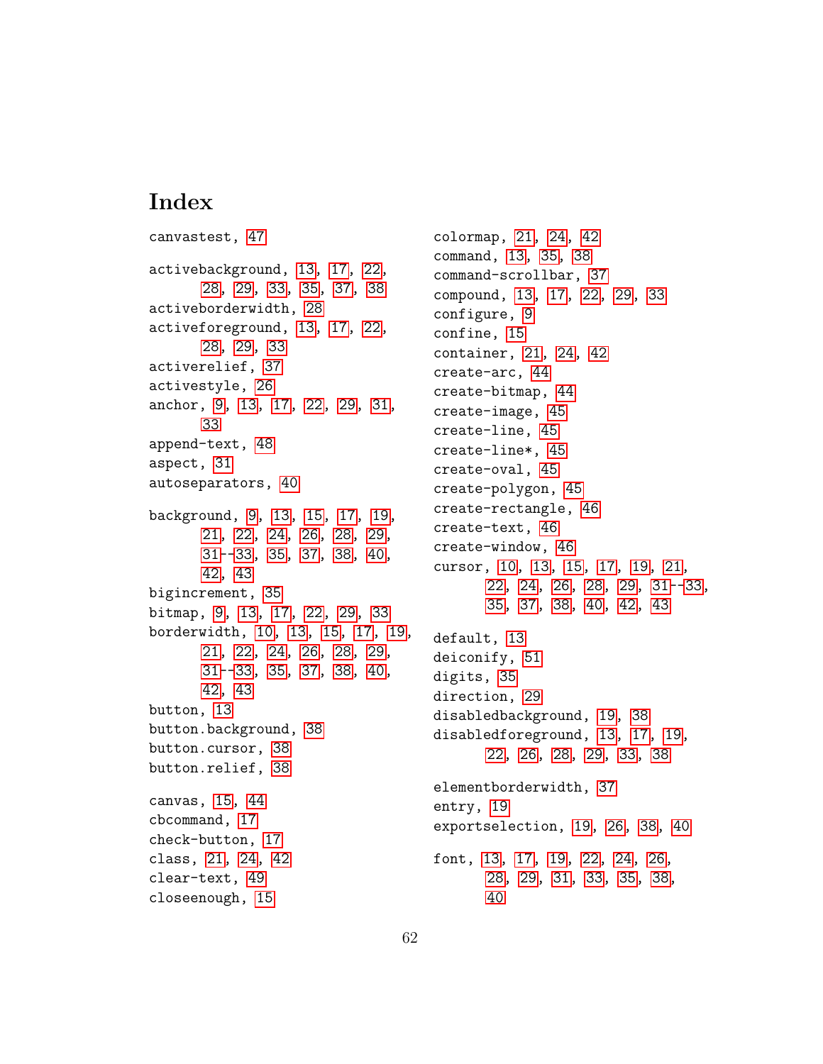# Index

canvastest, 47

activebackground, 13, 17, 22, 28, 29, 33, 35, 37, 38
activeborderwidth, 28
activeforeground, 13, 17, 22, 28, 29, 33
activerelief, 37
activestyle, 26
anchor, 9, 13, 17, 22, 29, 31, 33
append-text, 48
aspect, 31
autoseparators, 40

background, 9, 13, 15, 17, 19, 21, 22, 24, 26, 28, 29, 31--33, 35, 37, 38, 40, 42, 43
bigincrement, 35
bitmap, 9, 13, 17, 22, 29, 33
borderwidth, 10, 13, 15, 17, 19, 21, 22, 24, 26, 28, 29, 31--33, 35, 37, 38, 40, 42, 43
button, 13
button.background, 38
button.cursor, 38
button.relief, 38

canvas, 15, 44
cbcommand, 17
check-button, 17
class, 21, 24, 42
clear-text, 49
closeenough, 15

colormap, 21, 24, 42
command, 13, 35, 38
command-scrollbar, 37
compound, 13, 17, 22, 29, 33
configure, 9
confine, 15
container, 21, 24, 42
create-arc, 44
create-bitmap, 44
create-image, 45
create-line, 45
create-line*, 45
create-oval, 45
create-polygon, 45
create-rectangle, 46
create-text, 46
create-window, 46
cursor, 10, 13, 15, 17, 19, 21, 22, 24, 26, 28, 29, 31--33, 35, 37, 38, 40, 42, 43

default, 13
deiconify, 51
digits, 35
direction, 29
disabledbackground, 19, 38
disabledforeground, 13, 17, 19, 22, 26, 28, 29, 33, 38

elementborderwidth, 37
entry, 19
exportselection, 19, 26, 38, 40

font, 13, 17, 19, 22, 24, 26, 28, 29, 31, 33, 35, 38, 40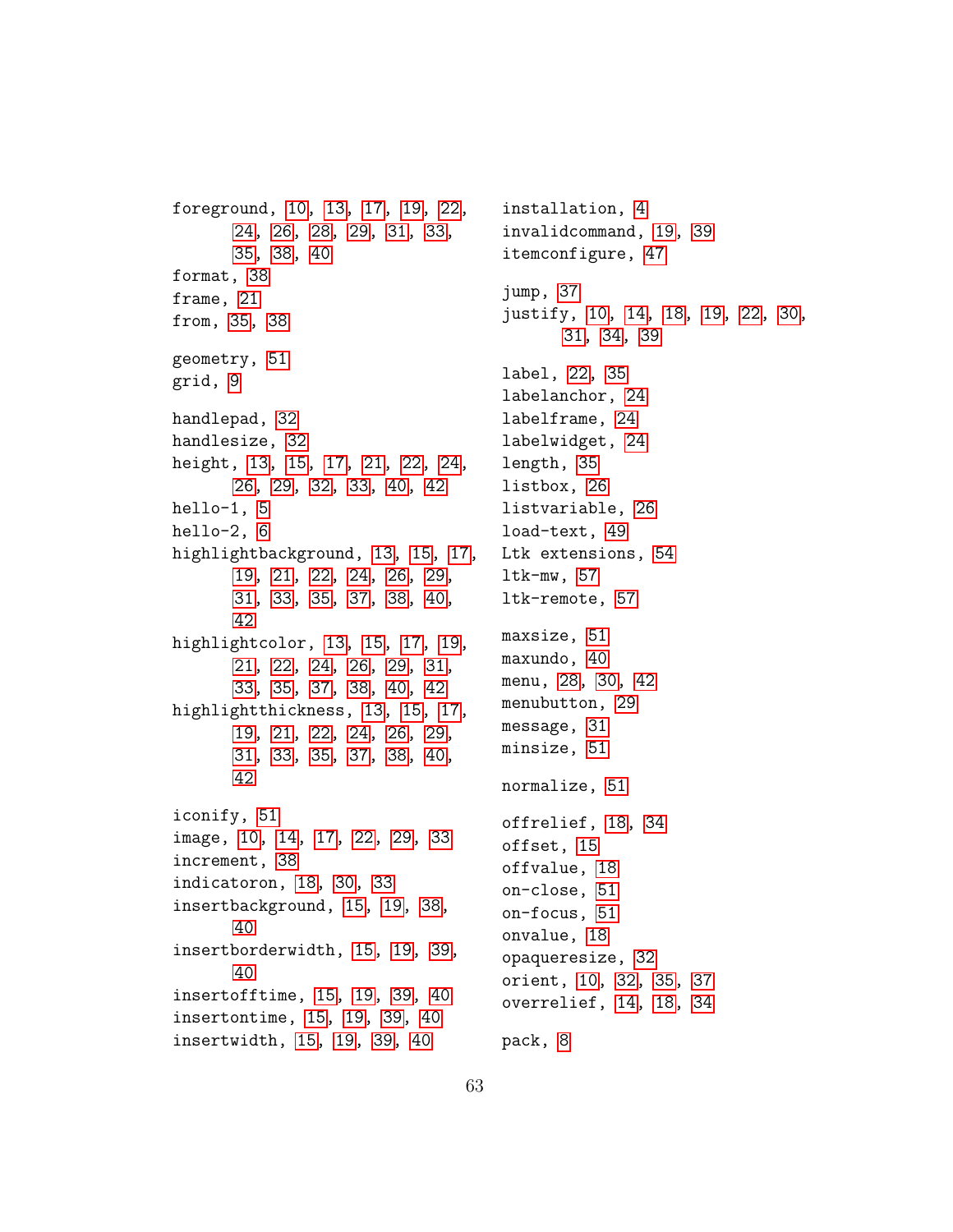foreground, 10, 13, 17, 19, 22, 24, 26, 28, 29, 31, 33, 35, 38, 40
format, 38
frame, 21
from, 35, 38

geometry, 51
grid, 9

handlepad, 32
handlesize, 32
height, 13, 15, 17, 21, 22, 24, 26, 29, 32, 33, 40, 42
hello-1, 5
hello-2, 6
highlightbackground, 13, 15, 17, 19, 21, 22, 24, 26, 29, 31, 33, 35, 37, 38, 40, 42
highlightcolor, 13, 15, 17, 19, 21, 22, 24, 26, 29, 31, 33, 35, 37, 38, 40, 42
highlightthickness, 13, 15, 17, 19, 21, 22, 24, 26, 29, 31, 33, 35, 37, 38, 40, 42

iconify, 51
image, 10, 14, 17, 22, 29, 33
increment, 38
indicatoron, 18, 30, 33
insertbackground, 15, 19, 38, 40
insertborderwidth, 15, 19, 39, 40
insertofftime, 15, 19, 39, 40
insertontime, 15, 19, 39, 40
insertwidth, 15, 19, 39, 40
installation, 4
invalidcommand, 19, 39
itemconfigure, 47

jump, 37
justify, 10, 14, 18, 19, 22, 30, 31, 34, 39

label, 22, 35
labelanchor, 24
labelframe, 24
labelwidget, 24
length, 35
listbox, 26
listvariable, 26
load-text, 49
Ltk extensions, 54
ltk-mw, 57
ltk-remote, 57

maxsize, 51
maxundo, 40
menu, 28, 30, 42
menubutton, 29
message, 31
minsize, 51

normalize, 51

offrelief, 18, 34
offset, 15
offvalue, 18
on-close, 51
on-focus, 51
onvalue, 18
opaqueresize, 32
orient, 10, 32, 35, 37
overrelief, 14, 18, 34

pack, 8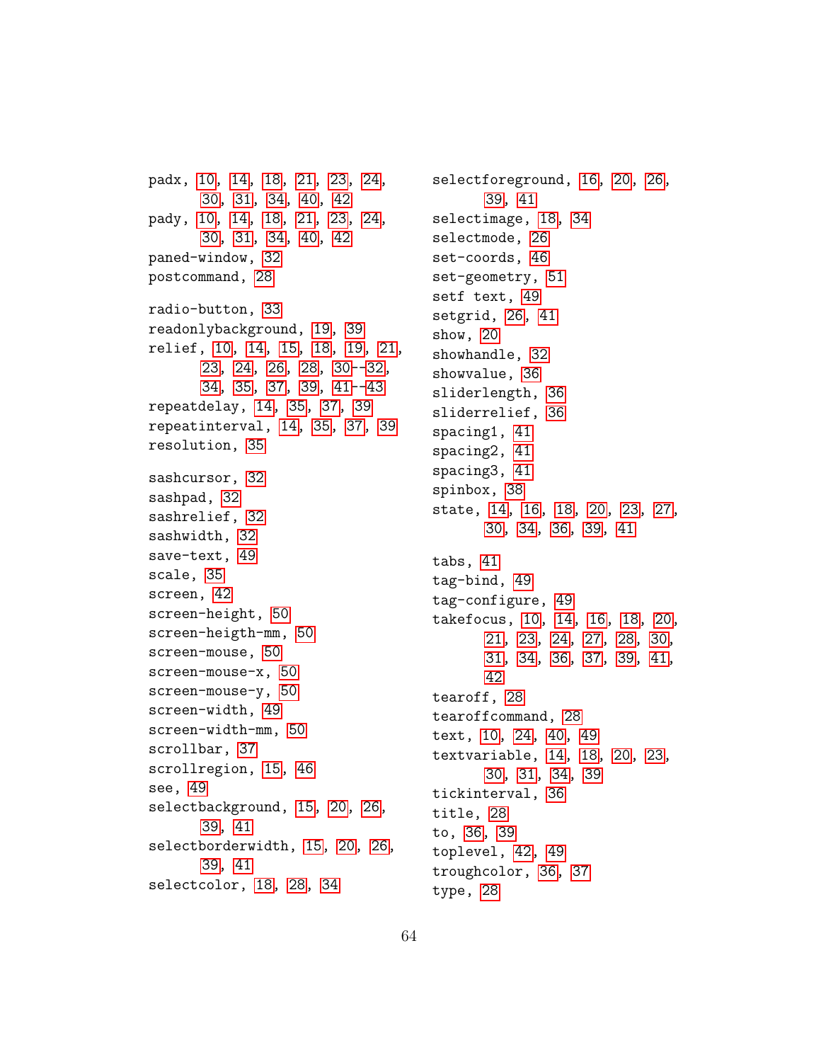padx, 10, 14, 18, 21, 23, 24, 30, 31, 34, 40, 42
pady, 10, 14, 18, 21, 23, 24, 30, 31, 34, 40, 42
paned-window, 32
postcommand, 28

radio-button, 33
readonlybackground, 19, 39
relief, 10, 14, 15, 18, 19, 21, 23, 24, 26, 28, 30--32, 34, 35, 37, 39, 41--43
repeatdelay, 14, 35, 37, 39
repeatinterval, 14, 35, 37, 39
resolution, 35

sashcursor, 32
sashpad, 32
sashrelief, 32
sashwidth, 32
save-text, 49
scale, 35
screen, 42
screen-height, 50
screen-heigth-mm, 50
screen-mouse, 50
screen-mouse-x, 50
screen-mouse-y, 50
screen-width, 49
screen-width-mm, 50
scrollbar, 37
scrollregion, 15, 46
see, 49
selectbackground, 15, 20, 26, 39, 41
selectborderwidth, 15, 20, 26, 39, 41
selectcolor, 18, 28, 34
selectforeground, 16, 20, 26, 39, 41
selectimage, 18, 34
selectmode, 26
set-coords, 46
set-geometry, 51
setf text, 49
setgrid, 26, 41
show, 20
showhandle, 32
showvalue, 36
sliderlength, 36
sliderrelief, 36
spacing1, 41
spacing2, 41
spacing3, 41
spinbox, 38
state, 14, 16, 18, 20, 23, 27, 30, 34, 36, 39, 41

tabs, 41
tag-bind, 49
tag-configure, 49
takefocus, 10, 14, 16, 18, 20, 21, 23, 24, 27, 28, 30, 31, 34, 36, 37, 39, 41, 42
tearoff, 28
tearoffcommand, 28
text, 10, 24, 40, 49
textvariable, 14, 18, 20, 23, 30, 31, 34, 39
tickinterval, 36
title, 28
to, 36, 39
toplevel, 42, 49
troughcolor, 36, 37
type, 28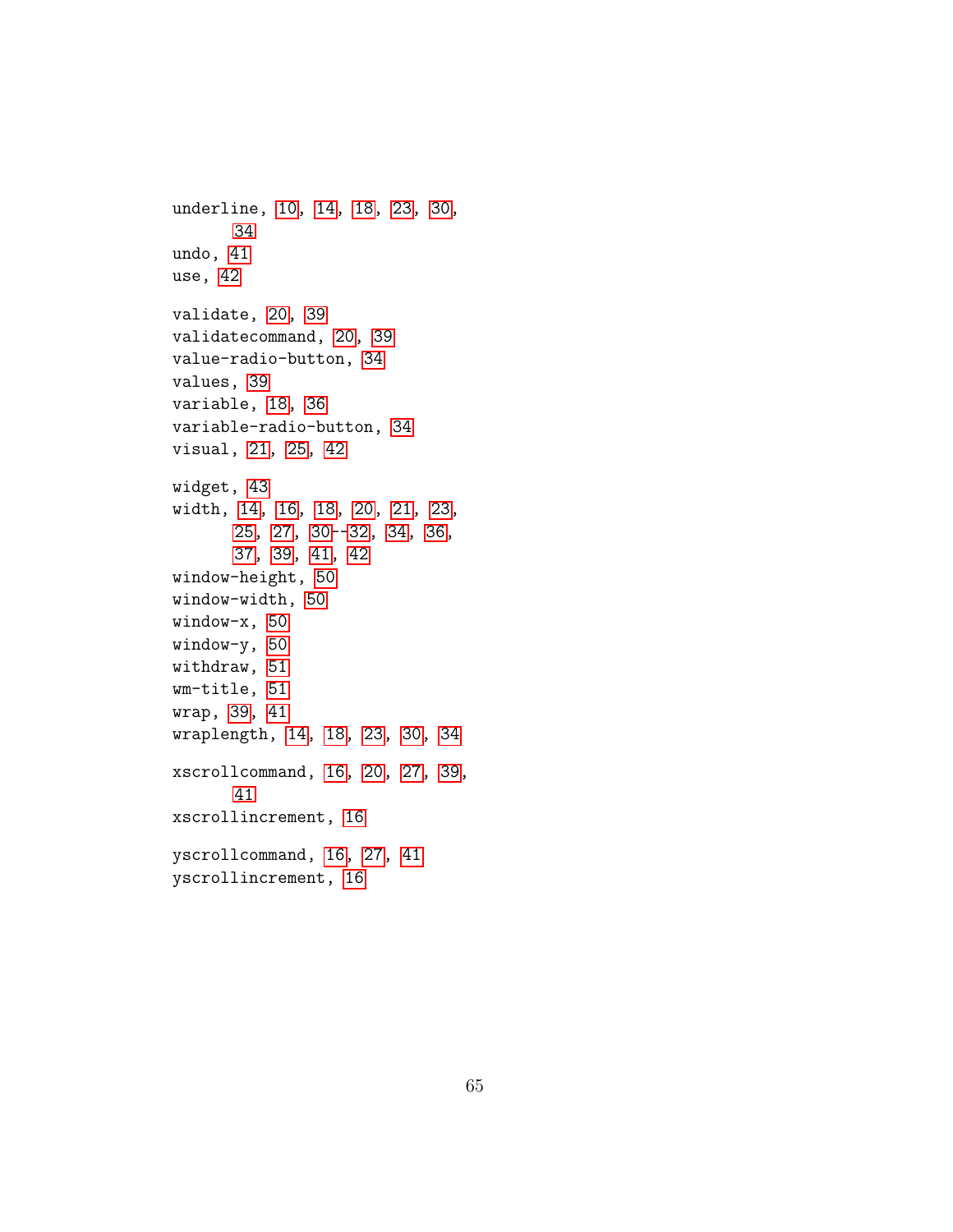underline, 10, 14, 18, 23, 30, 34
undo, 41
use, 42

validate, 20, 39
validatecommand, 20, 39
value-radio-button, 34
values, 39
variable, 18, 36
variable-radio-button, 34
visual, 21, 25, 42

widget, 43
width, 14, 16, 18, 20, 21, 23, 25, 27, 30--32, 34, 36, 37, 39, 41, 42
window-height, 50
window-width, 50
window-x, 50
window-y, 50
withdraw, 51
wm-title, 51
wrap, 39, 41
wraplength, 14, 18, 23, 30, 34

xscrollcommand, 16, 20, 27, 39, 41
xscrollincrement, 16

yscrollcommand, 16, 27, 41
yscrollincrement, 16